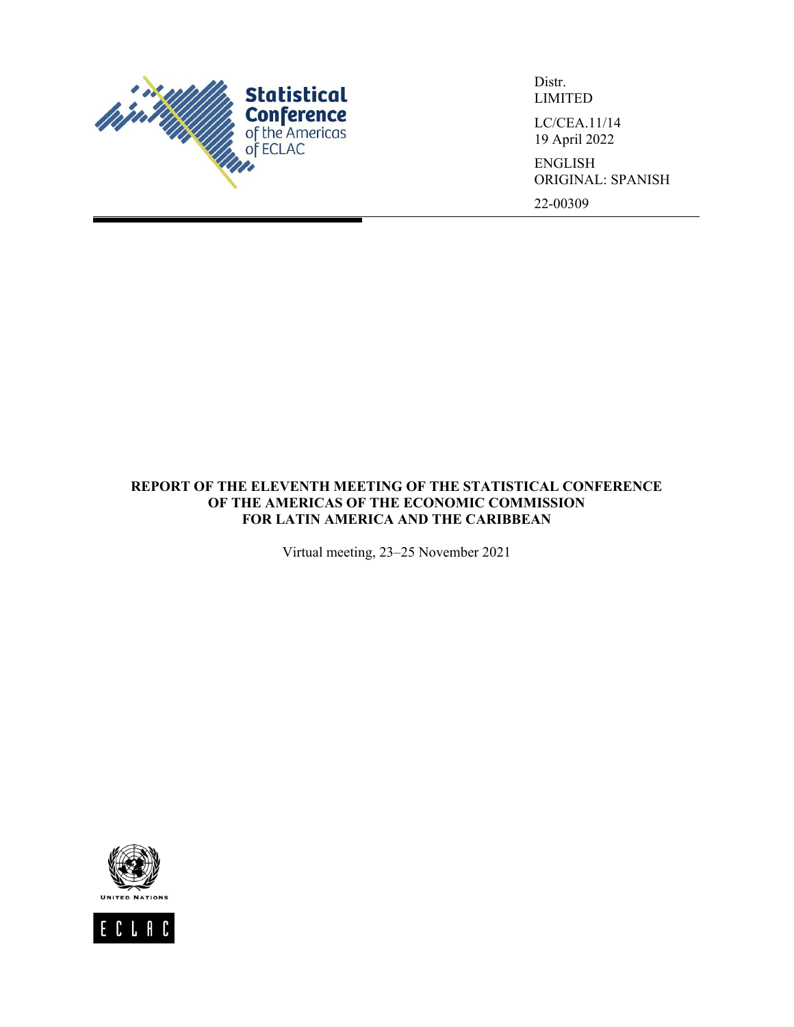Statistical Conference of the Americas of ECLAC

Distr.
LIMITED

LC/CEA.11/14
19 April 2022

ENGLISH
ORIGINAL: SPANISH

22-00309

# REPORT OF THE ELEVENTH MEETING OF THE STATISTICAL CONFERENCE OF THE AMERICAS OF THE ECONOMIC COMMISSION FOR LATIN AMERICA AND THE CARIBBEAN

Virtual meeting, 23–25 November 2021

UNITED NATIONS

ECLAC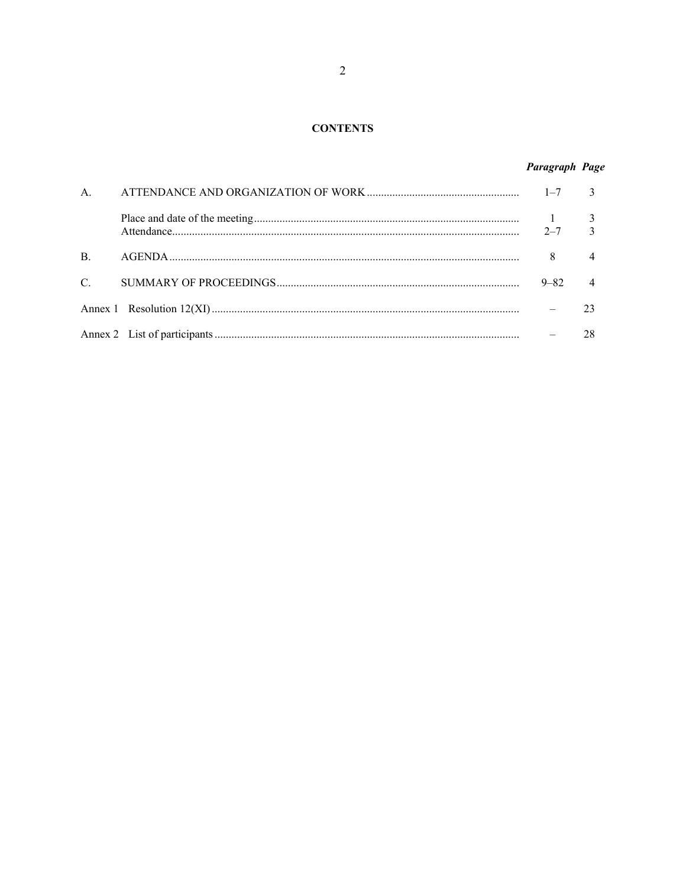# CONTENTS

| | | *Paragraph* | *Page* |
|---|---|---|---|
| A. | ATTENDANCE AND ORGANIZATION OF WORK | 1–7 | 3 |
| | Place and date of the meeting | 1 | 3 |
| | Attendance | 2–7 | 3 |
| B. | AGENDA | 8 | 4 |
| C. | SUMMARY OF PROCEEDINGS | 9–82 | 4 |
| Annex 1 | Resolution 12(XI) | – | 23 |
| Annex 2 | List of participants | – | 28 |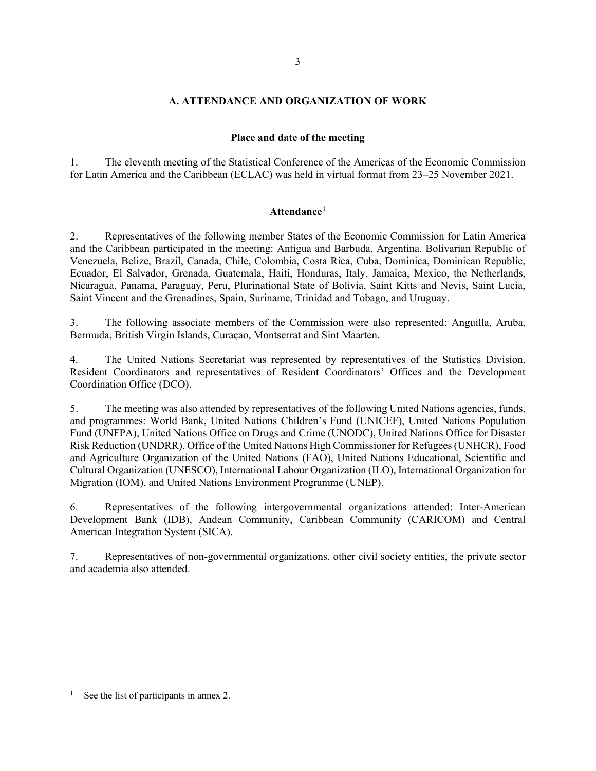## A. ATTENDANCE AND ORGANIZATION OF WORK

### Place and date of the meeting

1. The eleventh meeting of the Statistical Conference of the Americas of the Economic Commission for Latin America and the Caribbean (ECLAC) was held in virtual format from 23–25 November 2021.

### Attendance[1]

2. Representatives of the following member States of the Economic Commission for Latin America and the Caribbean participated in the meeting: Antigua and Barbuda, Argentina, Bolivarian Republic of Venezuela, Belize, Brazil, Canada, Chile, Colombia, Costa Rica, Cuba, Dominica, Dominican Republic, Ecuador, El Salvador, Grenada, Guatemala, Haiti, Honduras, Italy, Jamaica, Mexico, the Netherlands, Nicaragua, Panama, Paraguay, Peru, Plurinational State of Bolivia, Saint Kitts and Nevis, Saint Lucia, Saint Vincent and the Grenadines, Spain, Suriname, Trinidad and Tobago, and Uruguay.

3. The following associate members of the Commission were also represented: Anguilla, Aruba, Bermuda, British Virgin Islands, Curaçao, Montserrat and Sint Maarten.

4. The United Nations Secretariat was represented by representatives of the Statistics Division, Resident Coordinators and representatives of Resident Coordinators' Offices and the Development Coordination Office (DCO).

5. The meeting was also attended by representatives of the following United Nations agencies, funds, and programmes: World Bank, United Nations Children's Fund (UNICEF), United Nations Population Fund (UNFPA), United Nations Office on Drugs and Crime (UNODC), United Nations Office for Disaster Risk Reduction (UNDRR), Office of the United Nations High Commissioner for Refugees (UNHCR), Food and Agriculture Organization of the United Nations (FAO), United Nations Educational, Scientific and Cultural Organization (UNESCO), International Labour Organization (ILO), International Organization for Migration (IOM), and United Nations Environment Programme (UNEP).

6. Representatives of the following intergovernmental organizations attended: Inter-American Development Bank (IDB), Andean Community, Caribbean Community (CARICOM) and Central American Integration System (SICA).

7. Representatives of non-governmental organizations, other civil society entities, the private sector and academia also attended.

---

[1] See the list of participants in annex 2.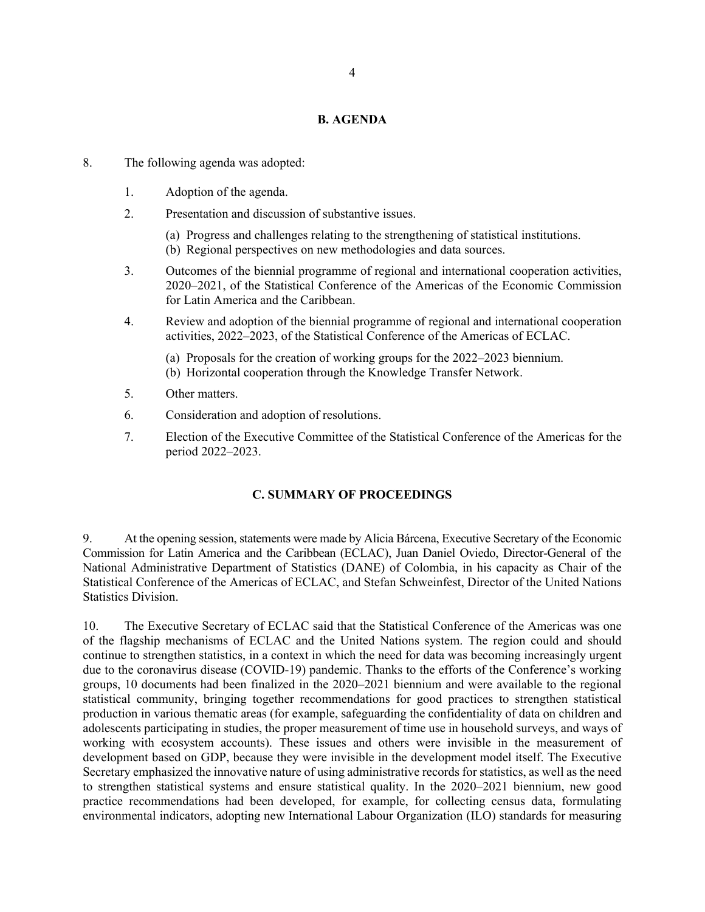## B. AGENDA

8. The following agenda was adopted:

1. Adoption of the agenda.
2. Presentation and discussion of substantive issues.
   (a) Progress and challenges relating to the strengthening of statistical institutions.
   (b) Regional perspectives on new methodologies and data sources.
3. Outcomes of the biennial programme of regional and international cooperation activities, 2020–2021, of the Statistical Conference of the Americas of the Economic Commission for Latin America and the Caribbean.
4. Review and adoption of the biennial programme of regional and international cooperation activities, 2022–2023, of the Statistical Conference of the Americas of ECLAC.
   (a) Proposals for the creation of working groups for the 2022–2023 biennium.
   (b) Horizontal cooperation through the Knowledge Transfer Network.
5. Other matters.
6. Consideration and adoption of resolutions.
7. Election of the Executive Committee of the Statistical Conference of the Americas for the period 2022–2023.

## C. SUMMARY OF PROCEEDINGS

9. At the opening session, statements were made by Alicia Bárcena, Executive Secretary of the Economic Commission for Latin America and the Caribbean (ECLAC), Juan Daniel Oviedo, Director-General of the National Administrative Department of Statistics (DANE) of Colombia, in his capacity as Chair of the Statistical Conference of the Americas of ECLAC, and Stefan Schweinfest, Director of the United Nations Statistics Division.

10. The Executive Secretary of ECLAC said that the Statistical Conference of the Americas was one of the flagship mechanisms of ECLAC and the United Nations system. The region could and should continue to strengthen statistics, in a context in which the need for data was becoming increasingly urgent due to the coronavirus disease (COVID-19) pandemic. Thanks to the efforts of the Conference's working groups, 10 documents had been finalized in the 2020–2021 biennium and were available to the regional statistical community, bringing together recommendations for good practices to strengthen statistical production in various thematic areas (for example, safeguarding the confidentiality of data on children and adolescents participating in studies, the proper measurement of time use in household surveys, and ways of working with ecosystem accounts). These issues and others were invisible in the measurement of development based on GDP, because they were invisible in the development model itself. The Executive Secretary emphasized the innovative nature of using administrative records for statistics, as well as the need to strengthen statistical systems and ensure statistical quality. In the 2020–2021 biennium, new good practice recommendations had been developed, for example, for collecting census data, formulating environmental indicators, adopting new International Labour Organization (ILO) standards for measuring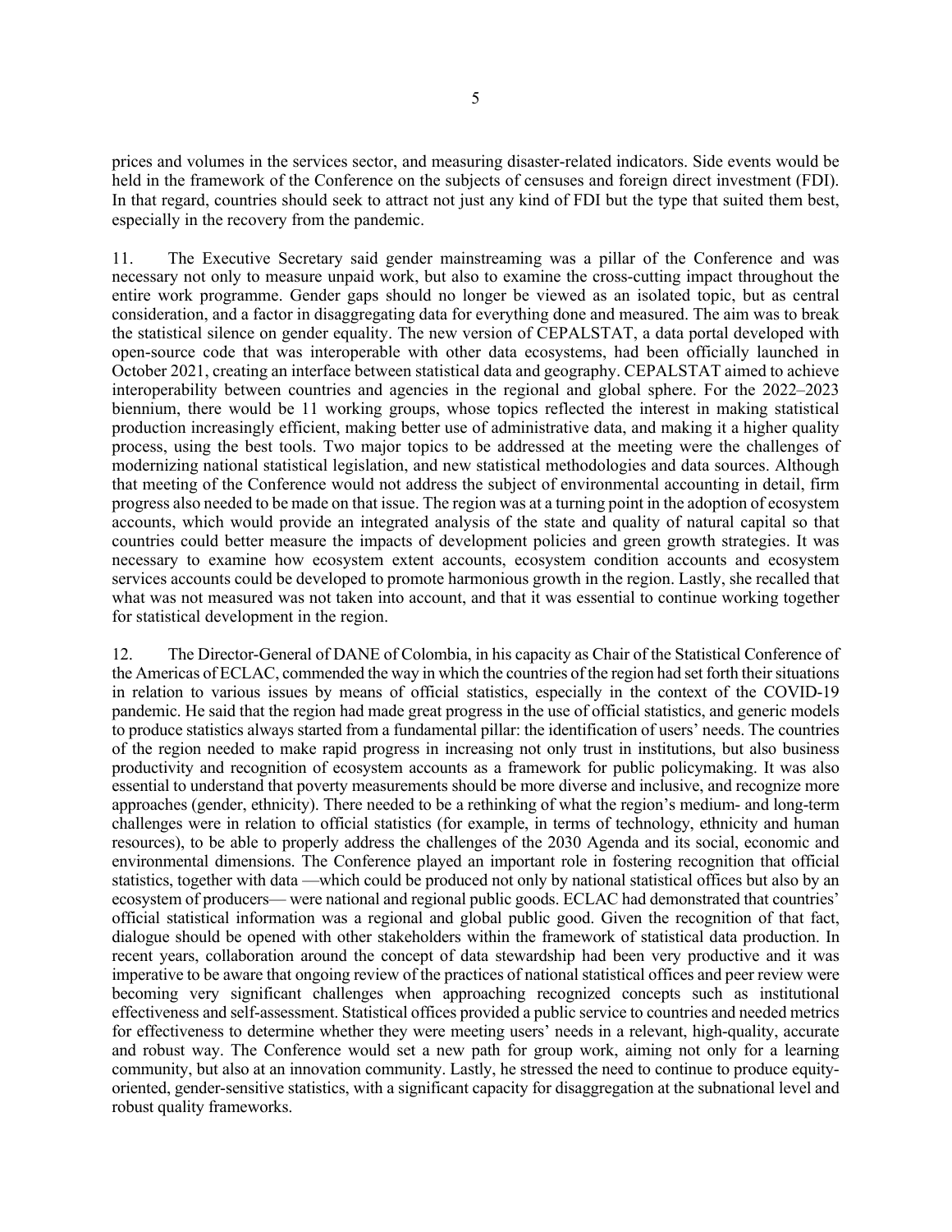prices and volumes in the services sector, and measuring disaster-related indicators. Side events would be held in the framework of the Conference on the subjects of censuses and foreign direct investment (FDI). In that regard, countries should seek to attract not just any kind of FDI but the type that suited them best, especially in the recovery from the pandemic.

11. The Executive Secretary said gender mainstreaming was a pillar of the Conference and was necessary not only to measure unpaid work, but also to examine the cross-cutting impact throughout the entire work programme. Gender gaps should no longer be viewed as an isolated topic, but as central consideration, and a factor in disaggregating data for everything done and measured. The aim was to break the statistical silence on gender equality. The new version of CEPALSTAT, a data portal developed with open-source code that was interoperable with other data ecosystems, had been officially launched in October 2021, creating an interface between statistical data and geography. CEPALSTAT aimed to achieve interoperability between countries and agencies in the regional and global sphere. For the 2022–2023 biennium, there would be 11 working groups, whose topics reflected the interest in making statistical production increasingly efficient, making better use of administrative data, and making it a higher quality process, using the best tools. Two major topics to be addressed at the meeting were the challenges of modernizing national statistical legislation, and new statistical methodologies and data sources. Although that meeting of the Conference would not address the subject of environmental accounting in detail, firm progress also needed to be made on that issue. The region was at a turning point in the adoption of ecosystem accounts, which would provide an integrated analysis of the state and quality of natural capital so that countries could better measure the impacts of development policies and green growth strategies. It was necessary to examine how ecosystem extent accounts, ecosystem condition accounts and ecosystem services accounts could be developed to promote harmonious growth in the region. Lastly, she recalled that what was not measured was not taken into account, and that it was essential to continue working together for statistical development in the region.

12. The Director-General of DANE of Colombia, in his capacity as Chair of the Statistical Conference of the Americas of ECLAC, commended the way in which the countries of the region had set forth their situations in relation to various issues by means of official statistics, especially in the context of the COVID-19 pandemic. He said that the region had made great progress in the use of official statistics, and generic models to produce statistics always started from a fundamental pillar: the identification of users' needs. The countries of the region needed to make rapid progress in increasing not only trust in institutions, but also business productivity and recognition of ecosystem accounts as a framework for public policymaking. It was also essential to understand that poverty measurements should be more diverse and inclusive, and recognize more approaches (gender, ethnicity). There needed to be a rethinking of what the region's medium- and long-term challenges were in relation to official statistics (for example, in terms of technology, ethnicity and human resources), to be able to properly address the challenges of the 2030 Agenda and its social, economic and environmental dimensions. The Conference played an important role in fostering recognition that official statistics, together with data —which could be produced not only by national statistical offices but also by an ecosystem of producers— were national and regional public goods. ECLAC had demonstrated that countries' official statistical information was a regional and global public good. Given the recognition of that fact, dialogue should be opened with other stakeholders within the framework of statistical data production. In recent years, collaboration around the concept of data stewardship had been very productive and it was imperative to be aware that ongoing review of the practices of national statistical offices and peer review were becoming very significant challenges when approaching recognized concepts such as institutional effectiveness and self-assessment. Statistical offices provided a public service to countries and needed metrics for effectiveness to determine whether they were meeting users' needs in a relevant, high-quality, accurate and robust way. The Conference would set a new path for group work, aiming not only for a learning community, but also at an innovation community. Lastly, he stressed the need to continue to produce equity-oriented, gender-sensitive statistics, with a significant capacity for disaggregation at the subnational level and robust quality frameworks.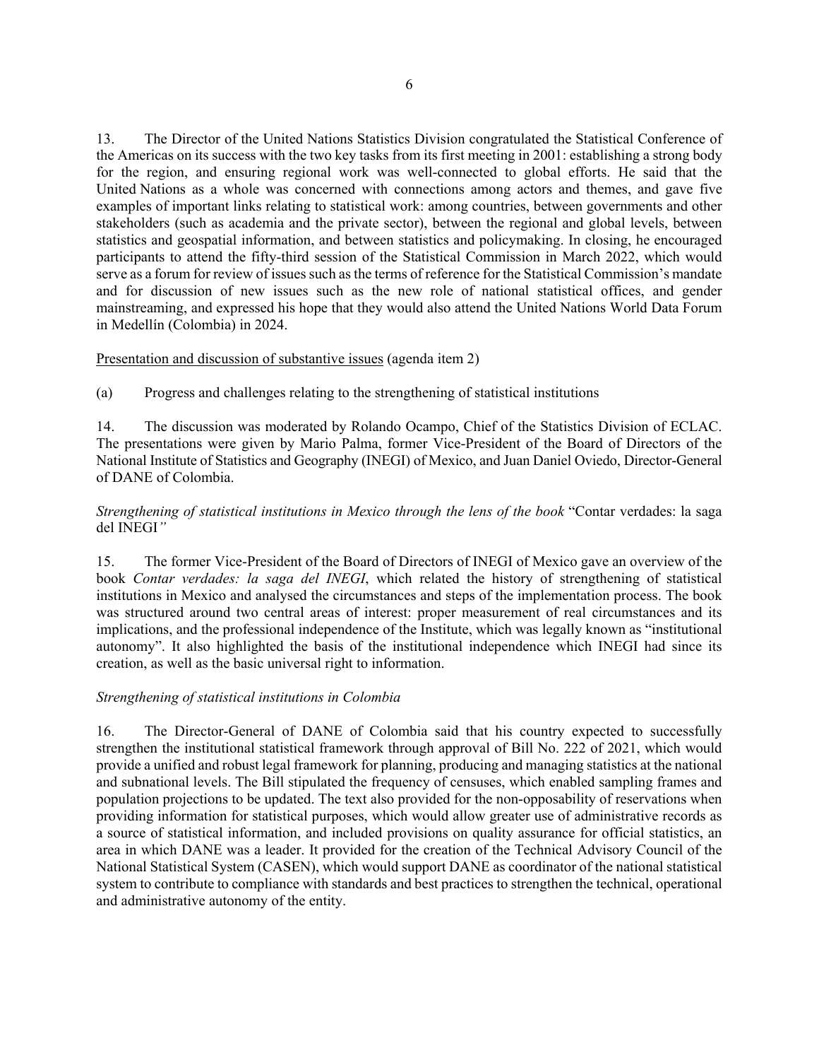13. The Director of the United Nations Statistics Division congratulated the Statistical Conference of the Americas on its success with the two key tasks from its first meeting in 2001: establishing a strong body for the region, and ensuring regional work was well-connected to global efforts. He said that the United Nations as a whole was concerned with connections among actors and themes, and gave five examples of important links relating to statistical work: among countries, between governments and other stakeholders (such as academia and the private sector), between the regional and global levels, between statistics and geospatial information, and between statistics and policymaking. In closing, he encouraged participants to attend the fifty-third session of the Statistical Commission in March 2022, which would serve as a forum for review of issues such as the terms of reference for the Statistical Commission's mandate and for discussion of new issues such as the new role of national statistical offices, and gender mainstreaming, and expressed his hope that they would also attend the United Nations World Data Forum in Medellín (Colombia) in 2024.

<u>Presentation and discussion of substantive issues</u> (agenda item 2)

(a) Progress and challenges relating to the strengthening of statistical institutions

14. The discussion was moderated by Rolando Ocampo, Chief of the Statistics Division of ECLAC. The presentations were given by Mario Palma, former Vice-President of the Board of Directors of the National Institute of Statistics and Geography (INEGI) of Mexico, and Juan Daniel Oviedo, Director-General of DANE of Colombia.

*Strengthening of statistical institutions in Mexico through the lens of the book* "Contar verdades: la saga del INEGI*"*

15. The former Vice-President of the Board of Directors of INEGI of Mexico gave an overview of the book *Contar verdades: la saga del INEGI*, which related the history of strengthening of statistical institutions in Mexico and analysed the circumstances and steps of the implementation process. The book was structured around two central areas of interest: proper measurement of real circumstances and its implications, and the professional independence of the Institute, which was legally known as "institutional autonomy". It also highlighted the basis of the institutional independence which INEGI had since its creation, as well as the basic universal right to information.

*Strengthening of statistical institutions in Colombia*

16. The Director-General of DANE of Colombia said that his country expected to successfully strengthen the institutional statistical framework through approval of Bill No. 222 of 2021, which would provide a unified and robust legal framework for planning, producing and managing statistics at the national and subnational levels. The Bill stipulated the frequency of censuses, which enabled sampling frames and population projections to be updated. The text also provided for the non-opposability of reservations when providing information for statistical purposes, which would allow greater use of administrative records as a source of statistical information, and included provisions on quality assurance for official statistics, an area in which DANE was a leader. It provided for the creation of the Technical Advisory Council of the National Statistical System (CASEN), which would support DANE as coordinator of the national statistical system to contribute to compliance with standards and best practices to strengthen the technical, operational and administrative autonomy of the entity.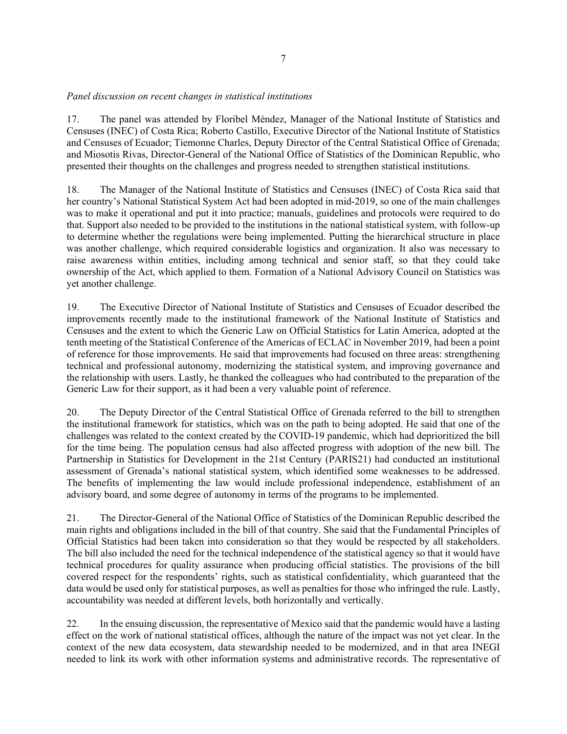*Panel discussion on recent changes in statistical institutions*

17. The panel was attended by Floribel Méndez, Manager of the National Institute of Statistics and Censuses (INEC) of Costa Rica; Roberto Castillo, Executive Director of the National Institute of Statistics and Censuses of Ecuador; Tiemonne Charles, Deputy Director of the Central Statistical Office of Grenada; and Miosotis Rivas, Director-General of the National Office of Statistics of the Dominican Republic, who presented their thoughts on the challenges and progress needed to strengthen statistical institutions.

18. The Manager of the National Institute of Statistics and Censuses (INEC) of Costa Rica said that her country's National Statistical System Act had been adopted in mid-2019, so one of the main challenges was to make it operational and put it into practice; manuals, guidelines and protocols were required to do that. Support also needed to be provided to the institutions in the national statistical system, with follow-up to determine whether the regulations were being implemented. Putting the hierarchical structure in place was another challenge, which required considerable logistics and organization. It also was necessary to raise awareness within entities, including among technical and senior staff, so that they could take ownership of the Act, which applied to them. Formation of a National Advisory Council on Statistics was yet another challenge.

19. The Executive Director of National Institute of Statistics and Censuses of Ecuador described the improvements recently made to the institutional framework of the National Institute of Statistics and Censuses and the extent to which the Generic Law on Official Statistics for Latin America, adopted at the tenth meeting of the Statistical Conference of the Americas of ECLAC in November 2019, had been a point of reference for those improvements. He said that improvements had focused on three areas: strengthening technical and professional autonomy, modernizing the statistical system, and improving governance and the relationship with users. Lastly, he thanked the colleagues who had contributed to the preparation of the Generic Law for their support, as it had been a very valuable point of reference.

20. The Deputy Director of the Central Statistical Office of Grenada referred to the bill to strengthen the institutional framework for statistics, which was on the path to being adopted. He said that one of the challenges was related to the context created by the COVID-19 pandemic, which had deprioritized the bill for the time being. The population census had also affected progress with adoption of the new bill. The Partnership in Statistics for Development in the 21st Century (PARIS21) had conducted an institutional assessment of Grenada's national statistical system, which identified some weaknesses to be addressed. The benefits of implementing the law would include professional independence, establishment of an advisory board, and some degree of autonomy in terms of the programs to be implemented.

21. The Director-General of the National Office of Statistics of the Dominican Republic described the main rights and obligations included in the bill of that country. She said that the Fundamental Principles of Official Statistics had been taken into consideration so that they would be respected by all stakeholders. The bill also included the need for the technical independence of the statistical agency so that it would have technical procedures for quality assurance when producing official statistics. The provisions of the bill covered respect for the respondents' rights, such as statistical confidentiality, which guaranteed that the data would be used only for statistical purposes, as well as penalties for those who infringed the rule. Lastly, accountability was needed at different levels, both horizontally and vertically.

22. In the ensuing discussion, the representative of Mexico said that the pandemic would have a lasting effect on the work of national statistical offices, although the nature of the impact was not yet clear. In the context of the new data ecosystem, data stewardship needed to be modernized, and in that area INEGI needed to link its work with other information systems and administrative records. The representative of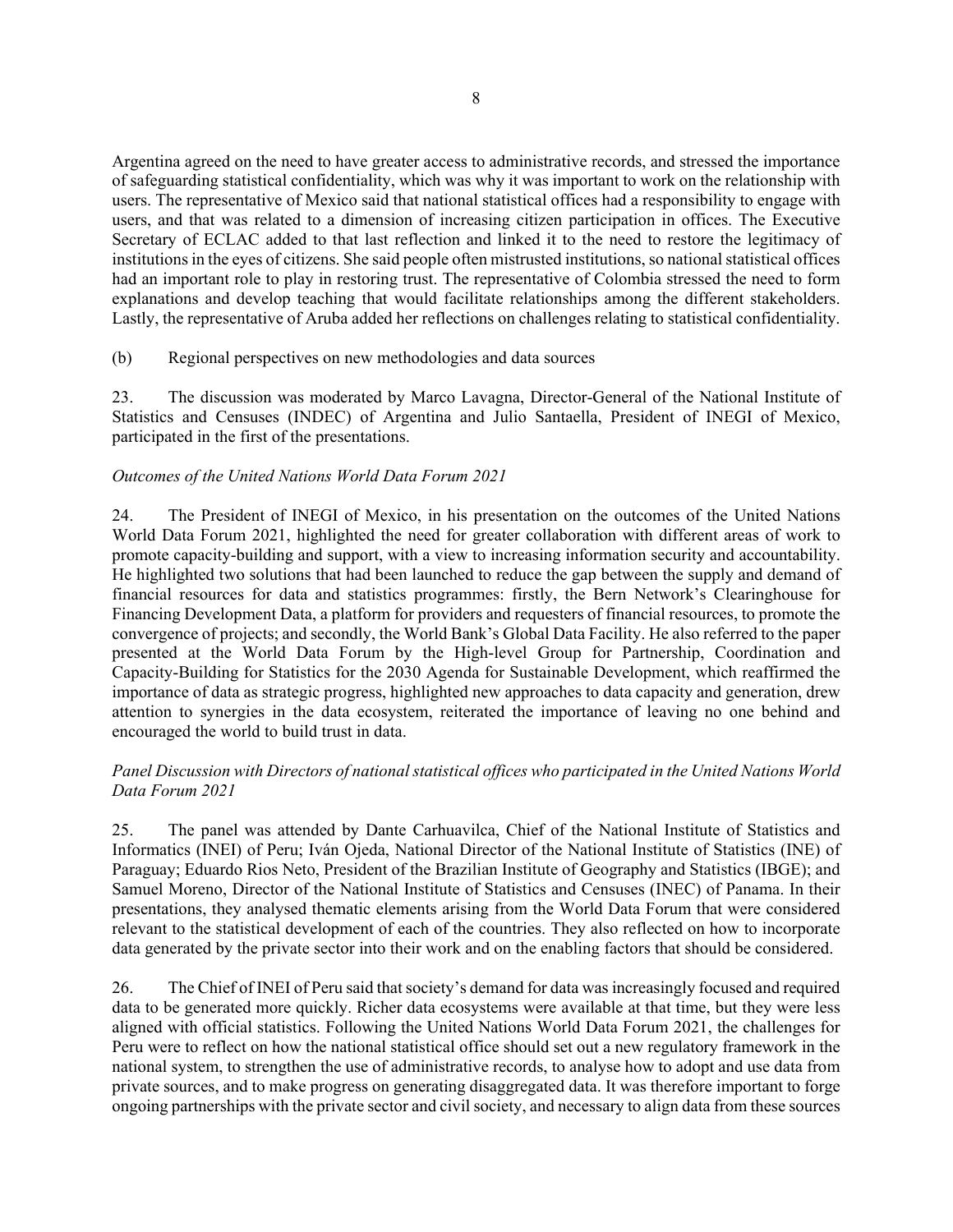Argentina agreed on the need to have greater access to administrative records, and stressed the importance of safeguarding statistical confidentiality, which was why it was important to work on the relationship with users. The representative of Mexico said that national statistical offices had a responsibility to engage with users, and that was related to a dimension of increasing citizen participation in offices. The Executive Secretary of ECLAC added to that last reflection and linked it to the need to restore the legitimacy of institutions in the eyes of citizens. She said people often mistrusted institutions, so national statistical offices had an important role to play in restoring trust. The representative of Colombia stressed the need to form explanations and develop teaching that would facilitate relationships among the different stakeholders. Lastly, the representative of Aruba added her reflections on challenges relating to statistical confidentiality.

(b) Regional perspectives on new methodologies and data sources

23. The discussion was moderated by Marco Lavagna, Director-General of the National Institute of Statistics and Censuses (INDEC) of Argentina and Julio Santaella, President of INEGI of Mexico, participated in the first of the presentations.

*Outcomes of the United Nations World Data Forum 2021*

24. The President of INEGI of Mexico, in his presentation on the outcomes of the United Nations World Data Forum 2021, highlighted the need for greater collaboration with different areas of work to promote capacity-building and support, with a view to increasing information security and accountability. He highlighted two solutions that had been launched to reduce the gap between the supply and demand of financial resources for data and statistics programmes: firstly, the Bern Network's Clearinghouse for Financing Development Data, a platform for providers and requesters of financial resources, to promote the convergence of projects; and secondly, the World Bank's Global Data Facility. He also referred to the paper presented at the World Data Forum by the High-level Group for Partnership, Coordination and Capacity-Building for Statistics for the 2030 Agenda for Sustainable Development, which reaffirmed the importance of data as strategic progress, highlighted new approaches to data capacity and generation, drew attention to synergies in the data ecosystem, reiterated the importance of leaving no one behind and encouraged the world to build trust in data.

*Panel Discussion with Directors of national statistical offices who participated in the United Nations World Data Forum 2021*

25. The panel was attended by Dante Carhuavilca, Chief of the National Institute of Statistics and Informatics (INEI) of Peru; Iván Ojeda, National Director of the National Institute of Statistics (INE) of Paraguay; Eduardo Rios Neto, President of the Brazilian Institute of Geography and Statistics (IBGE); and Samuel Moreno, Director of the National Institute of Statistics and Censuses (INEC) of Panama. In their presentations, they analysed thematic elements arising from the World Data Forum that were considered relevant to the statistical development of each of the countries. They also reflected on how to incorporate data generated by the private sector into their work and on the enabling factors that should be considered.

26. The Chief of INEI of Peru said that society's demand for data was increasingly focused and required data to be generated more quickly. Richer data ecosystems were available at that time, but they were less aligned with official statistics. Following the United Nations World Data Forum 2021, the challenges for Peru were to reflect on how the national statistical office should set out a new regulatory framework in the national system, to strengthen the use of administrative records, to analyse how to adopt and use data from private sources, and to make progress on generating disaggregated data. It was therefore important to forge ongoing partnerships with the private sector and civil society, and necessary to align data from these sources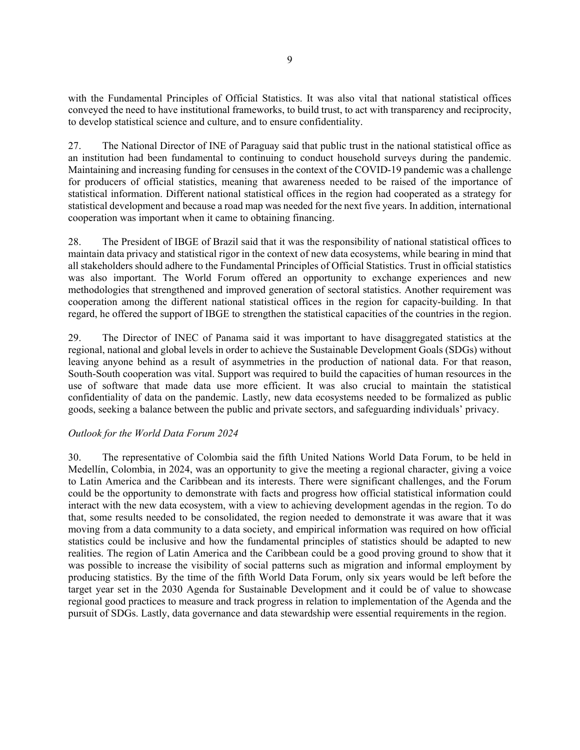with the Fundamental Principles of Official Statistics. It was also vital that national statistical offices conveyed the need to have institutional frameworks, to build trust, to act with transparency and reciprocity, to develop statistical science and culture, and to ensure confidentiality.

27. The National Director of INE of Paraguay said that public trust in the national statistical office as an institution had been fundamental to continuing to conduct household surveys during the pandemic. Maintaining and increasing funding for censuses in the context of the COVID-19 pandemic was a challenge for producers of official statistics, meaning that awareness needed to be raised of the importance of statistical information. Different national statistical offices in the region had cooperated as a strategy for statistical development and because a road map was needed for the next five years. In addition, international cooperation was important when it came to obtaining financing.

28. The President of IBGE of Brazil said that it was the responsibility of national statistical offices to maintain data privacy and statistical rigor in the context of new data ecosystems, while bearing in mind that all stakeholders should adhere to the Fundamental Principles of Official Statistics. Trust in official statistics was also important. The World Forum offered an opportunity to exchange experiences and new methodologies that strengthened and improved generation of sectoral statistics. Another requirement was cooperation among the different national statistical offices in the region for capacity-building. In that regard, he offered the support of IBGE to strengthen the statistical capacities of the countries in the region.

29. The Director of INEC of Panama said it was important to have disaggregated statistics at the regional, national and global levels in order to achieve the Sustainable Development Goals (SDGs) without leaving anyone behind as a result of asymmetries in the production of national data. For that reason, South-South cooperation was vital. Support was required to build the capacities of human resources in the use of software that made data use more efficient. It was also crucial to maintain the statistical confidentiality of data on the pandemic. Lastly, new data ecosystems needed to be formalized as public goods, seeking a balance between the public and private sectors, and safeguarding individuals' privacy.

*Outlook for the World Data Forum 2024*

30. The representative of Colombia said the fifth United Nations World Data Forum, to be held in Medellín, Colombia, in 2024, was an opportunity to give the meeting a regional character, giving a voice to Latin America and the Caribbean and its interests. There were significant challenges, and the Forum could be the opportunity to demonstrate with facts and progress how official statistical information could interact with the new data ecosystem, with a view to achieving development agendas in the region. To do that, some results needed to be consolidated, the region needed to demonstrate it was aware that it was moving from a data community to a data society, and empirical information was required on how official statistics could be inclusive and how the fundamental principles of statistics should be adapted to new realities. The region of Latin America and the Caribbean could be a good proving ground to show that it was possible to increase the visibility of social patterns such as migration and informal employment by producing statistics. By the time of the fifth World Data Forum, only six years would be left before the target year set in the 2030 Agenda for Sustainable Development and it could be of value to showcase regional good practices to measure and track progress in relation to implementation of the Agenda and the pursuit of SDGs. Lastly, data governance and data stewardship were essential requirements in the region.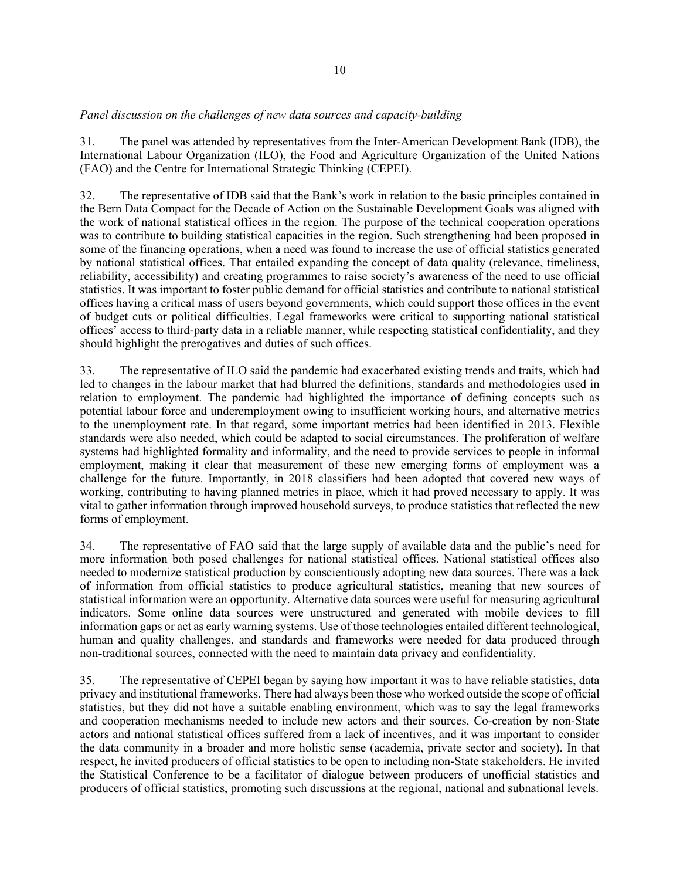*Panel discussion on the challenges of new data sources and capacity-building*

31. The panel was attended by representatives from the Inter-American Development Bank (IDB), the International Labour Organization (ILO), the Food and Agriculture Organization of the United Nations (FAO) and the Centre for International Strategic Thinking (CEPEI).

32. The representative of IDB said that the Bank's work in relation to the basic principles contained in the Bern Data Compact for the Decade of Action on the Sustainable Development Goals was aligned with the work of national statistical offices in the region. The purpose of the technical cooperation operations was to contribute to building statistical capacities in the region. Such strengthening had been proposed in some of the financing operations, when a need was found to increase the use of official statistics generated by national statistical offices. That entailed expanding the concept of data quality (relevance, timeliness, reliability, accessibility) and creating programmes to raise society's awareness of the need to use official statistics. It was important to foster public demand for official statistics and contribute to national statistical offices having a critical mass of users beyond governments, which could support those offices in the event of budget cuts or political difficulties. Legal frameworks were critical to supporting national statistical offices' access to third-party data in a reliable manner, while respecting statistical confidentiality, and they should highlight the prerogatives and duties of such offices.

33. The representative of ILO said the pandemic had exacerbated existing trends and traits, which had led to changes in the labour market that had blurred the definitions, standards and methodologies used in relation to employment. The pandemic had highlighted the importance of defining concepts such as potential labour force and underemployment owing to insufficient working hours, and alternative metrics to the unemployment rate. In that regard, some important metrics had been identified in 2013. Flexible standards were also needed, which could be adapted to social circumstances. The proliferation of welfare systems had highlighted formality and informality, and the need to provide services to people in informal employment, making it clear that measurement of these new emerging forms of employment was a challenge for the future. Importantly, in 2018 classifiers had been adopted that covered new ways of working, contributing to having planned metrics in place, which it had proved necessary to apply. It was vital to gather information through improved household surveys, to produce statistics that reflected the new forms of employment.

34. The representative of FAO said that the large supply of available data and the public's need for more information both posed challenges for national statistical offices. National statistical offices also needed to modernize statistical production by conscientiously adopting new data sources. There was a lack of information from official statistics to produce agricultural statistics, meaning that new sources of statistical information were an opportunity. Alternative data sources were useful for measuring agricultural indicators. Some online data sources were unstructured and generated with mobile devices to fill information gaps or act as early warning systems. Use of those technologies entailed different technological, human and quality challenges, and standards and frameworks were needed for data produced through non-traditional sources, connected with the need to maintain data privacy and confidentiality.

35. The representative of CEPEI began by saying how important it was to have reliable statistics, data privacy and institutional frameworks. There had always been those who worked outside the scope of official statistics, but they did not have a suitable enabling environment, which was to say the legal frameworks and cooperation mechanisms needed to include new actors and their sources. Co-creation by non-State actors and national statistical offices suffered from a lack of incentives, and it was important to consider the data community in a broader and more holistic sense (academia, private sector and society). In that respect, he invited producers of official statistics to be open to including non-State stakeholders. He invited the Statistical Conference to be a facilitator of dialogue between producers of unofficial statistics and producers of official statistics, promoting such discussions at the regional, national and subnational levels.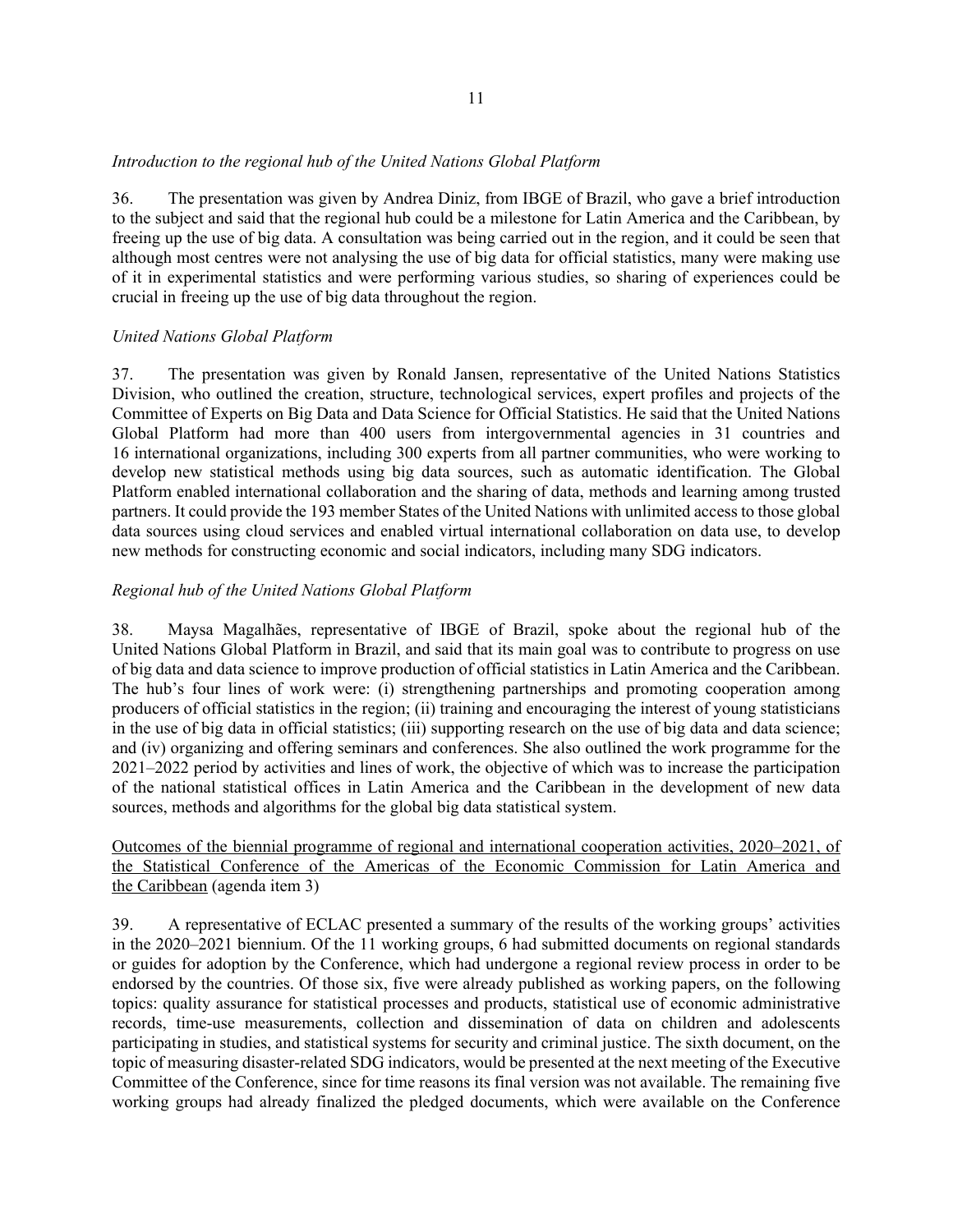*Introduction to the regional hub of the United Nations Global Platform*

36. The presentation was given by Andrea Diniz, from IBGE of Brazil, who gave a brief introduction to the subject and said that the regional hub could be a milestone for Latin America and the Caribbean, by freeing up the use of big data. A consultation was being carried out in the region, and it could be seen that although most centres were not analysing the use of big data for official statistics, many were making use of it in experimental statistics and were performing various studies, so sharing of experiences could be crucial in freeing up the use of big data throughout the region.

*United Nations Global Platform*

37. The presentation was given by Ronald Jansen, representative of the United Nations Statistics Division, who outlined the creation, structure, technological services, expert profiles and projects of the Committee of Experts on Big Data and Data Science for Official Statistics. He said that the United Nations Global Platform had more than 400 users from intergovernmental agencies in 31 countries and 16 international organizations, including 300 experts from all partner communities, who were working to develop new statistical methods using big data sources, such as automatic identification. The Global Platform enabled international collaboration and the sharing of data, methods and learning among trusted partners. It could provide the 193 member States of the United Nations with unlimited access to those global data sources using cloud services and enabled virtual international collaboration on data use, to develop new methods for constructing economic and social indicators, including many SDG indicators.

*Regional hub of the United Nations Global Platform*

38. Maysa Magalhães, representative of IBGE of Brazil, spoke about the regional hub of the United Nations Global Platform in Brazil, and said that its main goal was to contribute to progress on use of big data and data science to improve production of official statistics in Latin America and the Caribbean. The hub's four lines of work were: (i) strengthening partnerships and promoting cooperation among producers of official statistics in the region; (ii) training and encouraging the interest of young statisticians in the use of big data in official statistics; (iii) supporting research on the use of big data and data science; and (iv) organizing and offering seminars and conferences. She also outlined the work programme for the 2021–2022 period by activities and lines of work, the objective of which was to increase the participation of the national statistical offices in Latin America and the Caribbean in the development of new data sources, methods and algorithms for the global big data statistical system.

<u>Outcomes of the biennial programme of regional and international cooperation activities, 2020–2021, of the Statistical Conference of the Americas of the Economic Commission for Latin America and the Caribbean</u> (agenda item 3)

39. A representative of ECLAC presented a summary of the results of the working groups' activities in the 2020–2021 biennium. Of the 11 working groups, 6 had submitted documents on regional standards or guides for adoption by the Conference, which had undergone a regional review process in order to be endorsed by the countries. Of those six, five were already published as working papers, on the following topics: quality assurance for statistical processes and products, statistical use of economic administrative records, time-use measurements, collection and dissemination of data on children and adolescents participating in studies, and statistical systems for security and criminal justice. The sixth document, on the topic of measuring disaster-related SDG indicators, would be presented at the next meeting of the Executive Committee of the Conference, since for time reasons its final version was not available. The remaining five working groups had already finalized the pledged documents, which were available on the Conference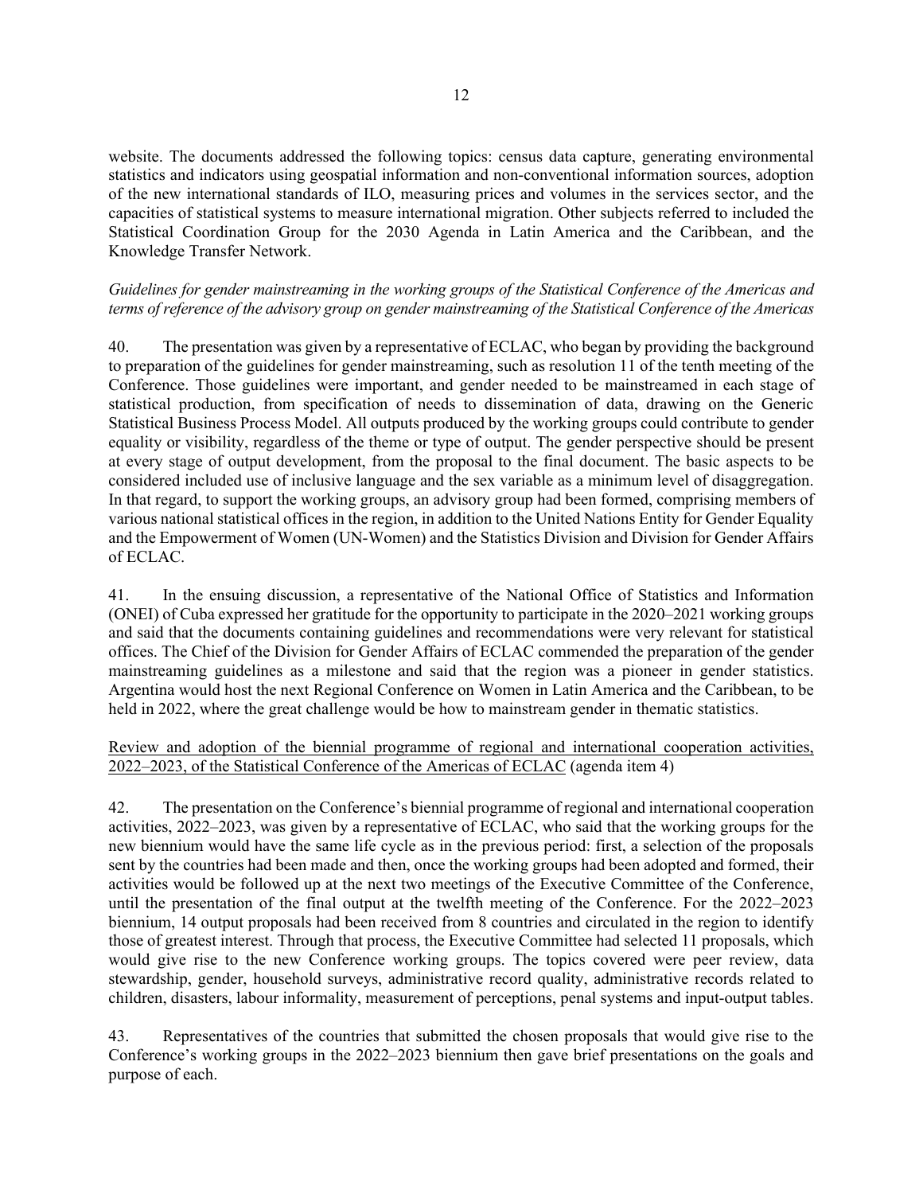website. The documents addressed the following topics: census data capture, generating environmental statistics and indicators using geospatial information and non-conventional information sources, adoption of the new international standards of ILO, measuring prices and volumes in the services sector, and the capacities of statistical systems to measure international migration. Other subjects referred to included the Statistical Coordination Group for the 2030 Agenda in Latin America and the Caribbean, and the Knowledge Transfer Network.

*Guidelines for gender mainstreaming in the working groups of the Statistical Conference of the Americas and terms of reference of the advisory group on gender mainstreaming of the Statistical Conference of the Americas*

40. The presentation was given by a representative of ECLAC, who began by providing the background to preparation of the guidelines for gender mainstreaming, such as resolution 11 of the tenth meeting of the Conference. Those guidelines were important, and gender needed to be mainstreamed in each stage of statistical production, from specification of needs to dissemination of data, drawing on the Generic Statistical Business Process Model. All outputs produced by the working groups could contribute to gender equality or visibility, regardless of the theme or type of output. The gender perspective should be present at every stage of output development, from the proposal to the final document. The basic aspects to be considered included use of inclusive language and the sex variable as a minimum level of disaggregation. In that regard, to support the working groups, an advisory group had been formed, comprising members of various national statistical offices in the region, in addition to the United Nations Entity for Gender Equality and the Empowerment of Women (UN-Women) and the Statistics Division and Division for Gender Affairs of ECLAC.

41. In the ensuing discussion, a representative of the National Office of Statistics and Information (ONEI) of Cuba expressed her gratitude for the opportunity to participate in the 2020–2021 working groups and said that the documents containing guidelines and recommendations were very relevant for statistical offices. The Chief of the Division for Gender Affairs of ECLAC commended the preparation of the gender mainstreaming guidelines as a milestone and said that the region was a pioneer in gender statistics. Argentina would host the next Regional Conference on Women in Latin America and the Caribbean, to be held in 2022, where the great challenge would be how to mainstream gender in thematic statistics.

<u>Review and adoption of the biennial programme of regional and international cooperation activities, 2022–2023, of the Statistical Conference of the Americas of ECLAC</u> (agenda item 4)

42. The presentation on the Conference's biennial programme of regional and international cooperation activities, 2022–2023, was given by a representative of ECLAC, who said that the working groups for the new biennium would have the same life cycle as in the previous period: first, a selection of the proposals sent by the countries had been made and then, once the working groups had been adopted and formed, their activities would be followed up at the next two meetings of the Executive Committee of the Conference, until the presentation of the final output at the twelfth meeting of the Conference. For the 2022–2023 biennium, 14 output proposals had been received from 8 countries and circulated in the region to identify those of greatest interest. Through that process, the Executive Committee had selected 11 proposals, which would give rise to the new Conference working groups. The topics covered were peer review, data stewardship, gender, household surveys, administrative record quality, administrative records related to children, disasters, labour informality, measurement of perceptions, penal systems and input-output tables.

43. Representatives of the countries that submitted the chosen proposals that would give rise to the Conference's working groups in the 2022–2023 biennium then gave brief presentations on the goals and purpose of each.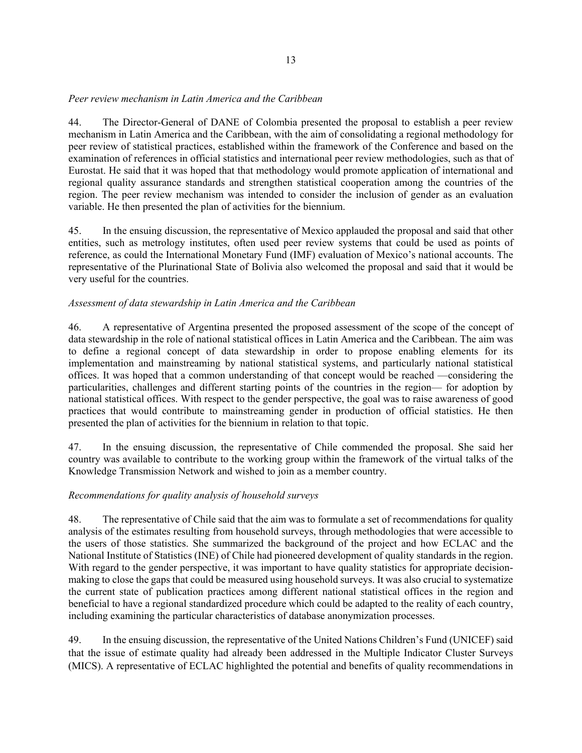*Peer review mechanism in Latin America and the Caribbean*

44. The Director-General of DANE of Colombia presented the proposal to establish a peer review mechanism in Latin America and the Caribbean, with the aim of consolidating a regional methodology for peer review of statistical practices, established within the framework of the Conference and based on the examination of references in official statistics and international peer review methodologies, such as that of Eurostat. He said that it was hoped that that methodology would promote application of international and regional quality assurance standards and strengthen statistical cooperation among the countries of the region. The peer review mechanism was intended to consider the inclusion of gender as an evaluation variable. He then presented the plan of activities for the biennium.

45. In the ensuing discussion, the representative of Mexico applauded the proposal and said that other entities, such as metrology institutes, often used peer review systems that could be used as points of reference, as could the International Monetary Fund (IMF) evaluation of Mexico's national accounts. The representative of the Plurinational State of Bolivia also welcomed the proposal and said that it would be very useful for the countries.

*Assessment of data stewardship in Latin America and the Caribbean*

46. A representative of Argentina presented the proposed assessment of the scope of the concept of data stewardship in the role of national statistical offices in Latin America and the Caribbean. The aim was to define a regional concept of data stewardship in order to propose enabling elements for its implementation and mainstreaming by national statistical systems, and particularly national statistical offices. It was hoped that a common understanding of that concept would be reached —considering the particularities, challenges and different starting points of the countries in the region— for adoption by national statistical offices. With respect to the gender perspective, the goal was to raise awareness of good practices that would contribute to mainstreaming gender in production of official statistics. He then presented the plan of activities for the biennium in relation to that topic.

47. In the ensuing discussion, the representative of Chile commended the proposal. She said her country was available to contribute to the working group within the framework of the virtual talks of the Knowledge Transmission Network and wished to join as a member country.

*Recommendations for quality analysis of household surveys*

48. The representative of Chile said that the aim was to formulate a set of recommendations for quality analysis of the estimates resulting from household surveys, through methodologies that were accessible to the users of those statistics. She summarized the background of the project and how ECLAC and the National Institute of Statistics (INE) of Chile had pioneered development of quality standards in the region. With regard to the gender perspective, it was important to have quality statistics for appropriate decision-making to close the gaps that could be measured using household surveys. It was also crucial to systematize the current state of publication practices among different national statistical offices in the region and beneficial to have a regional standardized procedure which could be adapted to the reality of each country, including examining the particular characteristics of database anonymization processes.

49. In the ensuing discussion, the representative of the United Nations Children's Fund (UNICEF) said that the issue of estimate quality had already been addressed in the Multiple Indicator Cluster Surveys (MICS). A representative of ECLAC highlighted the potential and benefits of quality recommendations in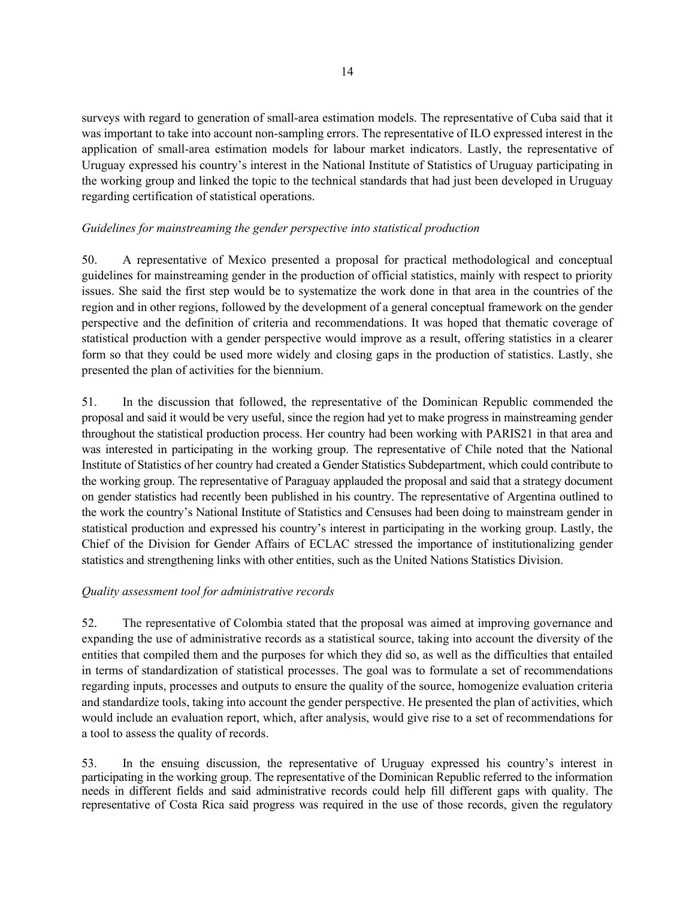surveys with regard to generation of small-area estimation models. The representative of Cuba said that it was important to take into account non-sampling errors. The representative of ILO expressed interest in the application of small-area estimation models for labour market indicators. Lastly, the representative of Uruguay expressed his country's interest in the National Institute of Statistics of Uruguay participating in the working group and linked the topic to the technical standards that had just been developed in Uruguay regarding certification of statistical operations.

*Guidelines for mainstreaming the gender perspective into statistical production*

50. A representative of Mexico presented a proposal for practical methodological and conceptual guidelines for mainstreaming gender in the production of official statistics, mainly with respect to priority issues. She said the first step would be to systematize the work done in that area in the countries of the region and in other regions, followed by the development of a general conceptual framework on the gender perspective and the definition of criteria and recommendations. It was hoped that thematic coverage of statistical production with a gender perspective would improve as a result, offering statistics in a clearer form so that they could be used more widely and closing gaps in the production of statistics. Lastly, she presented the plan of activities for the biennium.

51. In the discussion that followed, the representative of the Dominican Republic commended the proposal and said it would be very useful, since the region had yet to make progress in mainstreaming gender throughout the statistical production process. Her country had been working with PARIS21 in that area and was interested in participating in the working group. The representative of Chile noted that the National Institute of Statistics of her country had created a Gender Statistics Subdepartment, which could contribute to the working group. The representative of Paraguay applauded the proposal and said that a strategy document on gender statistics had recently been published in his country. The representative of Argentina outlined to the work the country's National Institute of Statistics and Censuses had been doing to mainstream gender in statistical production and expressed his country's interest in participating in the working group. Lastly, the Chief of the Division for Gender Affairs of ECLAC stressed the importance of institutionalizing gender statistics and strengthening links with other entities, such as the United Nations Statistics Division.

*Quality assessment tool for administrative records*

52. The representative of Colombia stated that the proposal was aimed at improving governance and expanding the use of administrative records as a statistical source, taking into account the diversity of the entities that compiled them and the purposes for which they did so, as well as the difficulties that entailed in terms of standardization of statistical processes. The goal was to formulate a set of recommendations regarding inputs, processes and outputs to ensure the quality of the source, homogenize evaluation criteria and standardize tools, taking into account the gender perspective. He presented the plan of activities, which would include an evaluation report, which, after analysis, would give rise to a set of recommendations for a tool to assess the quality of records.

53. In the ensuing discussion, the representative of Uruguay expressed his country's interest in participating in the working group. The representative of the Dominican Republic referred to the information needs in different fields and said administrative records could help fill different gaps with quality. The representative of Costa Rica said progress was required in the use of those records, given the regulatory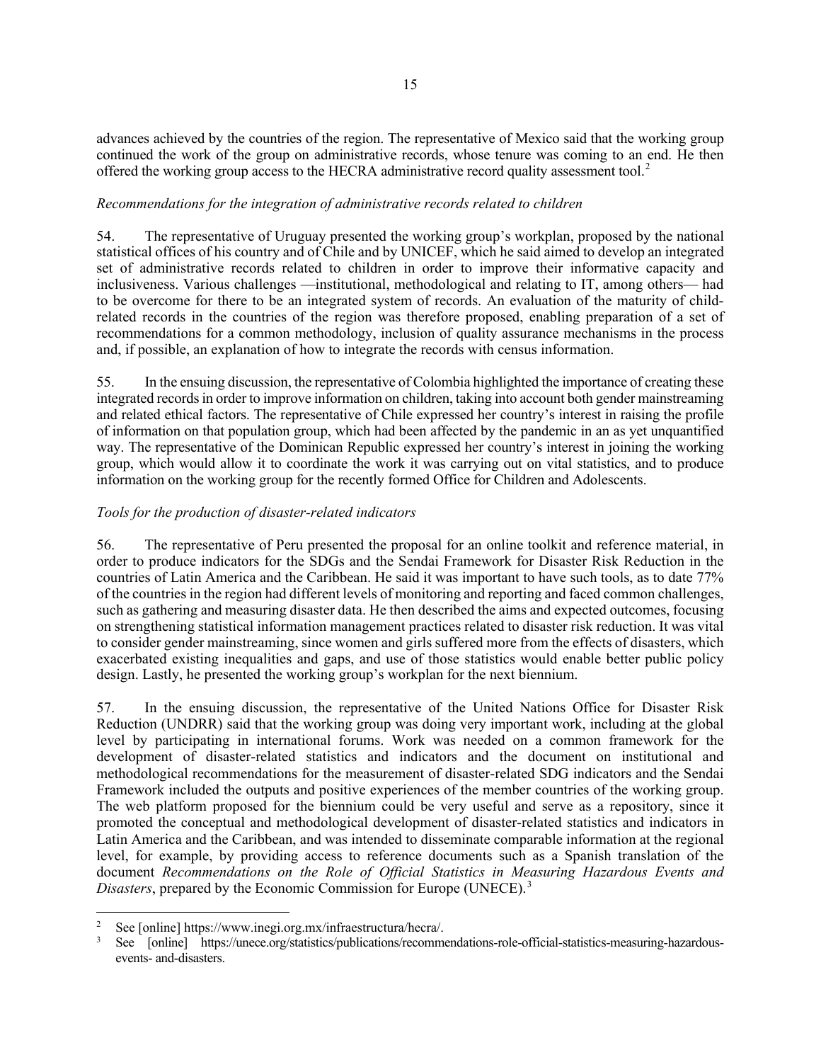advances achieved by the countries of the region. The representative of Mexico said that the working group continued the work of the group on administrative records, whose tenure was coming to an end. He then offered the working group access to the HECRA administrative record quality assessment tool.[2]

*Recommendations for the integration of administrative records related to children*

54. The representative of Uruguay presented the working group's workplan, proposed by the national statistical offices of his country and of Chile and by UNICEF, which he said aimed to develop an integrated set of administrative records related to children in order to improve their informative capacity and inclusiveness. Various challenges —institutional, methodological and relating to IT, among others— had to be overcome for there to be an integrated system of records. An evaluation of the maturity of child-related records in the countries of the region was therefore proposed, enabling preparation of a set of recommendations for a common methodology, inclusion of quality assurance mechanisms in the process and, if possible, an explanation of how to integrate the records with census information.

55. In the ensuing discussion, the representative of Colombia highlighted the importance of creating these integrated records in order to improve information on children, taking into account both gender mainstreaming and related ethical factors. The representative of Chile expressed her country's interest in raising the profile of information on that population group, which had been affected by the pandemic in an as yet unquantified way. The representative of the Dominican Republic expressed her country's interest in joining the working group, which would allow it to coordinate the work it was carrying out on vital statistics, and to produce information on the working group for the recently formed Office for Children and Adolescents.

*Tools for the production of disaster-related indicators*

56. The representative of Peru presented the proposal for an online toolkit and reference material, in order to produce indicators for the SDGs and the Sendai Framework for Disaster Risk Reduction in the countries of Latin America and the Caribbean. He said it was important to have such tools, as to date 77% of the countries in the region had different levels of monitoring and reporting and faced common challenges, such as gathering and measuring disaster data. He then described the aims and expected outcomes, focusing on strengthening statistical information management practices related to disaster risk reduction. It was vital to consider gender mainstreaming, since women and girls suffered more from the effects of disasters, which exacerbated existing inequalities and gaps, and use of those statistics would enable better public policy design. Lastly, he presented the working group's workplan for the next biennium.

57. In the ensuing discussion, the representative of the United Nations Office for Disaster Risk Reduction (UNDRR) said that the working group was doing very important work, including at the global level by participating in international forums. Work was needed on a common framework for the development of disaster-related statistics and indicators and the document on institutional and methodological recommendations for the measurement of disaster-related SDG indicators and the Sendai Framework included the outputs and positive experiences of the member countries of the working group. The web platform proposed for the biennium could be very useful and serve as a repository, since it promoted the conceptual and methodological development of disaster-related statistics and indicators in Latin America and the Caribbean, and was intended to disseminate comparable information at the regional level, for example, by providing access to reference documents such as a Spanish translation of the document *Recommendations on the Role of Official Statistics in Measuring Hazardous Events and Disasters*, prepared by the Economic Commission for Europe (UNECE).[3]

---

[2] See [online] https://www.inegi.org.mx/infraestructura/hecra/.

[3] See [online] https://unece.org/statistics/publications/recommendations-role-official-statistics-measuring-hazardous-events- and-disasters.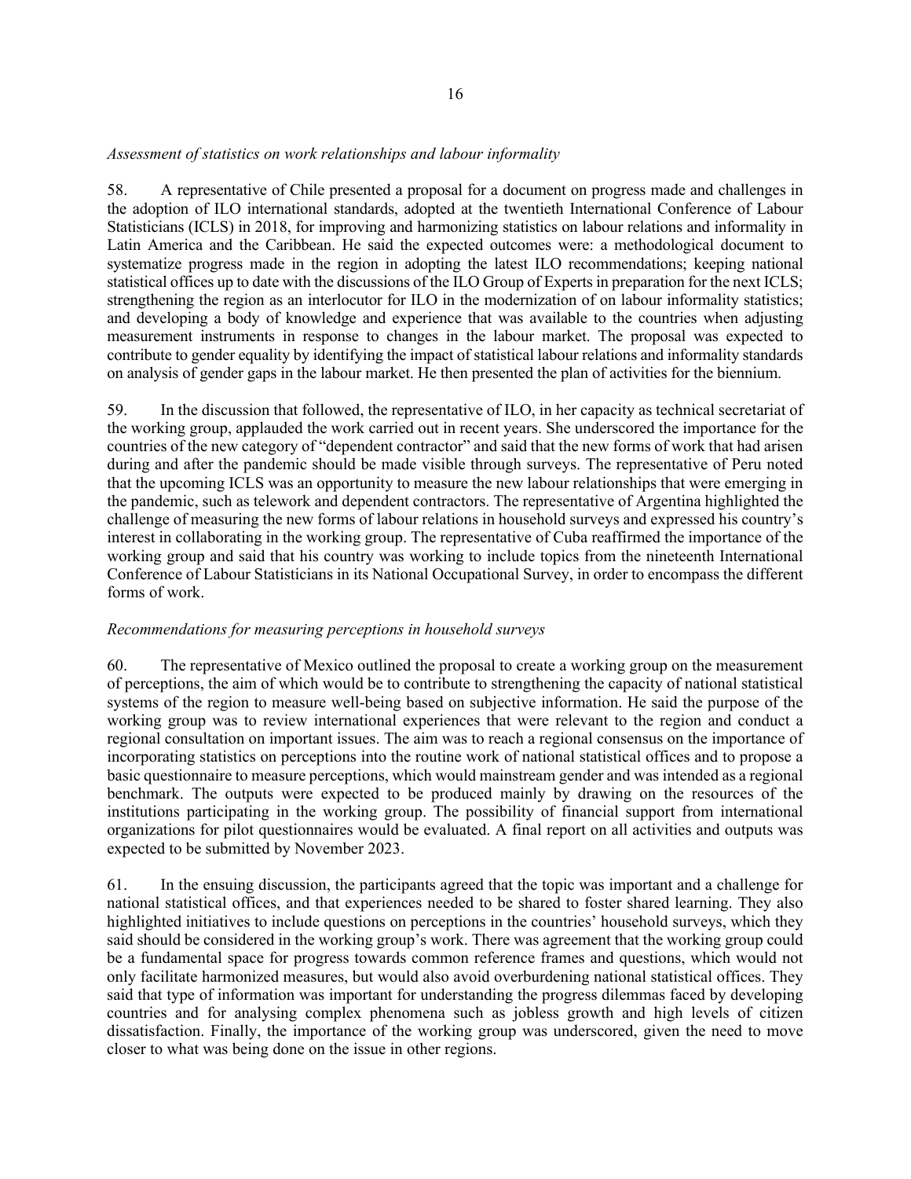*Assessment of statistics on work relationships and labour informality*

58. A representative of Chile presented a proposal for a document on progress made and challenges in the adoption of ILO international standards, adopted at the twentieth International Conference of Labour Statisticians (ICLS) in 2018, for improving and harmonizing statistics on labour relations and informality in Latin America and the Caribbean. He said the expected outcomes were: a methodological document to systematize progress made in the region in adopting the latest ILO recommendations; keeping national statistical offices up to date with the discussions of the ILO Group of Experts in preparation for the next ICLS; strengthening the region as an interlocutor for ILO in the modernization of on labour informality statistics; and developing a body of knowledge and experience that was available to the countries when adjusting measurement instruments in response to changes in the labour market. The proposal was expected to contribute to gender equality by identifying the impact of statistical labour relations and informality standards on analysis of gender gaps in the labour market. He then presented the plan of activities for the biennium.

59. In the discussion that followed, the representative of ILO, in her capacity as technical secretariat of the working group, applauded the work carried out in recent years. She underscored the importance for the countries of the new category of "dependent contractor" and said that the new forms of work that had arisen during and after the pandemic should be made visible through surveys. The representative of Peru noted that the upcoming ICLS was an opportunity to measure the new labour relationships that were emerging in the pandemic, such as telework and dependent contractors. The representative of Argentina highlighted the challenge of measuring the new forms of labour relations in household surveys and expressed his country's interest in collaborating in the working group. The representative of Cuba reaffirmed the importance of the working group and said that his country was working to include topics from the nineteenth International Conference of Labour Statisticians in its National Occupational Survey, in order to encompass the different forms of work.

*Recommendations for measuring perceptions in household surveys*

60. The representative of Mexico outlined the proposal to create a working group on the measurement of perceptions, the aim of which would be to contribute to strengthening the capacity of national statistical systems of the region to measure well-being based on subjective information. He said the purpose of the working group was to review international experiences that were relevant to the region and conduct a regional consultation on important issues. The aim was to reach a regional consensus on the importance of incorporating statistics on perceptions into the routine work of national statistical offices and to propose a basic questionnaire to measure perceptions, which would mainstream gender and was intended as a regional benchmark. The outputs were expected to be produced mainly by drawing on the resources of the institutions participating in the working group. The possibility of financial support from international organizations for pilot questionnaires would be evaluated. A final report on all activities and outputs was expected to be submitted by November 2023.

61. In the ensuing discussion, the participants agreed that the topic was important and a challenge for national statistical offices, and that experiences needed to be shared to foster shared learning. They also highlighted initiatives to include questions on perceptions in the countries' household surveys, which they said should be considered in the working group's work. There was agreement that the working group could be a fundamental space for progress towards common reference frames and questions, which would not only facilitate harmonized measures, but would also avoid overburdening national statistical offices. They said that type of information was important for understanding the progress dilemmas faced by developing countries and for analysing complex phenomena such as jobless growth and high levels of citizen dissatisfaction. Finally, the importance of the working group was underscored, given the need to move closer to what was being done on the issue in other regions.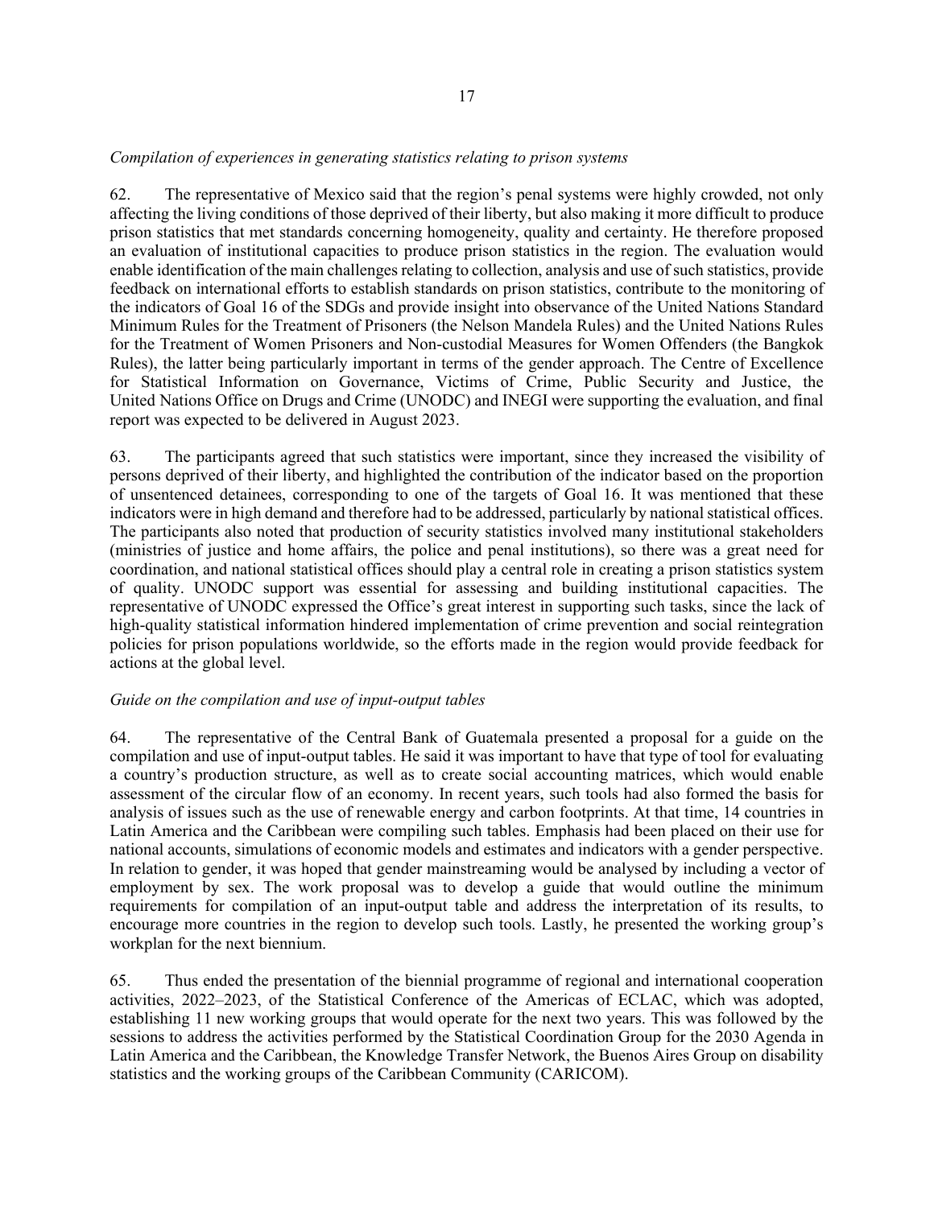*Compilation of experiences in generating statistics relating to prison systems*

62. The representative of Mexico said that the region's penal systems were highly crowded, not only affecting the living conditions of those deprived of their liberty, but also making it more difficult to produce prison statistics that met standards concerning homogeneity, quality and certainty. He therefore proposed an evaluation of institutional capacities to produce prison statistics in the region. The evaluation would enable identification of the main challenges relating to collection, analysis and use of such statistics, provide feedback on international efforts to establish standards on prison statistics, contribute to the monitoring of the indicators of Goal 16 of the SDGs and provide insight into observance of the United Nations Standard Minimum Rules for the Treatment of Prisoners (the Nelson Mandela Rules) and the United Nations Rules for the Treatment of Women Prisoners and Non-custodial Measures for Women Offenders (the Bangkok Rules), the latter being particularly important in terms of the gender approach. The Centre of Excellence for Statistical Information on Governance, Victims of Crime, Public Security and Justice, the United Nations Office on Drugs and Crime (UNODC) and INEGI were supporting the evaluation, and final report was expected to be delivered in August 2023.

63. The participants agreed that such statistics were important, since they increased the visibility of persons deprived of their liberty, and highlighted the contribution of the indicator based on the proportion of unsentenced detainees, corresponding to one of the targets of Goal 16. It was mentioned that these indicators were in high demand and therefore had to be addressed, particularly by national statistical offices. The participants also noted that production of security statistics involved many institutional stakeholders (ministries of justice and home affairs, the police and penal institutions), so there was a great need for coordination, and national statistical offices should play a central role in creating a prison statistics system of quality. UNODC support was essential for assessing and building institutional capacities. The representative of UNODC expressed the Office's great interest in supporting such tasks, since the lack of high-quality statistical information hindered implementation of crime prevention and social reintegration policies for prison populations worldwide, so the efforts made in the region would provide feedback for actions at the global level.

*Guide on the compilation and use of input-output tables*

64. The representative of the Central Bank of Guatemala presented a proposal for a guide on the compilation and use of input-output tables. He said it was important to have that type of tool for evaluating a country's production structure, as well as to create social accounting matrices, which would enable assessment of the circular flow of an economy. In recent years, such tools had also formed the basis for analysis of issues such as the use of renewable energy and carbon footprints. At that time, 14 countries in Latin America and the Caribbean were compiling such tables. Emphasis had been placed on their use for national accounts, simulations of economic models and estimates and indicators with a gender perspective. In relation to gender, it was hoped that gender mainstreaming would be analysed by including a vector of employment by sex. The work proposal was to develop a guide that would outline the minimum requirements for compilation of an input-output table and address the interpretation of its results, to encourage more countries in the region to develop such tools. Lastly, he presented the working group's workplan for the next biennium.

65. Thus ended the presentation of the biennial programme of regional and international cooperation activities, 2022–2023, of the Statistical Conference of the Americas of ECLAC, which was adopted, establishing 11 new working groups that would operate for the next two years. This was followed by the sessions to address the activities performed by the Statistical Coordination Group for the 2030 Agenda in Latin America and the Caribbean, the Knowledge Transfer Network, the Buenos Aires Group on disability statistics and the working groups of the Caribbean Community (CARICOM).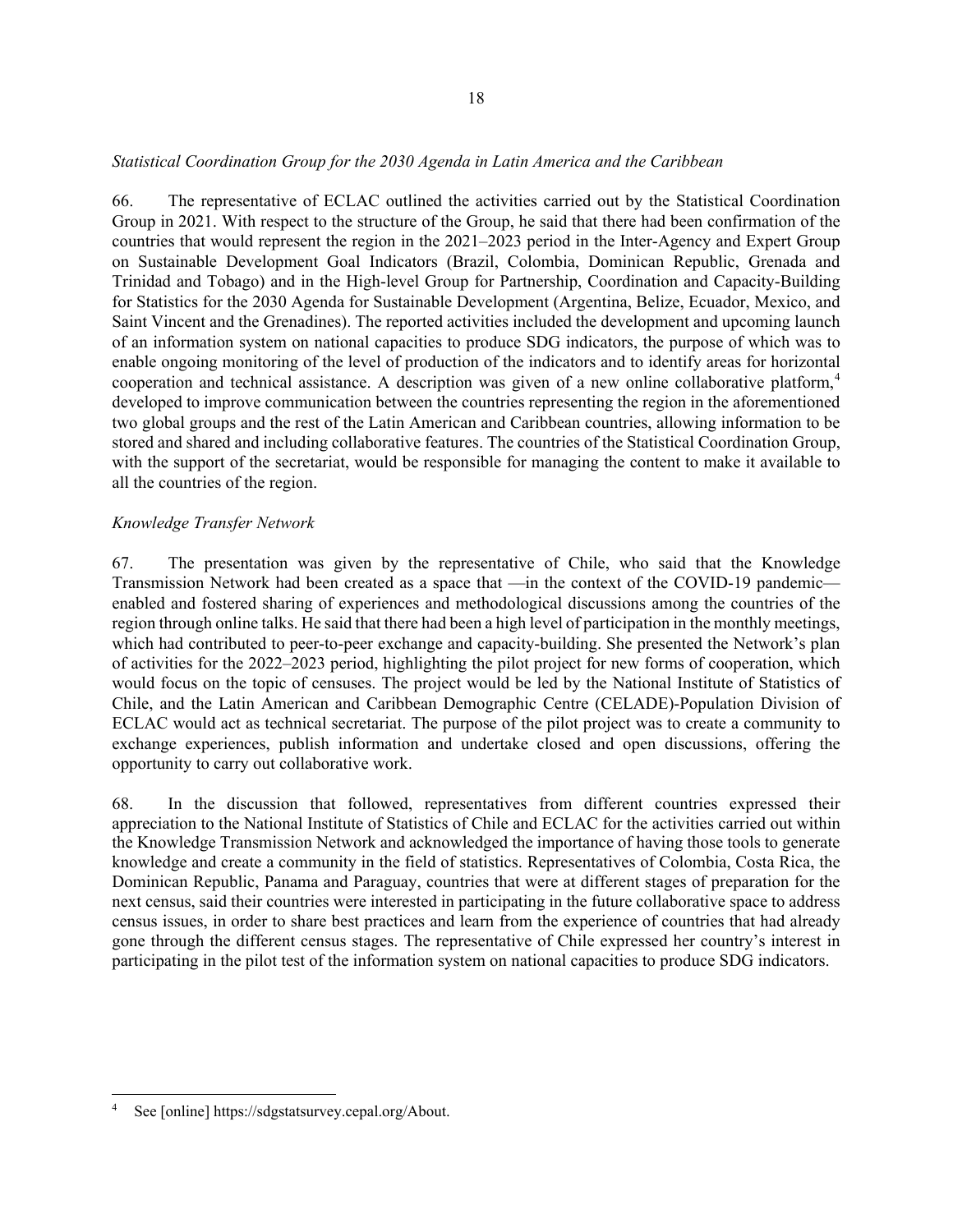*Statistical Coordination Group for the 2030 Agenda in Latin America and the Caribbean*

66. The representative of ECLAC outlined the activities carried out by the Statistical Coordination Group in 2021. With respect to the structure of the Group, he said that there had been confirmation of the countries that would represent the region in the 2021–2023 period in the Inter-Agency and Expert Group on Sustainable Development Goal Indicators (Brazil, Colombia, Dominican Republic, Grenada and Trinidad and Tobago) and in the High-level Group for Partnership, Coordination and Capacity-Building for Statistics for the 2030 Agenda for Sustainable Development (Argentina, Belize, Ecuador, Mexico, and Saint Vincent and the Grenadines). The reported activities included the development and upcoming launch of an information system on national capacities to produce SDG indicators, the purpose of which was to enable ongoing monitoring of the level of production of the indicators and to identify areas for horizontal cooperation and technical assistance. A description was given of a new online collaborative platform,[4] developed to improve communication between the countries representing the region in the aforementioned two global groups and the rest of the Latin American and Caribbean countries, allowing information to be stored and shared and including collaborative features. The countries of the Statistical Coordination Group, with the support of the secretariat, would be responsible for managing the content to make it available to all the countries of the region.

*Knowledge Transfer Network*

67. The presentation was given by the representative of Chile, who said that the Knowledge Transmission Network had been created as a space that —in the context of the COVID-19 pandemic— enabled and fostered sharing of experiences and methodological discussions among the countries of the region through online talks. He said that there had been a high level of participation in the monthly meetings, which had contributed to peer-to-peer exchange and capacity-building. She presented the Network's plan of activities for the 2022–2023 period, highlighting the pilot project for new forms of cooperation, which would focus on the topic of censuses. The project would be led by the National Institute of Statistics of Chile, and the Latin American and Caribbean Demographic Centre (CELADE)-Population Division of ECLAC would act as technical secretariat. The purpose of the pilot project was to create a community to exchange experiences, publish information and undertake closed and open discussions, offering the opportunity to carry out collaborative work.

68. In the discussion that followed, representatives from different countries expressed their appreciation to the National Institute of Statistics of Chile and ECLAC for the activities carried out within the Knowledge Transmission Network and acknowledged the importance of having those tools to generate knowledge and create a community in the field of statistics. Representatives of Colombia, Costa Rica, the Dominican Republic, Panama and Paraguay, countries that were at different stages of preparation for the next census, said their countries were interested in participating in the future collaborative space to address census issues, in order to share best practices and learn from the experience of countries that had already gone through the different census stages. The representative of Chile expressed her country's interest in participating in the pilot test of the information system on national capacities to produce SDG indicators.

---

[4] See [online] https://sdgstatsurvey.cepal.org/About.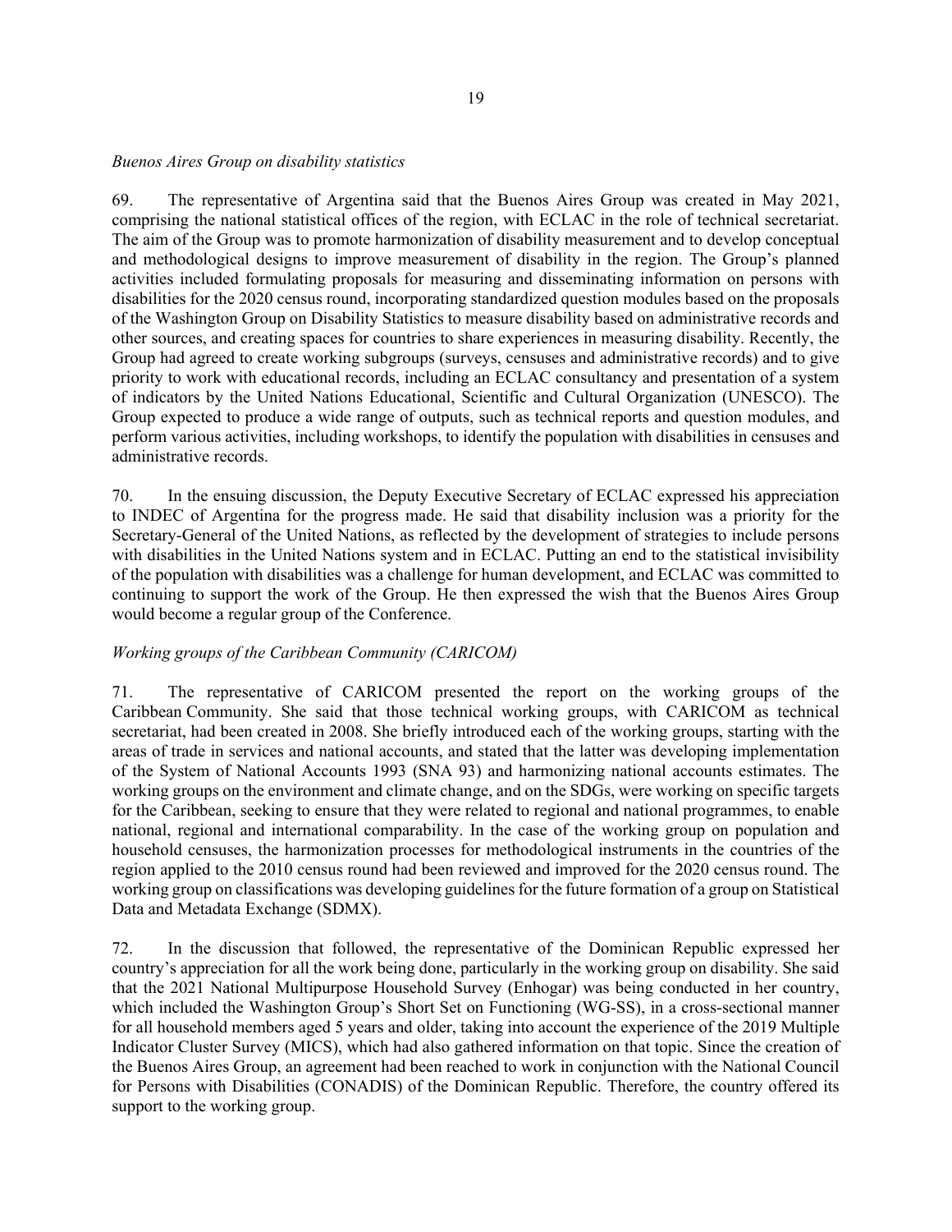*Buenos Aires Group on disability statistics*

69. The representative of Argentina said that the Buenos Aires Group was created in May 2021, comprising the national statistical offices of the region, with ECLAC in the role of technical secretariat. The aim of the Group was to promote harmonization of disability measurement and to develop conceptual and methodological designs to improve measurement of disability in the region. The Group's planned activities included formulating proposals for measuring and disseminating information on persons with disabilities for the 2020 census round, incorporating standardized question modules based on the proposals of the Washington Group on Disability Statistics to measure disability based on administrative records and other sources, and creating spaces for countries to share experiences in measuring disability. Recently, the Group had agreed to create working subgroups (surveys, censuses and administrative records) and to give priority to work with educational records, including an ECLAC consultancy and presentation of a system of indicators by the United Nations Educational, Scientific and Cultural Organization (UNESCO). The Group expected to produce a wide range of outputs, such as technical reports and question modules, and perform various activities, including workshops, to identify the population with disabilities in censuses and administrative records.

70. In the ensuing discussion, the Deputy Executive Secretary of ECLAC expressed his appreciation to INDEC of Argentina for the progress made. He said that disability inclusion was a priority for the Secretary-General of the United Nations, as reflected by the development of strategies to include persons with disabilities in the United Nations system and in ECLAC. Putting an end to the statistical invisibility of the population with disabilities was a challenge for human development, and ECLAC was committed to continuing to support the work of the Group. He then expressed the wish that the Buenos Aires Group would become a regular group of the Conference.

*Working groups of the Caribbean Community (CARICOM)*

71. The representative of CARICOM presented the report on the working groups of the Caribbean Community. She said that those technical working groups, with CARICOM as technical secretariat, had been created in 2008. She briefly introduced each of the working groups, starting with the areas of trade in services and national accounts, and stated that the latter was developing implementation of the System of National Accounts 1993 (SNA 93) and harmonizing national accounts estimates. The working groups on the environment and climate change, and on the SDGs, were working on specific targets for the Caribbean, seeking to ensure that they were related to regional and national programmes, to enable national, regional and international comparability. In the case of the working group on population and household censuses, the harmonization processes for methodological instruments in the countries of the region applied to the 2010 census round had been reviewed and improved for the 2020 census round. The working group on classifications was developing guidelines for the future formation of a group on Statistical Data and Metadata Exchange (SDMX).

72. In the discussion that followed, the representative of the Dominican Republic expressed her country's appreciation for all the work being done, particularly in the working group on disability. She said that the 2021 National Multipurpose Household Survey (Enhogar) was being conducted in her country, which included the Washington Group's Short Set on Functioning (WG-SS), in a cross-sectional manner for all household members aged 5 years and older, taking into account the experience of the 2019 Multiple Indicator Cluster Survey (MICS), which had also gathered information on that topic. Since the creation of the Buenos Aires Group, an agreement had been reached to work in conjunction with the National Council for Persons with Disabilities (CONADIS) of the Dominican Republic. Therefore, the country offered its support to the working group.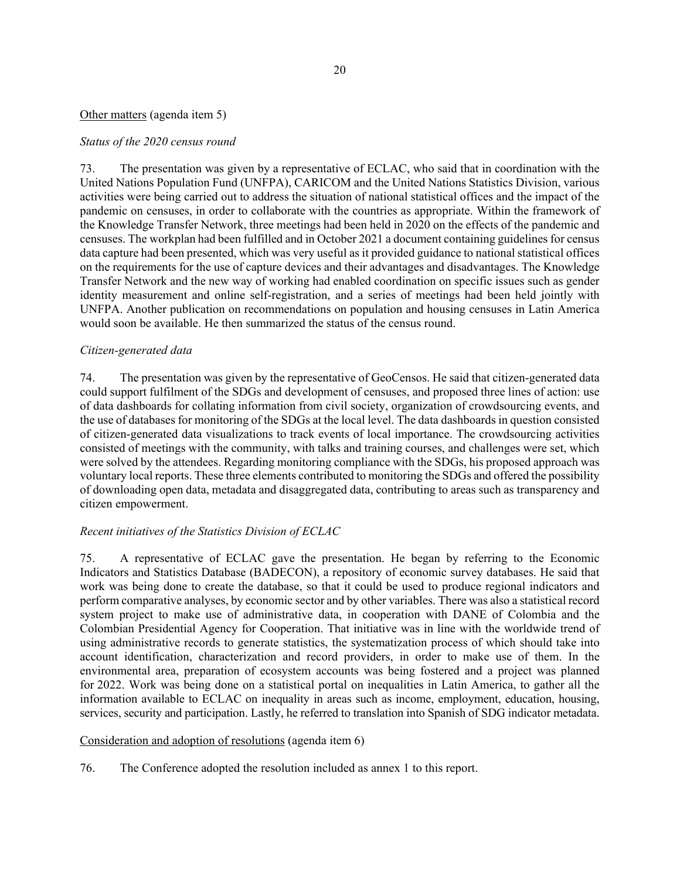Other matters (agenda item 5)

*Status of the 2020 census round*

73. The presentation was given by a representative of ECLAC, who said that in coordination with the United Nations Population Fund (UNFPA), CARICOM and the United Nations Statistics Division, various activities were being carried out to address the situation of national statistical offices and the impact of the pandemic on censuses, in order to collaborate with the countries as appropriate. Within the framework of the Knowledge Transfer Network, three meetings had been held in 2020 on the effects of the pandemic and censuses. The workplan had been fulfilled and in October 2021 a document containing guidelines for census data capture had been presented, which was very useful as it provided guidance to national statistical offices on the requirements for the use of capture devices and their advantages and disadvantages. The Knowledge Transfer Network and the new way of working had enabled coordination on specific issues such as gender identity measurement and online self-registration, and a series of meetings had been held jointly with UNFPA. Another publication on recommendations on population and housing censuses in Latin America would soon be available. He then summarized the status of the census round.

*Citizen-generated data*

74. The presentation was given by the representative of GeoCensos. He said that citizen-generated data could support fulfilment of the SDGs and development of censuses, and proposed three lines of action: use of data dashboards for collating information from civil society, organization of crowdsourcing events, and the use of databases for monitoring of the SDGs at the local level. The data dashboards in question consisted of citizen-generated data visualizations to track events of local importance. The crowdsourcing activities consisted of meetings with the community, with talks and training courses, and challenges were set, which were solved by the attendees. Regarding monitoring compliance with the SDGs, his proposed approach was voluntary local reports. These three elements contributed to monitoring the SDGs and offered the possibility of downloading open data, metadata and disaggregated data, contributing to areas such as transparency and citizen empowerment.

*Recent initiatives of the Statistics Division of ECLAC*

75. A representative of ECLAC gave the presentation. He began by referring to the Economic Indicators and Statistics Database (BADECON), a repository of economic survey databases. He said that work was being done to create the database, so that it could be used to produce regional indicators and perform comparative analyses, by economic sector and by other variables. There was also a statistical record system project to make use of administrative data, in cooperation with DANE of Colombia and the Colombian Presidential Agency for Cooperation. That initiative was in line with the worldwide trend of using administrative records to generate statistics, the systematization process of which should take into account identification, characterization and record providers, in order to make use of them. In the environmental area, preparation of ecosystem accounts was being fostered and a project was planned for 2022. Work was being done on a statistical portal on inequalities in Latin America, to gather all the information available to ECLAC on inequality in areas such as income, employment, education, housing, services, security and participation. Lastly, he referred to translation into Spanish of SDG indicator metadata.

Consideration and adoption of resolutions (agenda item 6)

76. The Conference adopted the resolution included as annex 1 to this report.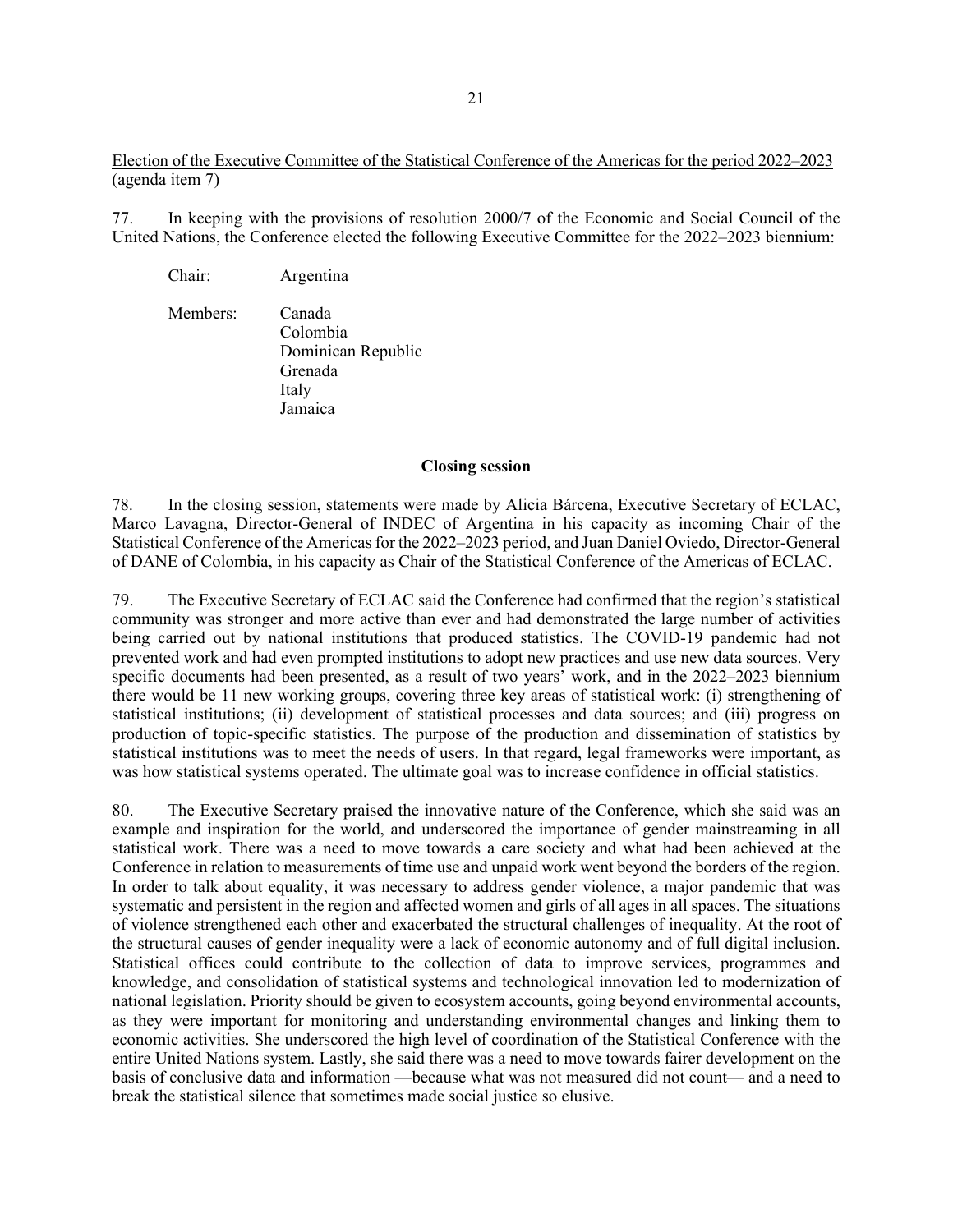<u>Election of the Executive Committee of the Statistical Conference of the Americas for the period 2022–2023</u> (agenda item 7)

77. In keeping with the provisions of resolution 2000/7 of the Economic and Social Council of the United Nations, the Conference elected the following Executive Committee for the 2022–2023 biennium:

Chair: Argentina

Members: Canada
Colombia
Dominican Republic
Grenada
Italy
Jamaica

**Closing session**

78. In the closing session, statements were made by Alicia Bárcena, Executive Secretary of ECLAC, Marco Lavagna, Director-General of INDEC of Argentina in his capacity as incoming Chair of the Statistical Conference of the Americas for the 2022–2023 period, and Juan Daniel Oviedo, Director-General of DANE of Colombia, in his capacity as Chair of the Statistical Conference of the Americas of ECLAC.

79. The Executive Secretary of ECLAC said the Conference had confirmed that the region's statistical community was stronger and more active than ever and had demonstrated the large number of activities being carried out by national institutions that produced statistics. The COVID-19 pandemic had not prevented work and had even prompted institutions to adopt new practices and use new data sources. Very specific documents had been presented, as a result of two years' work, and in the 2022–2023 biennium there would be 11 new working groups, covering three key areas of statistical work: (i) strengthening of statistical institutions; (ii) development of statistical processes and data sources; and (iii) progress on production of topic-specific statistics. The purpose of the production and dissemination of statistics by statistical institutions was to meet the needs of users. In that regard, legal frameworks were important, as was how statistical systems operated. The ultimate goal was to increase confidence in official statistics.

80. The Executive Secretary praised the innovative nature of the Conference, which she said was an example and inspiration for the world, and underscored the importance of gender mainstreaming in all statistical work. There was a need to move towards a care society and what had been achieved at the Conference in relation to measurements of time use and unpaid work went beyond the borders of the region. In order to talk about equality, it was necessary to address gender violence, a major pandemic that was systematic and persistent in the region and affected women and girls of all ages in all spaces. The situations of violence strengthened each other and exacerbated the structural challenges of inequality. At the root of the structural causes of gender inequality were a lack of economic autonomy and of full digital inclusion. Statistical offices could contribute to the collection of data to improve services, programmes and knowledge, and consolidation of statistical systems and technological innovation led to modernization of national legislation. Priority should be given to ecosystem accounts, going beyond environmental accounts, as they were important for monitoring and understanding environmental changes and linking them to economic activities. She underscored the high level of coordination of the Statistical Conference with the entire United Nations system. Lastly, she said there was a need to move towards fairer development on the basis of conclusive data and information —because what was not measured did not count— and a need to break the statistical silence that sometimes made social justice so elusive.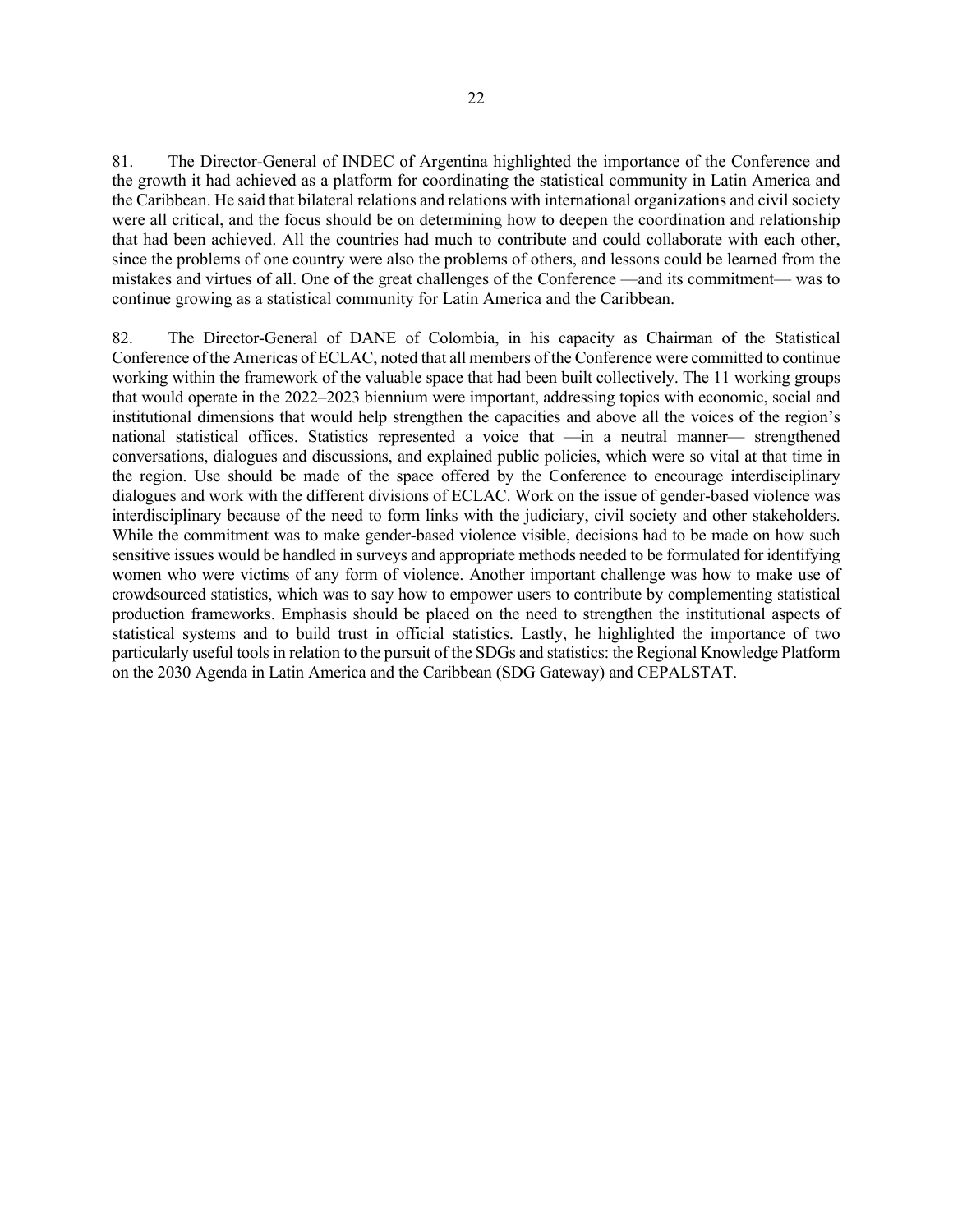81. The Director-General of INDEC of Argentina highlighted the importance of the Conference and the growth it had achieved as a platform for coordinating the statistical community in Latin America and the Caribbean. He said that bilateral relations and relations with international organizations and civil society were all critical, and the focus should be on determining how to deepen the coordination and relationship that had been achieved. All the countries had much to contribute and could collaborate with each other, since the problems of one country were also the problems of others, and lessons could be learned from the mistakes and virtues of all. One of the great challenges of the Conference —and its commitment— was to continue growing as a statistical community for Latin America and the Caribbean.

82. The Director-General of DANE of Colombia, in his capacity as Chairman of the Statistical Conference of the Americas of ECLAC, noted that all members of the Conference were committed to continue working within the framework of the valuable space that had been built collectively. The 11 working groups that would operate in the 2022–2023 biennium were important, addressing topics with economic, social and institutional dimensions that would help strengthen the capacities and above all the voices of the region's national statistical offices. Statistics represented a voice that —in a neutral manner— strengthened conversations, dialogues and discussions, and explained public policies, which were so vital at that time in the region. Use should be made of the space offered by the Conference to encourage interdisciplinary dialogues and work with the different divisions of ECLAC. Work on the issue of gender-based violence was interdisciplinary because of the need to form links with the judiciary, civil society and other stakeholders. While the commitment was to make gender-based violence visible, decisions had to be made on how such sensitive issues would be handled in surveys and appropriate methods needed to be formulated for identifying women who were victims of any form of violence. Another important challenge was how to make use of crowdsourced statistics, which was to say how to empower users to contribute by complementing statistical production frameworks. Emphasis should be placed on the need to strengthen the institutional aspects of statistical systems and to build trust in official statistics. Lastly, he highlighted the importance of two particularly useful tools in relation to the pursuit of the SDGs and statistics: the Regional Knowledge Platform on the 2030 Agenda in Latin America and the Caribbean (SDG Gateway) and CEPALSTAT.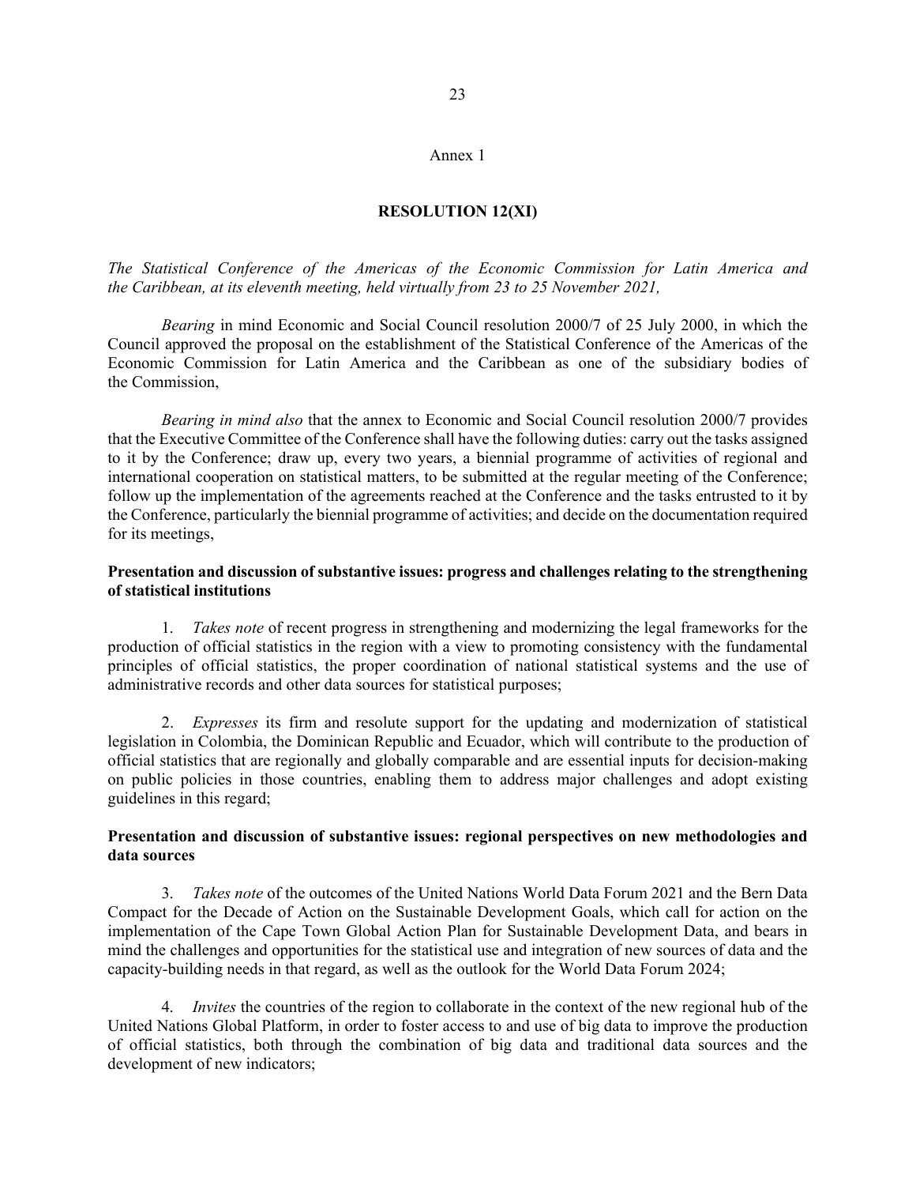Annex 1

## RESOLUTION 12(XI)

*The Statistical Conference of the Americas of the Economic Commission for Latin America and the Caribbean, at its eleventh meeting, held virtually from 23 to 25 November 2021,*

*Bearing* in mind Economic and Social Council resolution 2000/7 of 25 July 2000, in which the Council approved the proposal on the establishment of the Statistical Conference of the Americas of the Economic Commission for Latin America and the Caribbean as one of the subsidiary bodies of the Commission,

*Bearing in mind also* that the annex to Economic and Social Council resolution 2000/7 provides that the Executive Committee of the Conference shall have the following duties: carry out the tasks assigned to it by the Conference; draw up, every two years, a biennial programme of activities of regional and international cooperation on statistical matters, to be submitted at the regular meeting of the Conference; follow up the implementation of the agreements reached at the Conference and the tasks entrusted to it by the Conference, particularly the biennial programme of activities; and decide on the documentation required for its meetings,

**Presentation and discussion of substantive issues: progress and challenges relating to the strengthening of statistical institutions**

1. *Takes note* of recent progress in strengthening and modernizing the legal frameworks for the production of official statistics in the region with a view to promoting consistency with the fundamental principles of official statistics, the proper coordination of national statistical systems and the use of administrative records and other data sources for statistical purposes;

2. *Expresses* its firm and resolute support for the updating and modernization of statistical legislation in Colombia, the Dominican Republic and Ecuador, which will contribute to the production of official statistics that are regionally and globally comparable and are essential inputs for decision-making on public policies in those countries, enabling them to address major challenges and adopt existing guidelines in this regard;

**Presentation and discussion of substantive issues: regional perspectives on new methodologies and data sources**

3. *Takes note* of the outcomes of the United Nations World Data Forum 2021 and the Bern Data Compact for the Decade of Action on the Sustainable Development Goals, which call for action on the implementation of the Cape Town Global Action Plan for Sustainable Development Data, and bears in mind the challenges and opportunities for the statistical use and integration of new sources of data and the capacity-building needs in that regard, as well as the outlook for the World Data Forum 2024;

4. *Invites* the countries of the region to collaborate in the context of the new regional hub of the United Nations Global Platform, in order to foster access to and use of big data to improve the production of official statistics, both through the combination of big data and traditional data sources and the development of new indicators;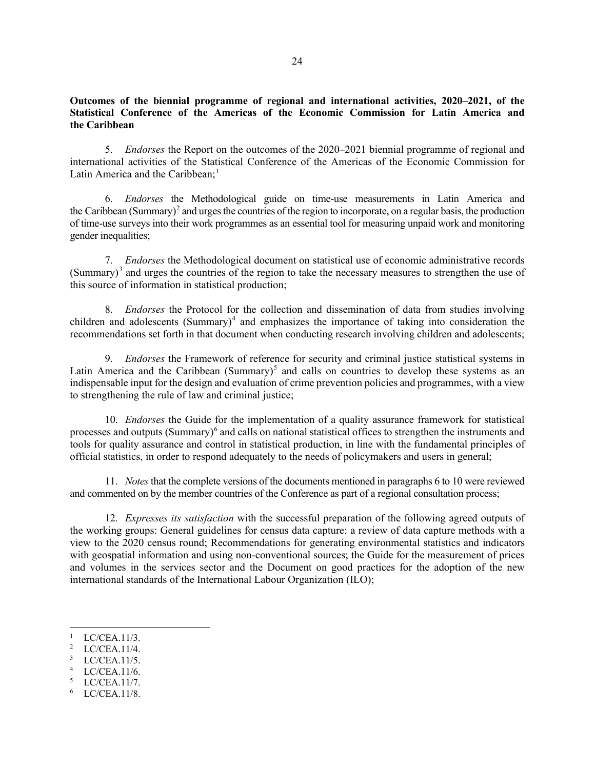**Outcomes of the biennial programme of regional and international activities, 2020–2021, of the Statistical Conference of the Americas of the Economic Commission for Latin America and the Caribbean**

5. *Endorses* the Report on the outcomes of the 2020–2021 biennial programme of regional and international activities of the Statistical Conference of the Americas of the Economic Commission for Latin America and the Caribbean;[1]

6. *Endorses* the Methodological guide on time-use measurements in Latin America and the Caribbean (Summary)[2] and urges the countries of the region to incorporate, on a regular basis, the production of time-use surveys into their work programmes as an essential tool for measuring unpaid work and monitoring gender inequalities;

7. *Endorses* the Methodological document on statistical use of economic administrative records (Summary)[3] and urges the countries of the region to take the necessary measures to strengthen the use of this source of information in statistical production;

8. *Endorses* the Protocol for the collection and dissemination of data from studies involving children and adolescents (Summary)[4] and emphasizes the importance of taking into consideration the recommendations set forth in that document when conducting research involving children and adolescents;

9. *Endorses* the Framework of reference for security and criminal justice statistical systems in Latin America and the Caribbean (Summary)[5] and calls on countries to develop these systems as an indispensable input for the design and evaluation of crime prevention policies and programmes, with a view to strengthening the rule of law and criminal justice;

10. *Endorses* the Guide for the implementation of a quality assurance framework for statistical processes and outputs (Summary)[6] and calls on national statistical offices to strengthen the instruments and tools for quality assurance and control in statistical production, in line with the fundamental principles of official statistics, in order to respond adequately to the needs of policymakers and users in general;

11. *Notes* that the complete versions of the documents mentioned in paragraphs 6 to 10 were reviewed and commented on by the member countries of the Conference as part of a regional consultation process;

12. *Expresses its satisfaction* with the successful preparation of the following agreed outputs of the working groups: General guidelines for census data capture: a review of data capture methods with a view to the 2020 census round; Recommendations for generating environmental statistics and indicators with geospatial information and using non-conventional sources; the Guide for the measurement of prices and volumes in the services sector and the Document on good practices for the adoption of the new international standards of the International Labour Organization (ILO);

---

[1] LC/CEA.11/3.

[2] LC/CEA.11/4.

[3] LC/CEA.11/5.

[4] LC/CEA.11/6.

[5] LC/CEA.11/7.

[6] LC/CEA.11/8.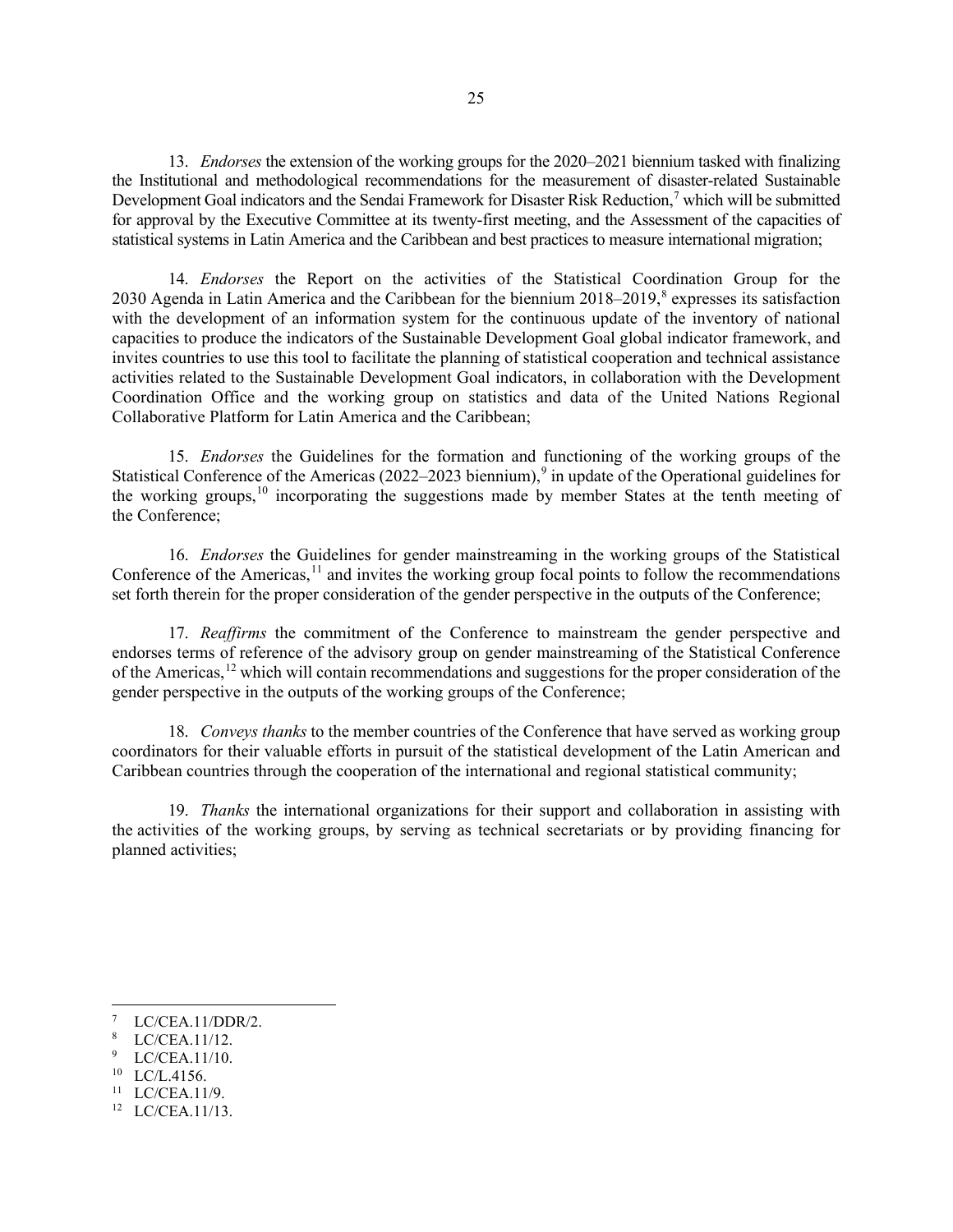13. *Endorses* the extension of the working groups for the 2020–2021 biennium tasked with finalizing the Institutional and methodological recommendations for the measurement of disaster-related Sustainable Development Goal indicators and the Sendai Framework for Disaster Risk Reduction,[7] which will be submitted for approval by the Executive Committee at its twenty-first meeting, and the Assessment of the capacities of statistical systems in Latin America and the Caribbean and best practices to measure international migration;

14. *Endorses* the Report on the activities of the Statistical Coordination Group for the 2030 Agenda in Latin America and the Caribbean for the biennium 2018–2019,[8] expresses its satisfaction with the development of an information system for the continuous update of the inventory of national capacities to produce the indicators of the Sustainable Development Goal global indicator framework, and invites countries to use this tool to facilitate the planning of statistical cooperation and technical assistance activities related to the Sustainable Development Goal indicators, in collaboration with the Development Coordination Office and the working group on statistics and data of the United Nations Regional Collaborative Platform for Latin America and the Caribbean;

15. *Endorses* the Guidelines for the formation and functioning of the working groups of the Statistical Conference of the Americas (2022–2023 biennium),[9] in update of the Operational guidelines for the working groups,[10] incorporating the suggestions made by member States at the tenth meeting of the Conference;

16. *Endorses* the Guidelines for gender mainstreaming in the working groups of the Statistical Conference of the Americas,[11] and invites the working group focal points to follow the recommendations set forth therein for the proper consideration of the gender perspective in the outputs of the Conference;

17. *Reaffirms* the commitment of the Conference to mainstream the gender perspective and endorses terms of reference of the advisory group on gender mainstreaming of the Statistical Conference of the Americas,[12] which will contain recommendations and suggestions for the proper consideration of the gender perspective in the outputs of the working groups of the Conference;

18. *Conveys thanks* to the member countries of the Conference that have served as working group coordinators for their valuable efforts in pursuit of the statistical development of the Latin American and Caribbean countries through the cooperation of the international and regional statistical community;

19. *Thanks* the international organizations for their support and collaboration in assisting with the activities of the working groups, by serving as technical secretariats or by providing financing for planned activities;

---

[7] LC/CEA.11/DDR/2.

[8] LC/CEA.11/12.

[9] LC/CEA.11/10.

[10] LC/L.4156.

[11] LC/CEA.11/9.

[12] LC/CEA.11/13.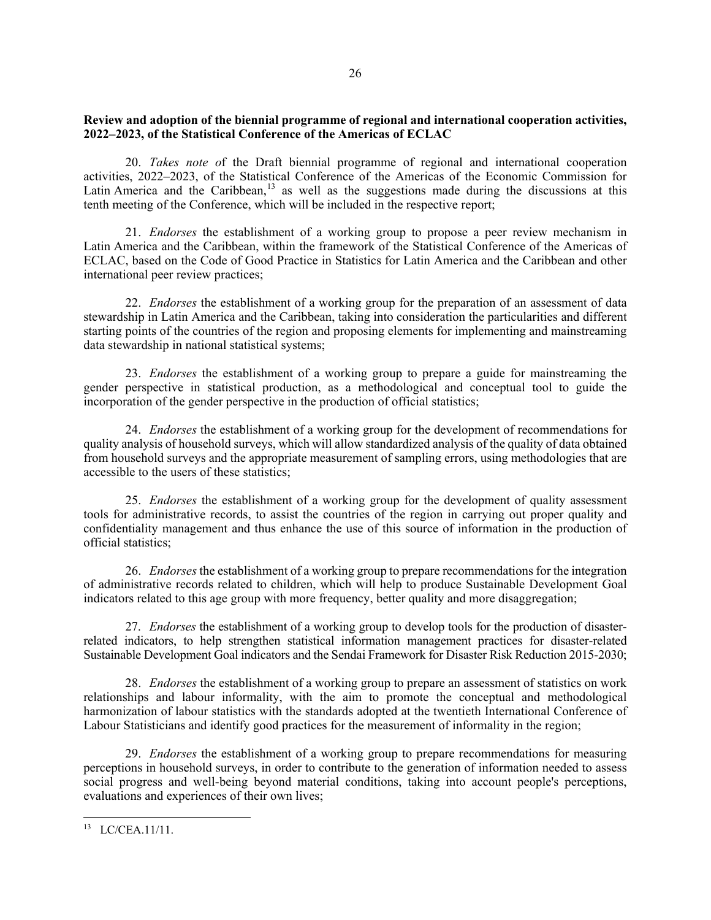**Review and adoption of the biennial programme of regional and international cooperation activities, 2022–2023, of the Statistical Conference of the Americas of ECLAC**

20. *Takes note o*f the Draft biennial programme of regional and international cooperation activities, 2022–2023, of the Statistical Conference of the Americas of the Economic Commission for Latin America and the Caribbean,[13] as well as the suggestions made during the discussions at this tenth meeting of the Conference, which will be included in the respective report;

21. *Endorses* the establishment of a working group to propose a peer review mechanism in Latin America and the Caribbean, within the framework of the Statistical Conference of the Americas of ECLAC, based on the Code of Good Practice in Statistics for Latin America and the Caribbean and other international peer review practices;

22. *Endorses* the establishment of a working group for the preparation of an assessment of data stewardship in Latin America and the Caribbean, taking into consideration the particularities and different starting points of the countries of the region and proposing elements for implementing and mainstreaming data stewardship in national statistical systems;

23. *Endorses* the establishment of a working group to prepare a guide for mainstreaming the gender perspective in statistical production, as a methodological and conceptual tool to guide the incorporation of the gender perspective in the production of official statistics;

24. *Endorses* the establishment of a working group for the development of recommendations for quality analysis of household surveys, which will allow standardized analysis of the quality of data obtained from household surveys and the appropriate measurement of sampling errors, using methodologies that are accessible to the users of these statistics;

25. *Endorses* the establishment of a working group for the development of quality assessment tools for administrative records, to assist the countries of the region in carrying out proper quality and confidentiality management and thus enhance the use of this source of information in the production of official statistics;

26. *Endorses* the establishment of a working group to prepare recommendations for the integration of administrative records related to children, which will help to produce Sustainable Development Goal indicators related to this age group with more frequency, better quality and more disaggregation;

27. *Endorses* the establishment of a working group to develop tools for the production of disaster-related indicators, to help strengthen statistical information management practices for disaster-related Sustainable Development Goal indicators and the Sendai Framework for Disaster Risk Reduction 2015-2030;

28. *Endorses* the establishment of a working group to prepare an assessment of statistics on work relationships and labour informality, with the aim to promote the conceptual and methodological harmonization of labour statistics with the standards adopted at the twentieth International Conference of Labour Statisticians and identify good practices for the measurement of informality in the region;

29. *Endorses* the establishment of a working group to prepare recommendations for measuring perceptions in household surveys, in order to contribute to the generation of information needed to assess social progress and well-being beyond material conditions, taking into account people's perceptions, evaluations and experiences of their own lives;

---

[13] LC/CEA.11/11.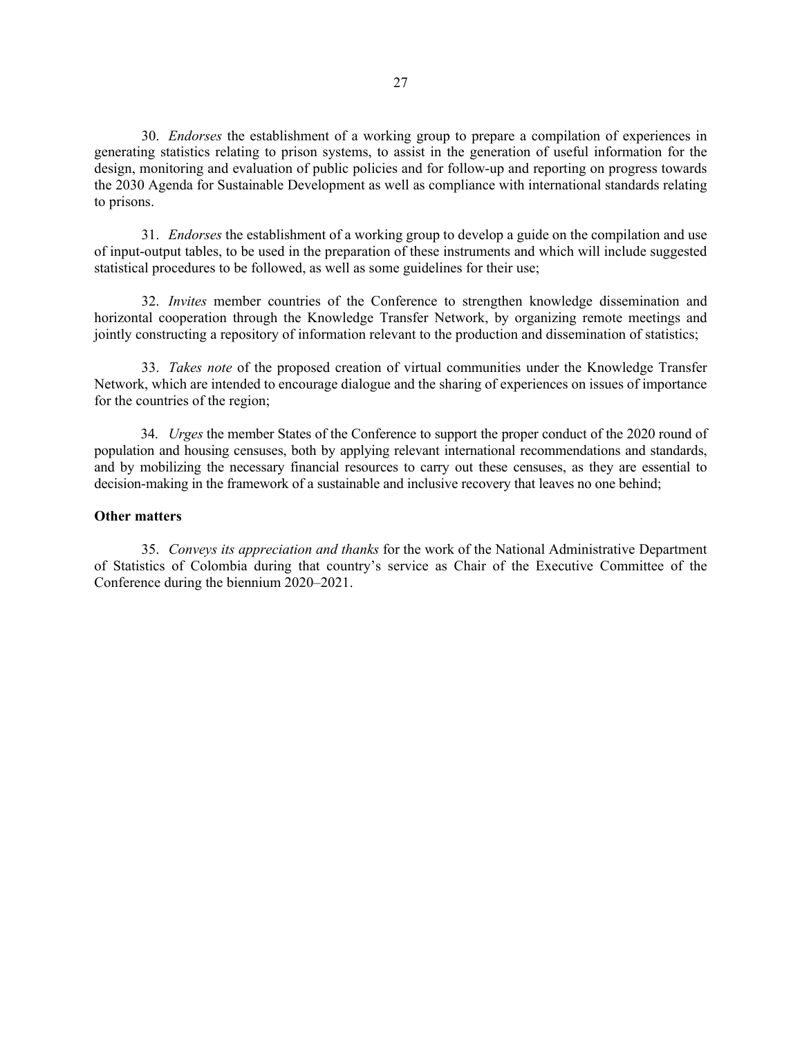30. *Endorses* the establishment of a working group to prepare a compilation of experiences in generating statistics relating to prison systems, to assist in the generation of useful information for the design, monitoring and evaluation of public policies and for follow-up and reporting on progress towards the 2030 Agenda for Sustainable Development as well as compliance with international standards relating to prisons.

31. *Endorses* the establishment of a working group to develop a guide on the compilation and use of input-output tables, to be used in the preparation of these instruments and which will include suggested statistical procedures to be followed, as well as some guidelines for their use;

32. *Invites* member countries of the Conference to strengthen knowledge dissemination and horizontal cooperation through the Knowledge Transfer Network, by organizing remote meetings and jointly constructing a repository of information relevant to the production and dissemination of statistics;

33. *Takes note* of the proposed creation of virtual communities under the Knowledge Transfer Network, which are intended to encourage dialogue and the sharing of experiences on issues of importance for the countries of the region;

34. *Urges* the member States of the Conference to support the proper conduct of the 2020 round of population and housing censuses, both by applying relevant international recommendations and standards, and by mobilizing the necessary financial resources to carry out these censuses, as they are essential to decision-making in the framework of a sustainable and inclusive recovery that leaves no one behind;

**Other matters**

35. *Conveys its appreciation and thanks* for the work of the National Administrative Department of Statistics of Colombia during that country's service as Chair of the Executive Committee of the Conference during the biennium 2020–2021.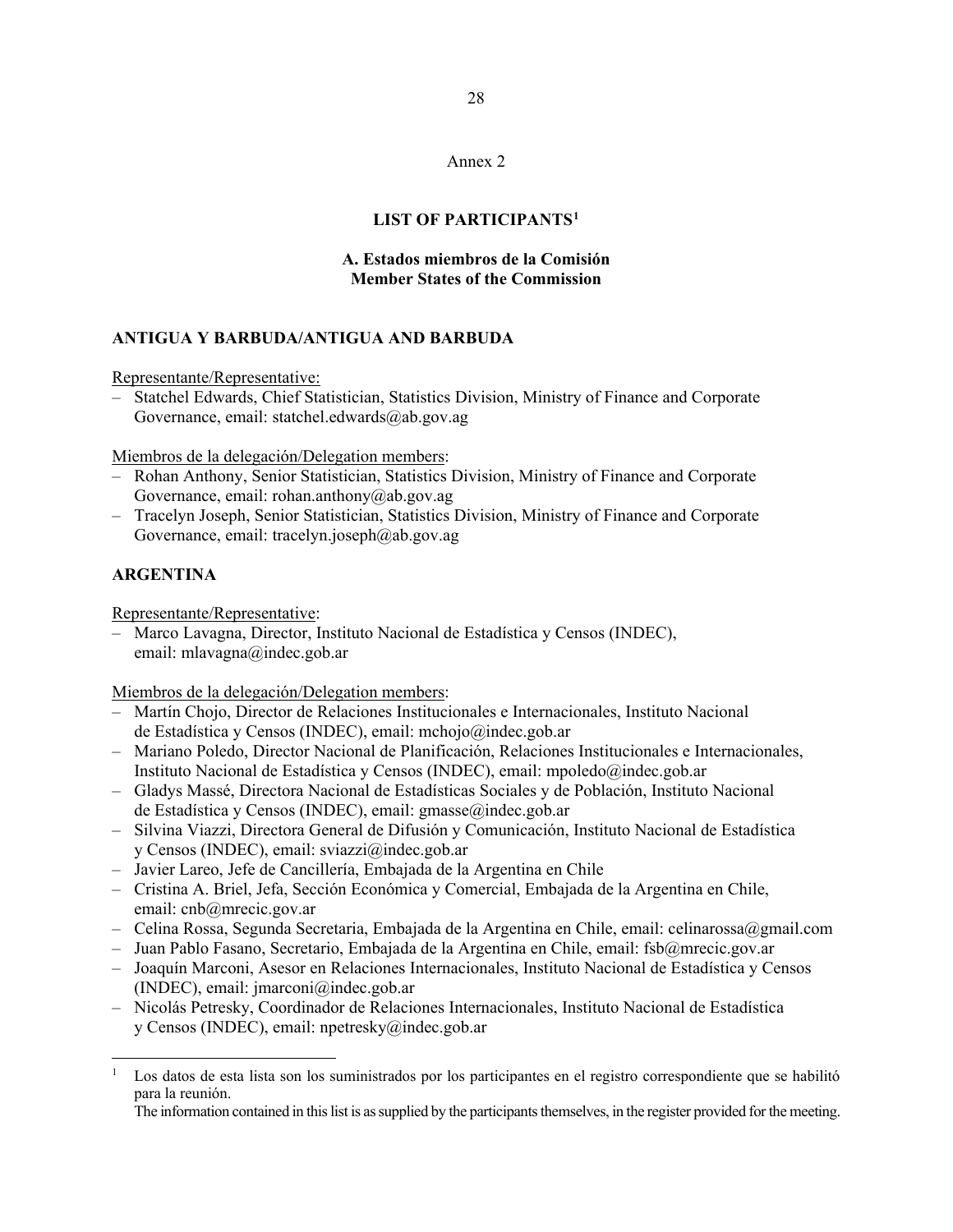Annex 2

## LIST OF PARTICIPANTS[1]

### A. Estados miembros de la Comisión
### Member States of the Commission

**ANTIGUA Y BARBUDA/ANTIGUA AND BARBUDA**

Representante/Representative:

- Statchel Edwards, Chief Statistician, Statistics Division, Ministry of Finance and Corporate Governance, email: statchel.edwards@ab.gov.ag

Miembros de la delegación/Delegation members:

- Rohan Anthony, Senior Statistician, Statistics Division, Ministry of Finance and Corporate Governance, email: rohan.anthony@ab.gov.ag
- Tracelyn Joseph, Senior Statistician, Statistics Division, Ministry of Finance and Corporate Governance, email: tracelyn.joseph@ab.gov.ag

**ARGENTINA**

Representante/Representative:

- Marco Lavagna, Director, Instituto Nacional de Estadística y Censos (INDEC), email: mlavagna@indec.gob.ar

Miembros de la delegación/Delegation members:

- Martín Chojo, Director de Relaciones Institucionales e Internacionales, Instituto Nacional de Estadística y Censos (INDEC), email: mchojo@indec.gob.ar
- Mariano Poledo, Director Nacional de Planificación, Relaciones Institucionales e Internacionales, Instituto Nacional de Estadística y Censos (INDEC), email: mpoledo@indec.gob.ar
- Gladys Massé, Directora Nacional de Estadísticas Sociales y de Población, Instituto Nacional de Estadística y Censos (INDEC), email: gmasse@indec.gob.ar
- Silvina Viazzi, Directora General de Difusión y Comunicación, Instituto Nacional de Estadística y Censos (INDEC), email: sviazzi@indec.gob.ar
- Javier Lareo, Jefe de Cancillería, Embajada de la Argentina en Chile
- Cristina A. Briel, Jefa, Sección Económica y Comercial, Embajada de la Argentina en Chile, email: cnb@mrecic.gov.ar
- Celina Rossa, Segunda Secretaria, Embajada de la Argentina en Chile, email: celinarossa@gmail.com
- Juan Pablo Fasano, Secretario, Embajada de la Argentina en Chile, email: fsb@mrecic.gov.ar
- Joaquín Marconi, Asesor en Relaciones Internacionales, Instituto Nacional de Estadística y Censos (INDEC), email: jmarconi@indec.gob.ar
- Nicolás Petresky, Coordinador de Relaciones Internacionales, Instituto Nacional de Estadística y Censos (INDEC), email: npetresky@indec.gob.ar

---

[1] Los datos de esta lista son los suministrados por los participantes en el registro correspondiente que se habilitó para la reunión.
The information contained in this list is as supplied by the participants themselves, in the register provided for the meeting.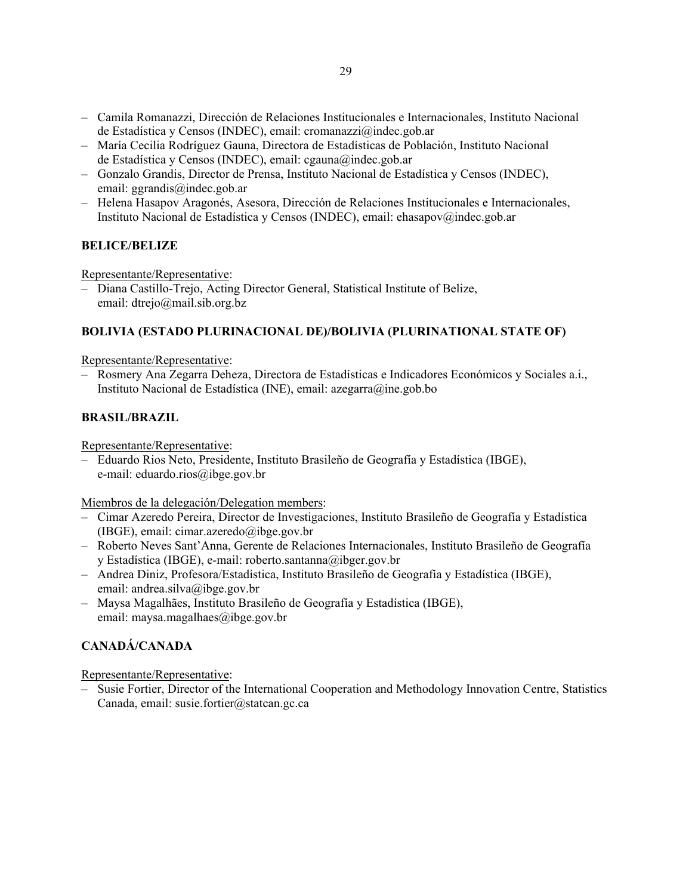- Camila Romanazzi, Dirección de Relaciones Institucionales e Internacionales, Instituto Nacional de Estadística y Censos (INDEC), email: cromanazzi@indec.gob.ar
- María Cecilia Rodríguez Gauna, Directora de Estadísticas de Población, Instituto Nacional de Estadística y Censos (INDEC), email: cgauna@indec.gob.ar
- Gonzalo Grandis, Director de Prensa, Instituto Nacional de Estadística y Censos (INDEC), email: ggrandis@indec.gob.ar
- Helena Hasapov Aragonés, Asesora, Dirección de Relaciones Institucionales e Internacionales, Instituto Nacional de Estadística y Censos (INDEC), email: ehasapov@indec.gob.ar

**BELICE/BELIZE**

Representante/Representative:
- Diana Castillo-Trejo, Acting Director General, Statistical Institute of Belize, email: dtrejo@mail.sib.org.bz

**BOLIVIA (ESTADO PLURINACIONAL DE)/BOLIVIA (PLURINATIONAL STATE OF)**

Representante/Representative:
- Rosmery Ana Zegarra Deheza, Directora de Estadísticas e Indicadores Económicos y Sociales a.i., Instituto Nacional de Estadística (INE), email: azegarra@ine.gob.bo

**BRASIL/BRAZIL**

Representante/Representative:
- Eduardo Rios Neto, Presidente, Instituto Brasileño de Geografía y Estadística (IBGE), e-mail: eduardo.rios@ibge.gov.br

Miembros de la delegación/Delegation members:
- Cimar Azeredo Pereira, Director de Investigaciones, Instituto Brasileño de Geografía y Estadística (IBGE), email: cimar.azeredo@ibge.gov.br
- Roberto Neves Sant'Anna, Gerente de Relaciones Internacionales, Instituto Brasileño de Geografía y Estadística (IBGE), e-mail: roberto.santanna@ibger.gov.br
- Andrea Diniz, Profesora/Estadística, Instituto Brasileño de Geografía y Estadística (IBGE), email: andrea.silva@ibge.gov.br
- Maysa Magalhães, Instituto Brasileño de Geografía y Estadística (IBGE), email: maysa.magalhaes@ibge.gov.br

**CANADÁ/CANADA**

Representante/Representative:
- Susie Fortier, Director of the International Cooperation and Methodology Innovation Centre, Statistics Canada, email: susie.fortier@statcan.gc.ca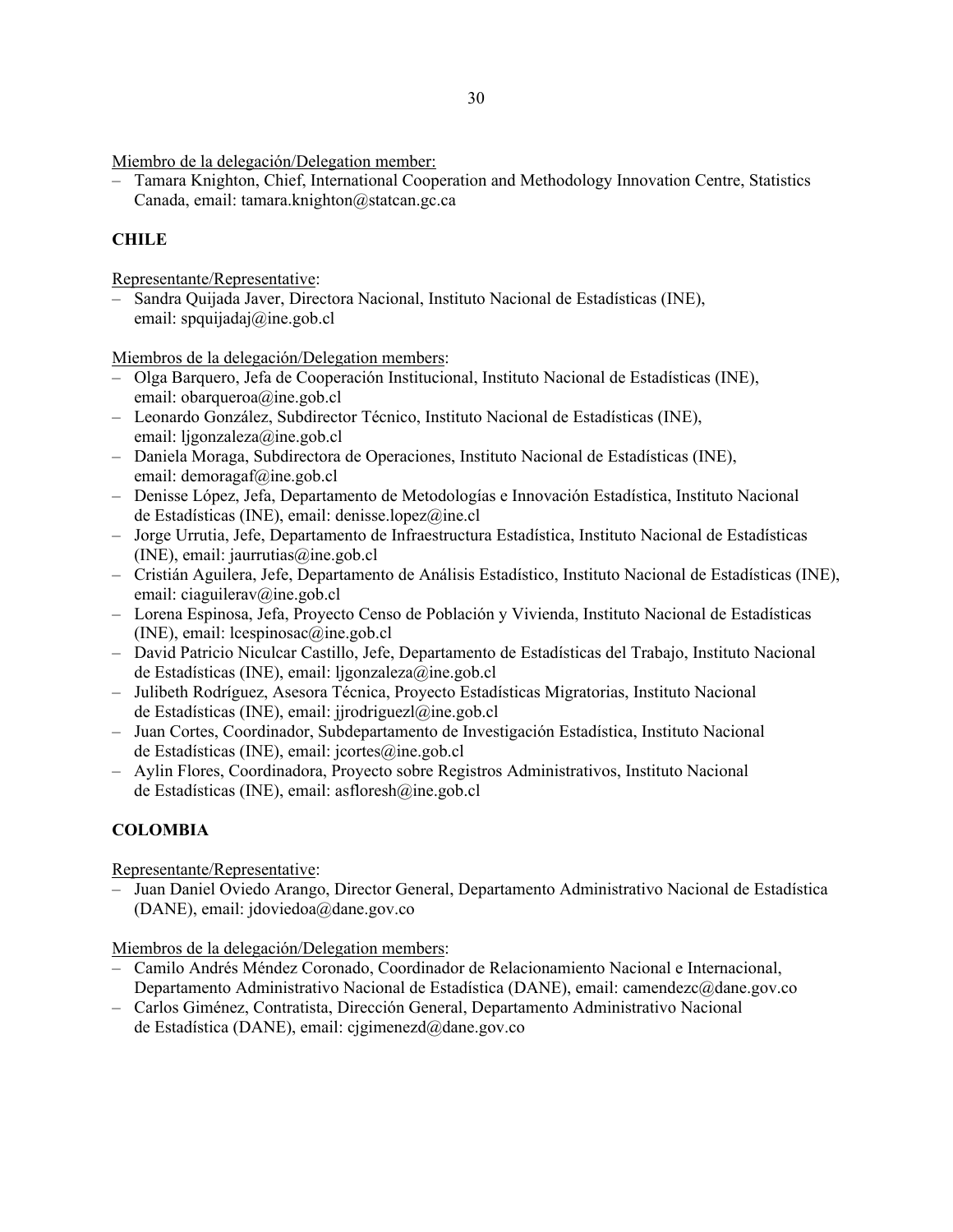Miembro de la delegación/Delegation member:

- Tamara Knighton, Chief, International Cooperation and Methodology Innovation Centre, Statistics Canada, email: tamara.knighton@statcan.gc.ca

**CHILE**

Representante/Representative:

- Sandra Quijada Javer, Directora Nacional, Instituto Nacional de Estadísticas (INE), email: spquijadaj@ine.gob.cl

Miembros de la delegación/Delegation members:

- Olga Barquero, Jefa de Cooperación Institucional, Instituto Nacional de Estadísticas (INE), email: obarqueroa@ine.gob.cl
- Leonardo González, Subdirector Técnico, Instituto Nacional de Estadísticas (INE), email: ljgonzaleza@ine.gob.cl
- Daniela Moraga, Subdirectora de Operaciones, Instituto Nacional de Estadísticas (INE), email: demoragaf@ine.gob.cl
- Denisse López, Jefa, Departamento de Metodologías e Innovación Estadística, Instituto Nacional de Estadísticas (INE), email: denisse.lopez@ine.cl
- Jorge Urrutia, Jefe, Departamento de Infraestructura Estadística, Instituto Nacional de Estadísticas (INE), email: jaurrutias@ine.gob.cl
- Cristián Aguilera, Jefe, Departamento de Análisis Estadístico, Instituto Nacional de Estadísticas (INE), email: ciaguilerav@ine.gob.cl
- Lorena Espinosa, Jefa, Proyecto Censo de Población y Vivienda, Instituto Nacional de Estadísticas (INE), email: lcespinosac@ine.gob.cl
- David Patricio Niculcar Castillo, Jefe, Departamento de Estadísticas del Trabajo, Instituto Nacional de Estadísticas (INE), email: ljgonzaleza@ine.gob.cl
- Julibeth Rodríguez, Asesora Técnica, Proyecto Estadísticas Migratorias, Instituto Nacional de Estadísticas (INE), email: jjrodriguezl@ine.gob.cl
- Juan Cortes, Coordinador, Subdepartamento de Investigación Estadística, Instituto Nacional de Estadísticas (INE), email: jcortes@ine.gob.cl
- Aylin Flores, Coordinadora, Proyecto sobre Registros Administrativos, Instituto Nacional de Estadísticas (INE), email: asfloresh@ine.gob.cl

**COLOMBIA**

Representante/Representative:

- Juan Daniel Oviedo Arango, Director General, Departamento Administrativo Nacional de Estadística (DANE), email: jdoviedoa@dane.gov.co

Miembros de la delegación/Delegation members:

- Camilo Andrés Méndez Coronado, Coordinador de Relacionamiento Nacional e Internacional, Departamento Administrativo Nacional de Estadística (DANE), email: camendezc@dane.gov.co
- Carlos Giménez, Contratista, Dirección General, Departamento Administrativo Nacional de Estadística (DANE), email: cjgimenezd@dane.gov.co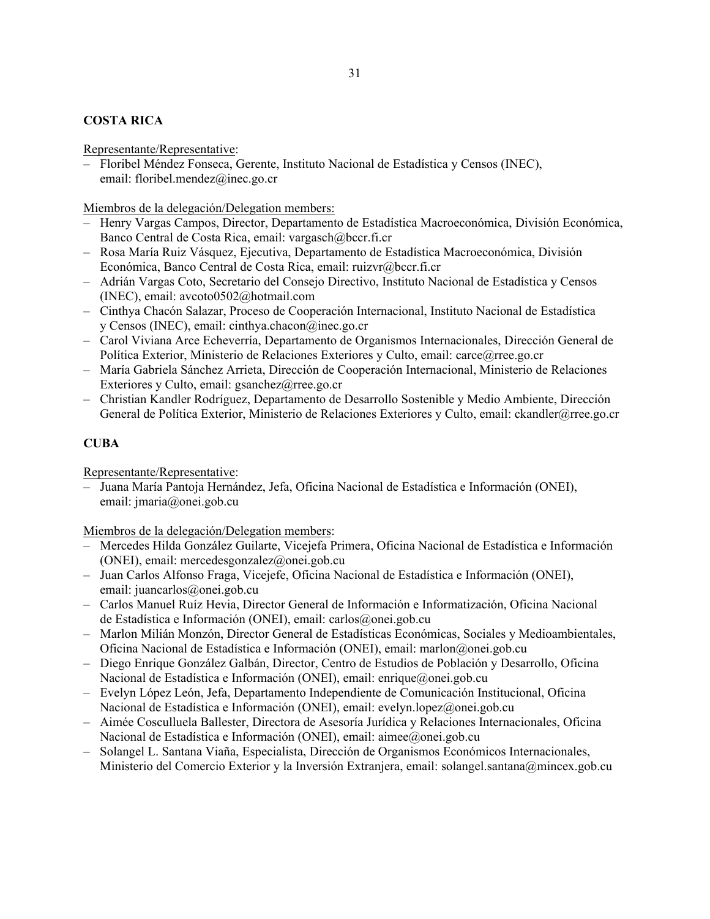**COSTA RICA**

Representante/Representative:

- Floribel Méndez Fonseca, Gerente, Instituto Nacional de Estadística y Censos (INEC), email: floribel.mendez@inec.go.cr

Miembros de la delegación/Delegation members:

- Henry Vargas Campos, Director, Departamento de Estadística Macroeconómica, División Económica, Banco Central de Costa Rica, email: vargasch@bccr.fi.cr
- Rosa María Ruiz Vásquez, Ejecutiva, Departamento de Estadística Macroeconómica, División Económica, Banco Central de Costa Rica, email: ruizvr@bccr.fi.cr
- Adrián Vargas Coto, Secretario del Consejo Directivo, Instituto Nacional de Estadística y Censos (INEC), email: avcoto0502@hotmail.com
- Cinthya Chacón Salazar, Proceso de Cooperación Internacional, Instituto Nacional de Estadística y Censos (INEC), email: cinthya.chacon@inec.go.cr
- Carol Viviana Arce Echeverría, Departamento de Organismos Internacionales, Dirección General de Política Exterior, Ministerio de Relaciones Exteriores y Culto, email: carce@rree.go.cr
- María Gabriela Sánchez Arrieta, Dirección de Cooperación Internacional, Ministerio de Relaciones Exteriores y Culto, email: gsanchez@rree.go.cr
- Christian Kandler Rodríguez, Departamento de Desarrollo Sostenible y Medio Ambiente, Dirección General de Política Exterior, Ministerio de Relaciones Exteriores y Culto, email: ckandler@rree.go.cr

**CUBA**

Representante/Representative:

- Juana María Pantoja Hernández, Jefa, Oficina Nacional de Estadística e Información (ONEI), email: jmaria@onei.gob.cu

Miembros de la delegación/Delegation members:

- Mercedes Hilda González Guilarte, Vicejefa Primera, Oficina Nacional de Estadística e Información (ONEI), email: mercedesgonzalez@onei.gob.cu
- Juan Carlos Alfonso Fraga, Vicejefe, Oficina Nacional de Estadística e Información (ONEI), email: juancarlos@onei.gob.cu
- Carlos Manuel Ruíz Hevia, Director General de Información e Informatización, Oficina Nacional de Estadística e Información (ONEI), email: carlos@onei.gob.cu
- Marlon Milián Monzón, Director General de Estadísticas Económicas, Sociales y Medioambientales, Oficina Nacional de Estadística e Información (ONEI), email: marlon@onei.gob.cu
- Diego Enrique González Galbán, Director, Centro de Estudios de Población y Desarrollo, Oficina Nacional de Estadística e Información (ONEI), email: enrique@onei.gob.cu
- Evelyn López León, Jefa, Departamento Independiente de Comunicación Institucional, Oficina Nacional de Estadística e Información (ONEI), email: evelyn.lopez@onei.gob.cu
- Aimée Cosculluela Ballester, Directora de Asesoría Jurídica y Relaciones Internacionales, Oficina Nacional de Estadística e Información (ONEI), email: aimee@onei.gob.cu
- Solangel L. Santana Viaña, Especialista, Dirección de Organismos Económicos Internacionales, Ministerio del Comercio Exterior y la Inversión Extranjera, email: solangel.santana@mincex.gob.cu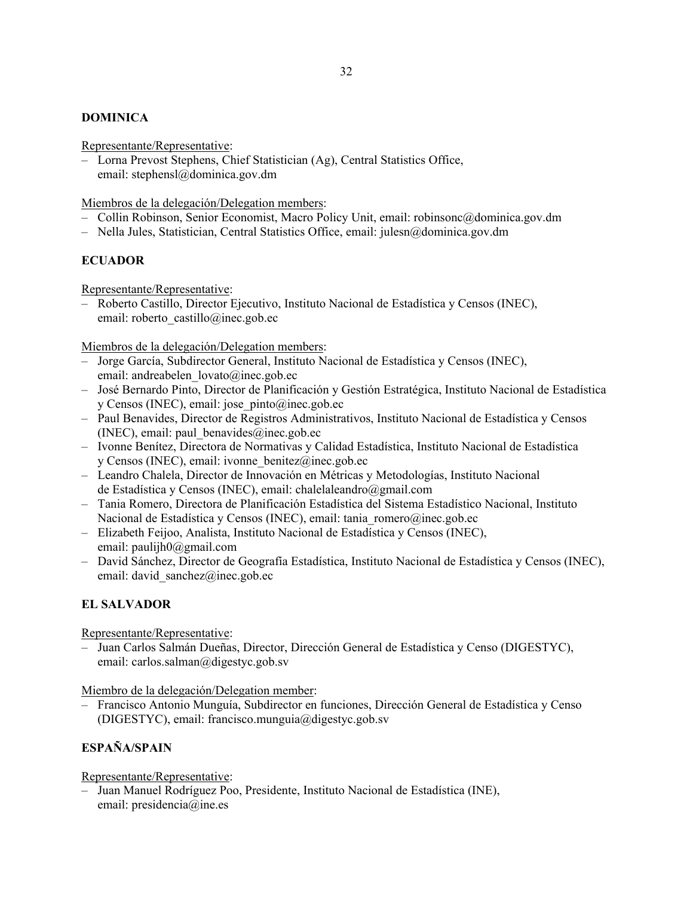**DOMINICA**

Representante/Representative:

– Lorna Prevost Stephens, Chief Statistician (Ag), Central Statistics Office, email: stephensl@dominica.gov.dm

Miembros de la delegación/Delegation members:

– Collin Robinson, Senior Economist, Macro Policy Unit, email: robinsonc@dominica.gov.dm
– Nella Jules, Statistician, Central Statistics Office, email: julesn@dominica.gov.dm

**ECUADOR**

Representante/Representative:

– Roberto Castillo, Director Ejecutivo, Instituto Nacional de Estadística y Censos (INEC), email: roberto_castillo@inec.gob.ec

Miembros de la delegación/Delegation members:

– Jorge García, Subdirector General, Instituto Nacional de Estadística y Censos (INEC), email: andreabelen_lovato@inec.gob.ec
– José Bernardo Pinto, Director de Planificación y Gestión Estratégica, Instituto Nacional de Estadística y Censos (INEC), email: jose_pinto@inec.gob.ec
– Paul Benavides, Director de Registros Administrativos, Instituto Nacional de Estadística y Censos (INEC), email: paul_benavides@inec.gob.ec
– Ivonne Benítez, Directora de Normativas y Calidad Estadística, Instituto Nacional de Estadística y Censos (INEC), email: ivonne_benitez@inec.gob.ec
– Leandro Chalela, Director de Innovación en Métricas y Metodologías, Instituto Nacional de Estadística y Censos (INEC), email: chalelaleandro@gmail.com
– Tania Romero, Directora de Planificación Estadística del Sistema Estadístico Nacional, Instituto Nacional de Estadística y Censos (INEC), email: tania_romero@inec.gob.ec
– Elizabeth Feijoo, Analista, Instituto Nacional de Estadística y Censos (INEC), email: paulijh0@gmail.com
– David Sánchez, Director de Geografía Estadística, Instituto Nacional de Estadística y Censos (INEC), email: david_sanchez@inec.gob.ec

**EL SALVADOR**

Representante/Representative:

– Juan Carlos Salmán Dueñas, Director, Dirección General de Estadística y Censo (DIGESTYC), email: carlos.salman@digestyc.gob.sv

Miembro de la delegación/Delegation member:

– Francisco Antonio Munguía, Subdirector en funciones, Dirección General de Estadística y Censo (DIGESTYC), email: francisco.munguia@digestyc.gob.sv

**ESPAÑA/SPAIN**

Representante/Representative:

– Juan Manuel Rodríguez Poo, Presidente, Instituto Nacional de Estadística (INE), email: presidencia@ine.es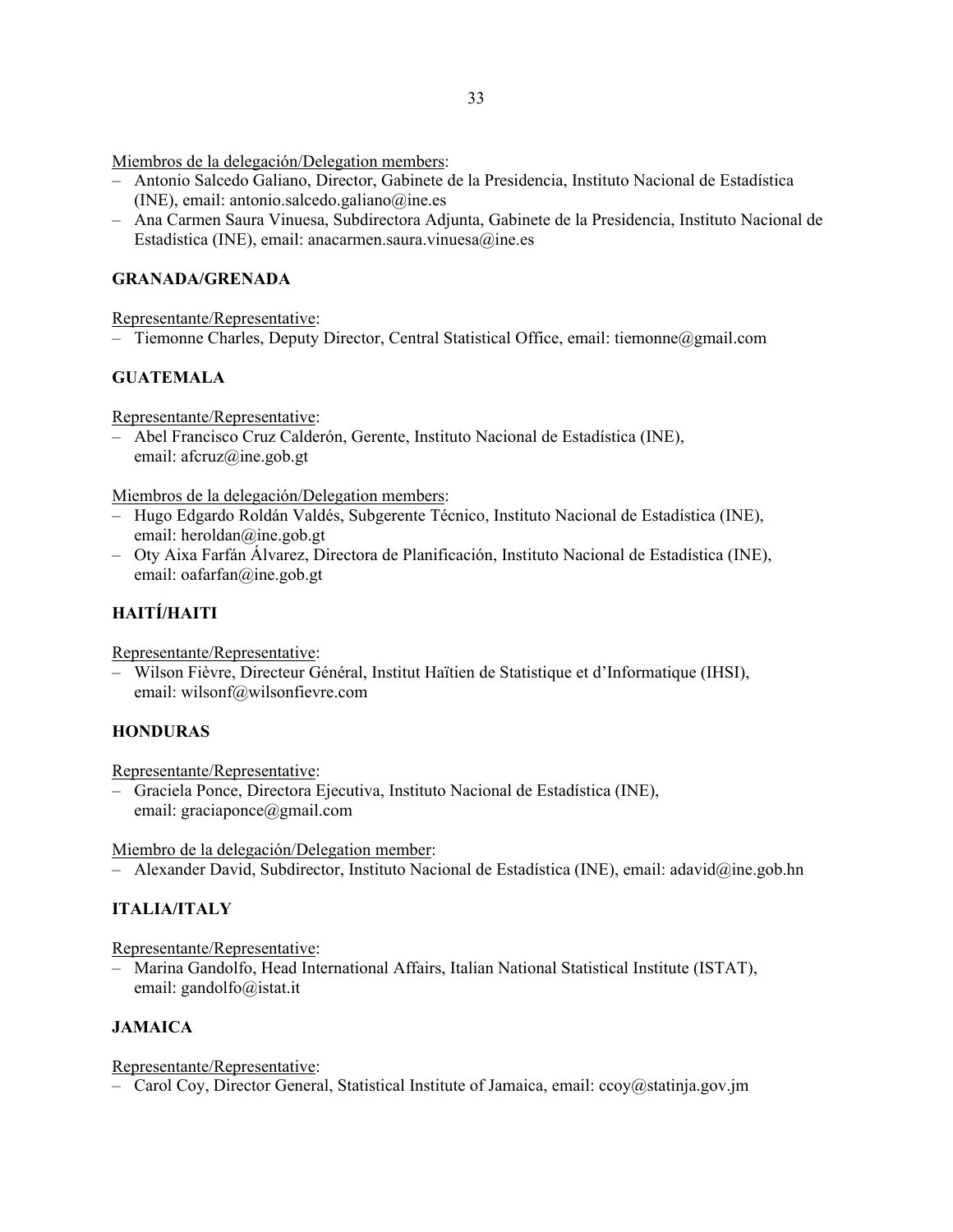Miembros de la delegación/Delegation members:

- Antonio Salcedo Galiano, Director, Gabinete de la Presidencia, Instituto Nacional de Estadística (INE), email: antonio.salcedo.galiano@ine.es
- Ana Carmen Saura Vinuesa, Subdirectora Adjunta, Gabinete de la Presidencia, Instituto Nacional de Estadística (INE), email: anacarmen.saura.vinuesa@ine.es

**GRANADA/GRENADA**

Representante/Representative:

- Tiemonne Charles, Deputy Director, Central Statistical Office, email: tiemonne@gmail.com

**GUATEMALA**

Representante/Representative:

- Abel Francisco Cruz Calderón, Gerente, Instituto Nacional de Estadística (INE), email: afcruz@ine.gob.gt

Miembros de la delegación/Delegation members:

- Hugo Edgardo Roldán Valdés, Subgerente Técnico, Instituto Nacional de Estadística (INE), email: heroldan@ine.gob.gt
- Oty Aixa Farfán Álvarez, Directora de Planificación, Instituto Nacional de Estadística (INE), email: oafarfan@ine.gob.gt

**HAITÍ/HAITI**

Representante/Representative:

- Wilson Fièvre, Directeur Général, Institut Haïtien de Statistique et d'Informatique (IHSI), email: wilsonf@wilsonfievre.com

**HONDURAS**

Representante/Representative:

- Graciela Ponce, Directora Ejecutiva, Instituto Nacional de Estadística (INE), email: graciaponce@gmail.com

Miembro de la delegación/Delegation member:

- Alexander David, Subdirector, Instituto Nacional de Estadística (INE), email: adavid@ine.gob.hn

**ITALIA/ITALY**

Representante/Representative:

- Marina Gandolfo, Head International Affairs, Italian National Statistical Institute (ISTAT), email: gandolfo@istat.it

**JAMAICA**

Representante/Representative:

- Carol Coy, Director General, Statistical Institute of Jamaica, email: ccoy@statinja.gov.jm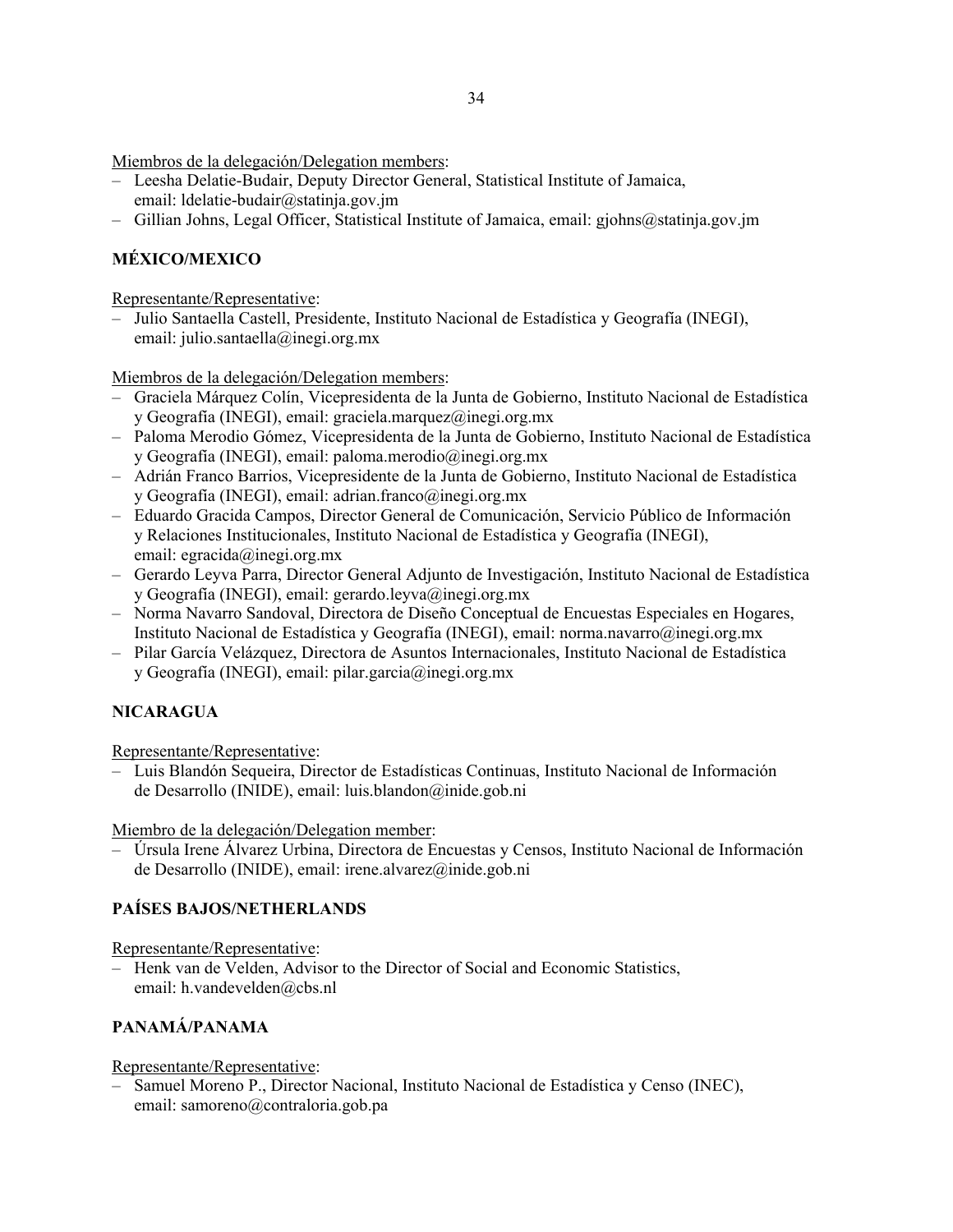Miembros de la delegación/Delegation members:

- Leesha Delatie-Budair, Deputy Director General, Statistical Institute of Jamaica, email: ldelatie-budair@statinja.gov.jm
- Gillian Johns, Legal Officer, Statistical Institute of Jamaica, email: gjohns@statinja.gov.jm

**MÉXICO/MEXICO**

Representante/Representative:

- Julio Santaella Castell, Presidente, Instituto Nacional de Estadística y Geografía (INEGI), email: julio.santaella@inegi.org.mx

Miembros de la delegación/Delegation members:

- Graciela Márquez Colín, Vicepresidenta de la Junta de Gobierno, Instituto Nacional de Estadística y Geografía (INEGI), email: graciela.marquez@inegi.org.mx
- Paloma Merodio Gómez, Vicepresidenta de la Junta de Gobierno, Instituto Nacional de Estadística y Geografía (INEGI), email: paloma.merodio@inegi.org.mx
- Adrián Franco Barrios, Vicepresidente de la Junta de Gobierno, Instituto Nacional de Estadística y Geografía (INEGI), email: adrian.franco@inegi.org.mx
- Eduardo Gracida Campos, Director General de Comunicación, Servicio Público de Información y Relaciones Institucionales, Instituto Nacional de Estadística y Geografía (INEGI), email: egracida@inegi.org.mx
- Gerardo Leyva Parra, Director General Adjunto de Investigación, Instituto Nacional de Estadística y Geografía (INEGI), email: gerardo.leyva@inegi.org.mx
- Norma Navarro Sandoval, Directora de Diseño Conceptual de Encuestas Especiales en Hogares, Instituto Nacional de Estadística y Geografía (INEGI), email: norma.navarro@inegi.org.mx
- Pilar García Velázquez, Directora de Asuntos Internacionales, Instituto Nacional de Estadística y Geografía (INEGI), email: pilar.garcia@inegi.org.mx

**NICARAGUA**

Representante/Representative:

- Luis Blandón Sequeira, Director de Estadísticas Continuas, Instituto Nacional de Información de Desarrollo (INIDE), email: luis.blandon@inide.gob.ni

Miembro de la delegación/Delegation member:

- Úrsula Irene Álvarez Urbina, Directora de Encuestas y Censos, Instituto Nacional de Información de Desarrollo (INIDE), email: irene.alvarez@inide.gob.ni

**PAÍSES BAJOS/NETHERLANDS**

Representante/Representative:

- Henk van de Velden, Advisor to the Director of Social and Economic Statistics, email: h.vandevelden@cbs.nl

**PANAMÁ/PANAMA**

Representante/Representative:

- Samuel Moreno P., Director Nacional, Instituto Nacional de Estadística y Censo (INEC), email: samoreno@contraloria.gob.pa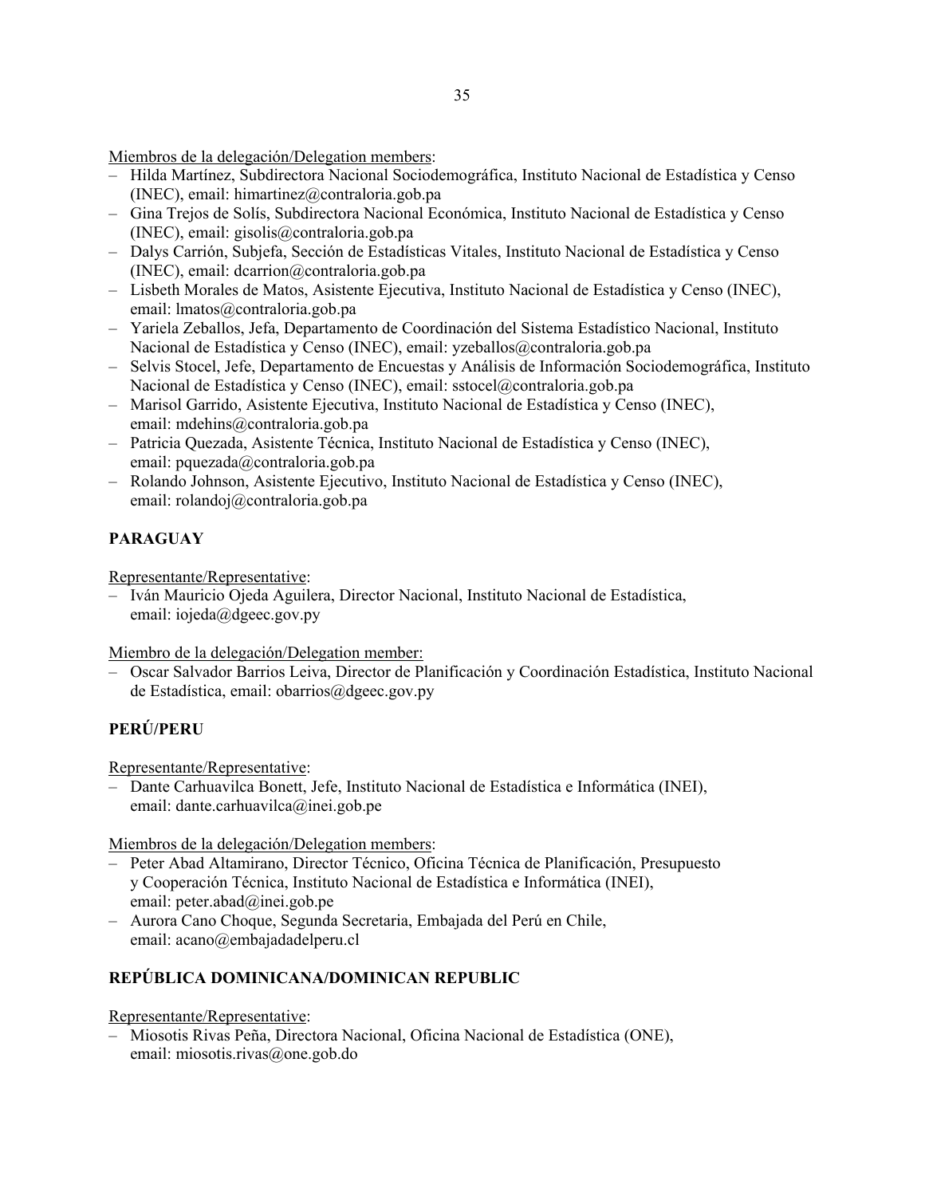Miembros de la delegación/Delegation members:

- Hilda Martínez, Subdirectora Nacional Sociodemográfica, Instituto Nacional de Estadística y Censo (INEC), email: himartinez@contraloria.gob.pa
- Gina Trejos de Solís, Subdirectora Nacional Económica, Instituto Nacional de Estadística y Censo (INEC), email: gisolis@contraloria.gob.pa
- Dalys Carrión, Subjefa, Sección de Estadísticas Vitales, Instituto Nacional de Estadística y Censo (INEC), email: dcarrion@contraloria.gob.pa
- Lisbeth Morales de Matos, Asistente Ejecutiva, Instituto Nacional de Estadística y Censo (INEC), email: lmatos@contraloria.gob.pa
- Yariela Zeballos, Jefa, Departamento de Coordinación del Sistema Estadístico Nacional, Instituto Nacional de Estadística y Censo (INEC), email: yzeballos@contraloria.gob.pa
- Selvis Stocel, Jefe, Departamento de Encuestas y Análisis de Información Sociodemográfica, Instituto Nacional de Estadística y Censo (INEC), email: sstocel@contraloria.gob.pa
- Marisol Garrido, Asistente Ejecutiva, Instituto Nacional de Estadística y Censo (INEC), email: mdehins@contraloria.gob.pa
- Patricia Quezada, Asistente Técnica, Instituto Nacional de Estadística y Censo (INEC), email: pquezada@contraloria.gob.pa
- Rolando Johnson, Asistente Ejecutivo, Instituto Nacional de Estadística y Censo (INEC), email: rolandoj@contraloria.gob.pa

**PARAGUAY**

Representante/Representative:

- Iván Mauricio Ojeda Aguilera, Director Nacional, Instituto Nacional de Estadística, email: iojeda@dgeec.gov.py

Miembro de la delegación/Delegation member:

- Oscar Salvador Barrios Leiva, Director de Planificación y Coordinación Estadística, Instituto Nacional de Estadística, email: obarrios@dgeec.gov.py

**PERÚ/PERU**

Representante/Representative:

- Dante Carhuavilca Bonett, Jefe, Instituto Nacional de Estadística e Informática (INEI), email: dante.carhuavilca@inei.gob.pe

Miembros de la delegación/Delegation members:

- Peter Abad Altamirano, Director Técnico, Oficina Técnica de Planificación, Presupuesto y Cooperación Técnica, Instituto Nacional de Estadística e Informática (INEI), email: peter.abad@inei.gob.pe
- Aurora Cano Choque, Segunda Secretaria, Embajada del Perú en Chile, email: acano@embajadadelperu.cl

**REPÚBLICA DOMINICANA/DOMINICAN REPUBLIC**

Representante/Representative:

- Miosotis Rivas Peña, Directora Nacional, Oficina Nacional de Estadística (ONE), email: miosotis.rivas@one.gob.do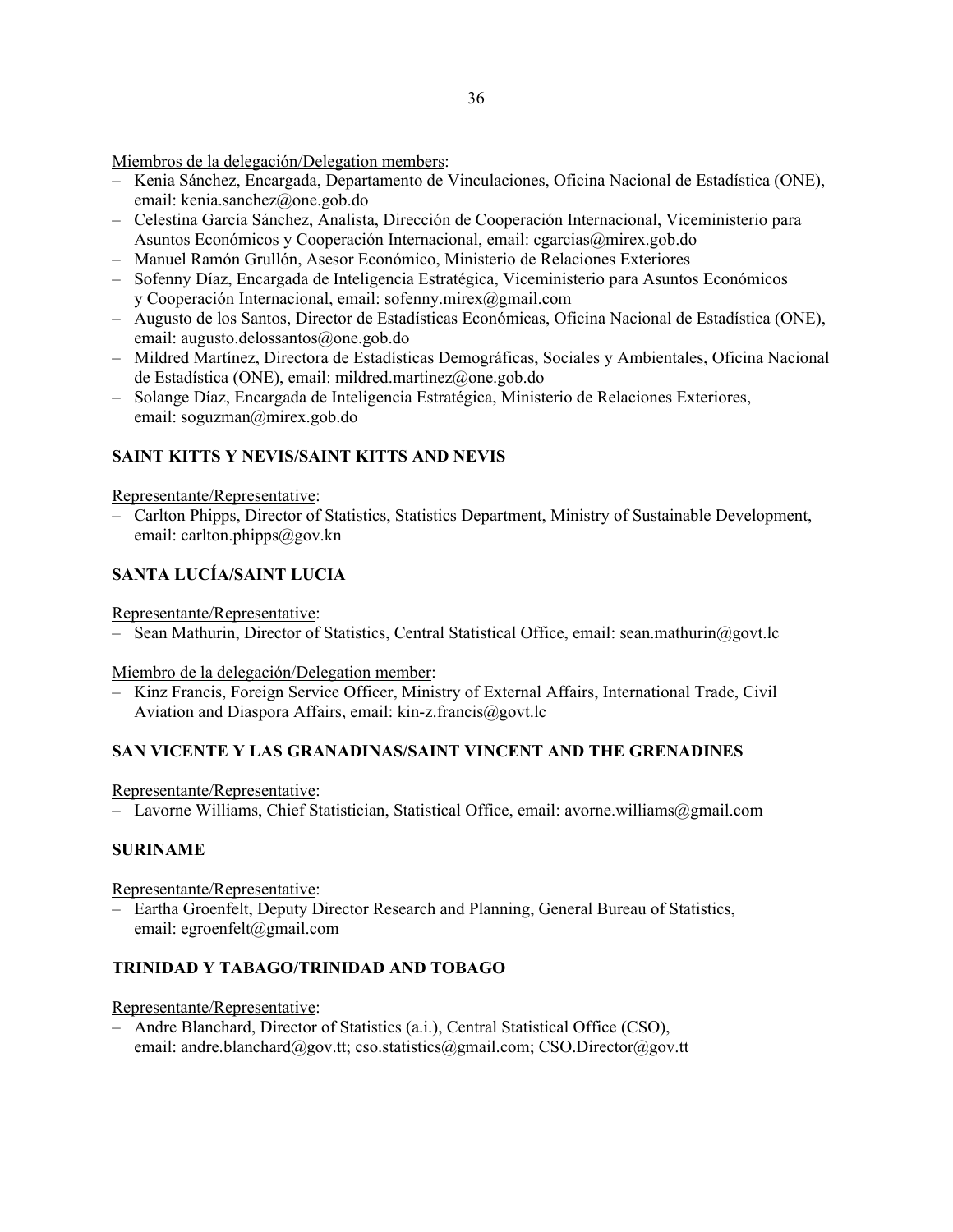Miembros de la delegación/Delegation members:

- Kenia Sánchez, Encargada, Departamento de Vinculaciones, Oficina Nacional de Estadística (ONE), email: kenia.sanchez@one.gob.do
- Celestina García Sánchez, Analista, Dirección de Cooperación Internacional, Viceministerio para Asuntos Económicos y Cooperación Internacional, email: cgarcias@mirex.gob.do
- Manuel Ramón Grullón, Asesor Económico, Ministerio de Relaciones Exteriores
- Sofenny Díaz, Encargada de Inteligencia Estratégica, Viceministerio para Asuntos Económicos y Cooperación Internacional, email: sofenny.mirex@gmail.com
- Augusto de los Santos, Director de Estadísticas Económicas, Oficina Nacional de Estadística (ONE), email: augusto.delossantos@one.gob.do
- Mildred Martínez, Directora de Estadísticas Demográficas, Sociales y Ambientales, Oficina Nacional de Estadística (ONE), email: mildred.martinez@one.gob.do
- Solange Díaz, Encargada de Inteligencia Estratégica, Ministerio de Relaciones Exteriores, email: soguzman@mirex.gob.do

**SAINT KITTS Y NEVIS/SAINT KITTS AND NEVIS**

Representante/Representative:

- Carlton Phipps, Director of Statistics, Statistics Department, Ministry of Sustainable Development, email: carlton.phipps@gov.kn

**SANTA LUCÍA/SAINT LUCIA**

Representante/Representative:

- Sean Mathurin, Director of Statistics, Central Statistical Office, email: sean.mathurin@govt.lc

Miembro de la delegación/Delegation member:

- Kinz Francis, Foreign Service Officer, Ministry of External Affairs, International Trade, Civil Aviation and Diaspora Affairs, email: kin-z.francis@govt.lc

**SAN VICENTE Y LAS GRANADINAS/SAINT VINCENT AND THE GRENADINES**

Representante/Representative:

- Lavorne Williams, Chief Statistician, Statistical Office, email: avorne.williams@gmail.com

**SURINAME**

Representante/Representative:

- Eartha Groenfelt, Deputy Director Research and Planning, General Bureau of Statistics, email: egroenfelt@gmail.com

**TRINIDAD Y TABAGO/TRINIDAD AND TOBAGO**

Representante/Representative:

- Andre Blanchard, Director of Statistics (a.i.), Central Statistical Office (CSO), email: andre.blanchard@gov.tt; cso.statistics@gmail.com; CSO.Director@gov.tt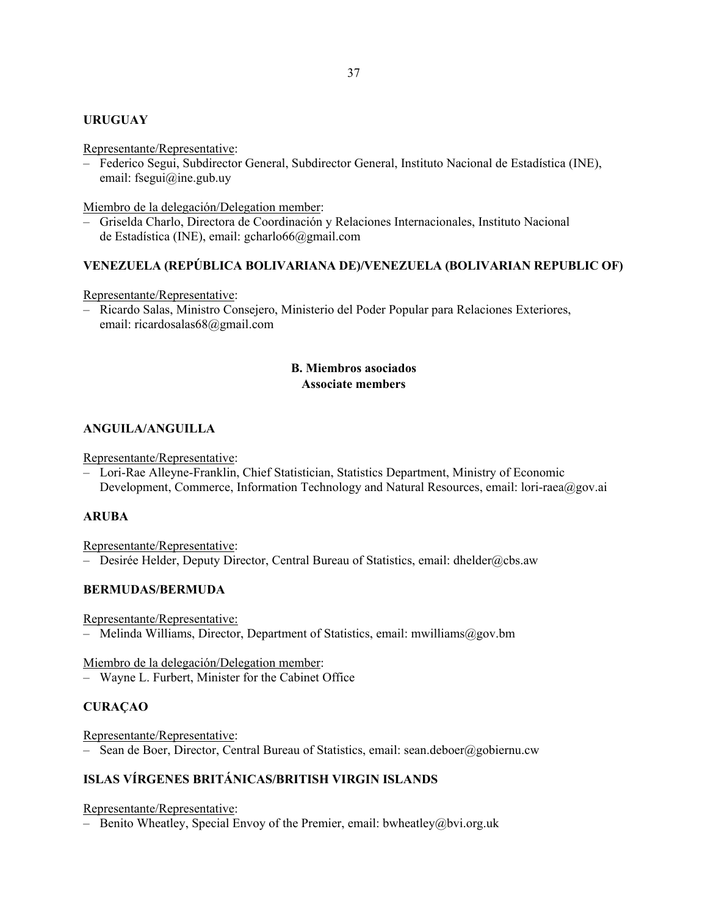**URUGUAY**

Representante/Representative:
– Federico Segui, Subdirector General, Subdirector General, Instituto Nacional de Estadística (INE), email: fsegui@ine.gub.uy

Miembro de la delegación/Delegation member:
– Griselda Charlo, Directora de Coordinación y Relaciones Internacionales, Instituto Nacional de Estadística (INE), email: gcharlo66@gmail.com

**VENEZUELA (REPÚBLICA BOLIVARIANA DE)/VENEZUELA (BOLIVARIAN REPUBLIC OF)**

Representante/Representative:
– Ricardo Salas, Ministro Consejero, Ministerio del Poder Popular para Relaciones Exteriores, email: ricardosalas68@gmail.com

## B. Miembros asociados
## Associate members

**ANGUILA/ANGUILLA**

Representante/Representative:
– Lori-Rae Alleyne-Franklin, Chief Statistician, Statistics Department, Ministry of Economic Development, Commerce, Information Technology and Natural Resources, email: lori-raea@gov.ai

**ARUBA**

Representante/Representative:
– Desirée Helder, Deputy Director, Central Bureau of Statistics, email: dhelder@cbs.aw

**BERMUDAS/BERMUDA**

Representante/Representative:
– Melinda Williams, Director, Department of Statistics, email: mwilliams@gov.bm

Miembro de la delegación/Delegation member:
– Wayne L. Furbert, Minister for the Cabinet Office

**CURAÇAO**

Representante/Representative:
– Sean de Boer, Director, Central Bureau of Statistics, email: sean.deboer@gobiernu.cw

**ISLAS VÍRGENES BRITÁNICAS/BRITISH VIRGIN ISLANDS**

Representante/Representative:
– Benito Wheatley, Special Envoy of the Premier, email: bwheatley@bvi.org.uk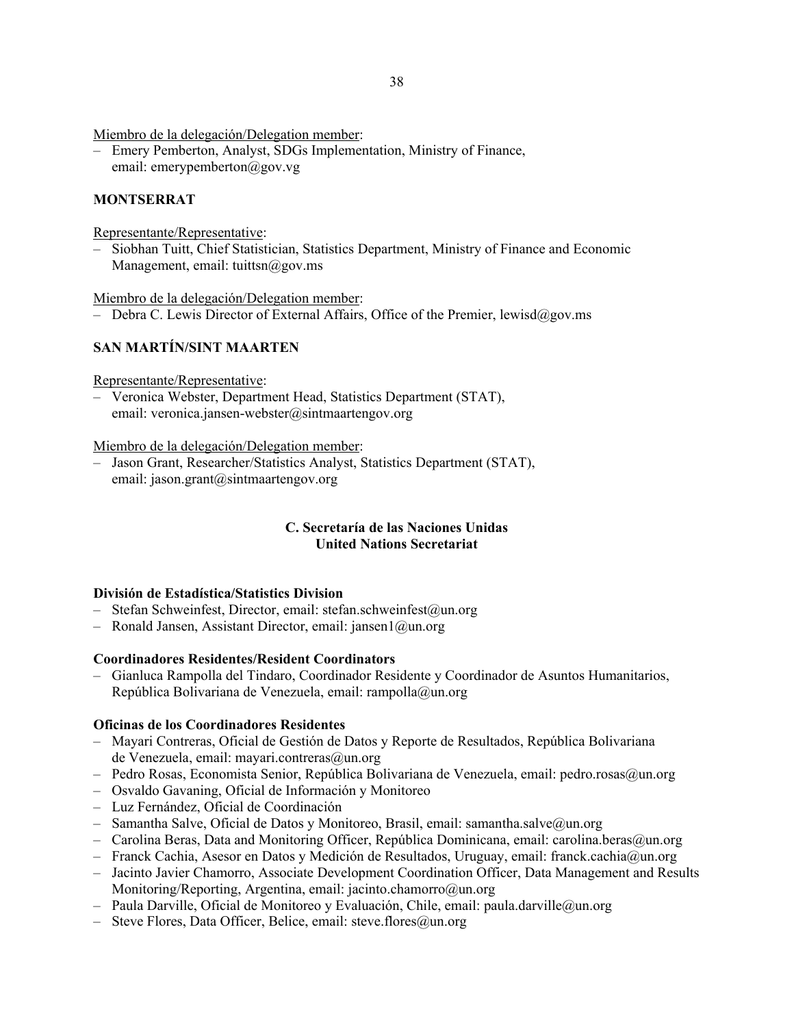Miembro de la delegación/Delegation member:

– Emery Pemberton, Analyst, SDGs Implementation, Ministry of Finance, email: emerypemberton@gov.vg

**MONTSERRAT**

Representante/Representative:

– Siobhan Tuitt, Chief Statistician, Statistics Department, Ministry of Finance and Economic Management, email: tuittsn@gov.ms

Miembro de la delegación/Delegation member:

– Debra C. Lewis Director of External Affairs, Office of the Premier, lewisd@gov.ms

**SAN MARTÍN/SINT MAARTEN**

Representante/Representative:

– Veronica Webster, Department Head, Statistics Department (STAT), email: veronica.jansen-webster@sintmaartengov.org

Miembro de la delegación/Delegation member:

– Jason Grant, Researcher/Statistics Analyst, Statistics Department (STAT), email: jason.grant@sintmaartengov.org

## C. Secretaría de las Naciones Unidas
## United Nations Secretariat

**División de Estadística/Statistics Division**

– Stefan Schweinfest, Director, email: stefan.schweinfest@un.org
– Ronald Jansen, Assistant Director, email: jansen1@un.org

**Coordinadores Residentes/Resident Coordinators**

– Gianluca Rampolla del Tindaro, Coordinador Residente y Coordinador de Asuntos Humanitarios, República Bolivariana de Venezuela, email: rampolla@un.org

**Oficinas de los Coordinadores Residentes**

– Mayari Contreras, Oficial de Gestión de Datos y Reporte de Resultados, República Bolivariana de Venezuela, email: mayari.contreras@un.org
– Pedro Rosas, Economista Senior, República Bolivariana de Venezuela, email: pedro.rosas@un.org
– Osvaldo Gavaning, Oficial de Información y Monitoreo
– Luz Fernández, Oficial de Coordinación
– Samantha Salve, Oficial de Datos y Monitoreo, Brasil, email: samantha.salve@un.org
– Carolina Beras, Data and Monitoring Officer, República Dominicana, email: carolina.beras@un.org
– Franck Cachia, Asesor en Datos y Medición de Resultados, Uruguay, email: franck.cachia@un.org
– Jacinto Javier Chamorro, Associate Development Coordination Officer, Data Management and Results Monitoring/Reporting, Argentina, email: jacinto.chamorro@un.org
– Paula Darville, Oficial de Monitoreo y Evaluación, Chile, email: paula.darville@un.org
– Steve Flores, Data Officer, Belice, email: steve.flores@un.org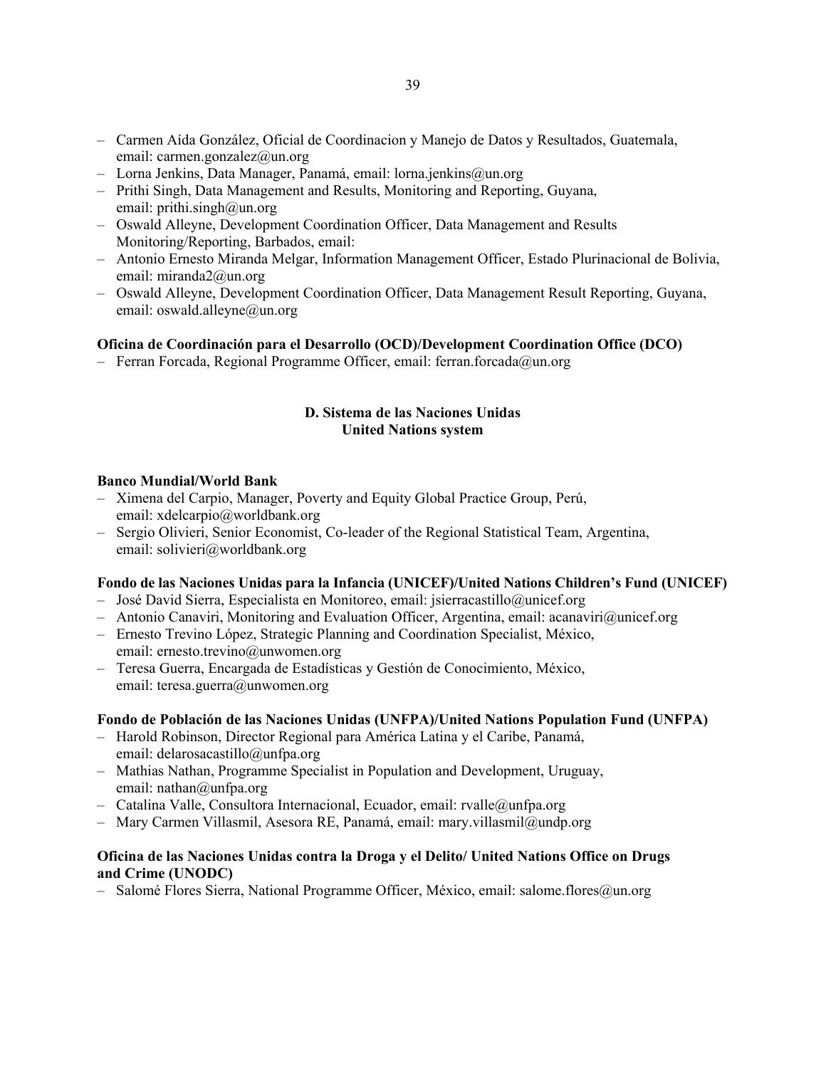- Carmen Aída González, Oficial de Coordinacion y Manejo de Datos y Resultados, Guatemala, email: carmen.gonzalez@un.org
- Lorna Jenkins, Data Manager, Panamá, email: lorna.jenkins@un.org
- Prithi Singh, Data Management and Results, Monitoring and Reporting, Guyana, email: prithi.singh@un.org
- Oswald Alleyne, Development Coordination Officer, Data Management and Results Monitoring/Reporting, Barbados, email:
- Antonio Ernesto Miranda Melgar, Information Management Officer, Estado Plurinacional de Bolivia, email: miranda2@un.org
- Oswald Alleyne, Development Coordination Officer, Data Management Result Reporting, Guyana, email: oswald.alleyne@un.org

**Oficina de Coordinación para el Desarrollo (OCD)/Development Coordination Office (DCO)**
- Ferran Forcada, Regional Programme Officer, email: ferran.forcada@un.org

## D. Sistema de las Naciones Unidas
## United Nations system

**Banco Mundial/World Bank**
- Ximena del Carpio, Manager, Poverty and Equity Global Practice Group, Perú, email: xdelcarpio@worldbank.org
- Sergio Olivieri, Senior Economist, Co-leader of the Regional Statistical Team, Argentina, email: solivieri@worldbank.org

**Fondo de las Naciones Unidas para la Infancia (UNICEF)/United Nations Children's Fund (UNICEF)**
- José David Sierra, Especialista en Monitoreo, email: jsierracastillo@unicef.org
- Antonio Canaviri, Monitoring and Evaluation Officer, Argentina, email: acanaviri@unicef.org
- Ernesto Trevino López, Strategic Planning and Coordination Specialist, México, email: ernesto.trevino@unwomen.org
- Teresa Guerra, Encargada de Estadísticas y Gestión de Conocimiento, México, email: teresa.guerra@unwomen.org

**Fondo de Población de las Naciones Unidas (UNFPA)/United Nations Population Fund (UNFPA)**
- Harold Robinson, Director Regional para América Latina y el Caribe, Panamá, email: delarosacastillo@unfpa.org
- Mathias Nathan, Programme Specialist in Population and Development, Uruguay, email: nathan@unfpa.org
- Catalina Valle, Consultora Internacional, Ecuador, email: rvalle@unfpa.org
- Mary Carmen Villasmil, Asesora RE, Panamá, email: mary.villasmil@undp.org

**Oficina de las Naciones Unidas contra la Droga y el Delito/ United Nations Office on Drugs and Crime (UNODC)**
- Salomé Flores Sierra, National Programme Officer, México, email: salome.flores@un.org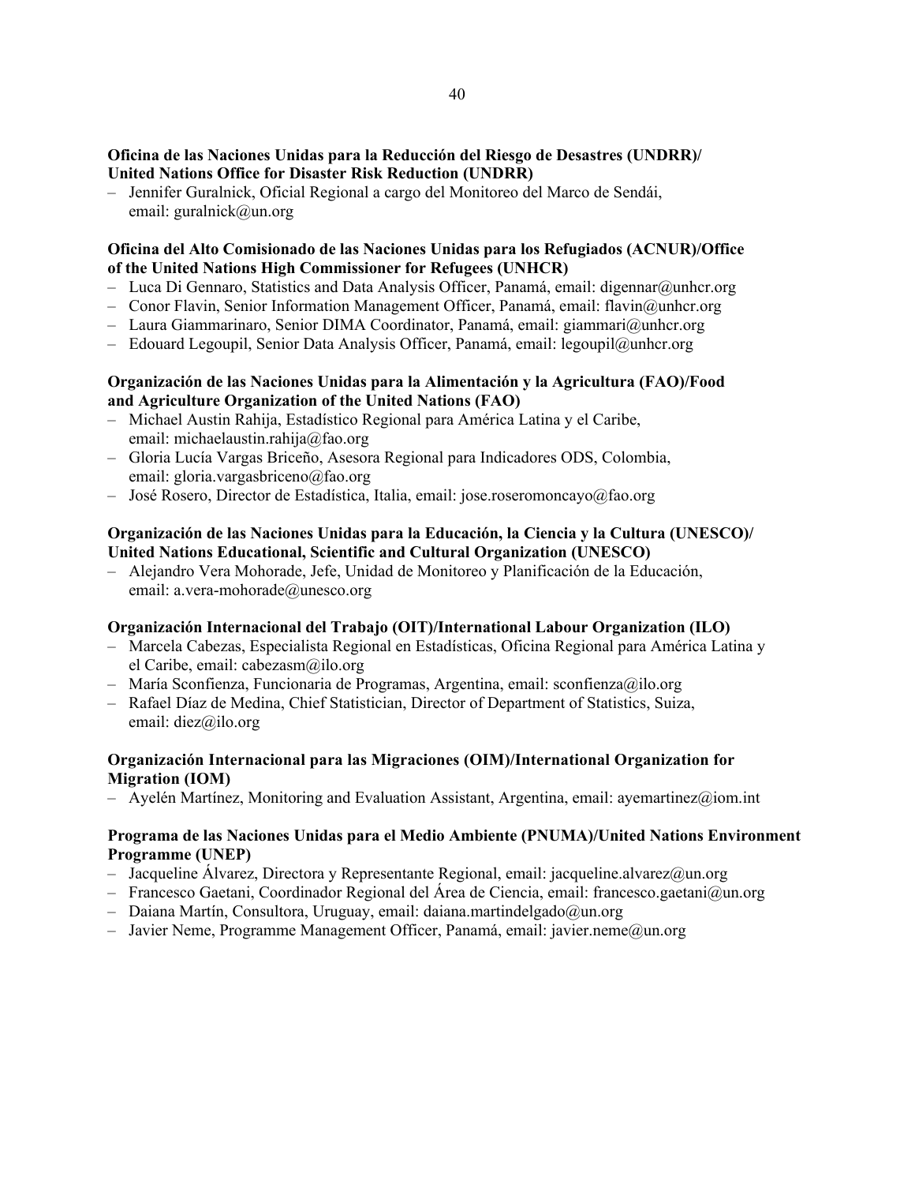**Oficina de las Naciones Unidas para la Reducción del Riesgo de Desastres (UNDRR)/ United Nations Office for Disaster Risk Reduction (UNDRR)**

- Jennifer Guralnick, Oficial Regional a cargo del Monitoreo del Marco de Sendái, email: guralnick@un.org

**Oficina del Alto Comisionado de las Naciones Unidas para los Refugiados (ACNUR)/Office of the United Nations High Commissioner for Refugees (UNHCR)**

- Luca Di Gennaro, Statistics and Data Analysis Officer, Panamá, email: digennar@unhcr.org
- Conor Flavin, Senior Information Management Officer, Panamá, email: flavin@unhcr.org
- Laura Giammarinaro, Senior DIMA Coordinator, Panamá, email: giammari@unhcr.org
- Edouard Legoupil, Senior Data Analysis Officer, Panamá, email: legoupil@unhcr.org

**Organización de las Naciones Unidas para la Alimentación y la Agricultura (FAO)/Food and Agriculture Organization of the United Nations (FAO)**

- Michael Austin Rahija, Estadístico Regional para América Latina y el Caribe, email: michaelaustin.rahija@fao.org
- Gloria Lucía Vargas Briceño, Asesora Regional para Indicadores ODS, Colombia, email: gloria.vargasbriceno@fao.org
- José Rosero, Director de Estadística, Italia, email: jose.roseromoncayo@fao.org

**Organización de las Naciones Unidas para la Educación, la Ciencia y la Cultura (UNESCO)/ United Nations Educational, Scientific and Cultural Organization (UNESCO)**

- Alejandro Vera Mohorade, Jefe, Unidad de Monitoreo y Planificación de la Educación, email: a.vera-mohorade@unesco.org

**Organización Internacional del Trabajo (OIT)/International Labour Organization (ILO)**

- Marcela Cabezas, Especialista Regional en Estadísticas, Oficina Regional para América Latina y el Caribe, email: cabezasm@ilo.org
- María Sconfienza, Funcionaria de Programas, Argentina, email: sconfienza@ilo.org
- Rafael Díaz de Medina, Chief Statistician, Director of Department of Statistics, Suiza, email: diez@ilo.org

**Organización Internacional para las Migraciones (OIM)/International Organization for Migration (IOM)**

- Ayelén Martínez, Monitoring and Evaluation Assistant, Argentina, email: ayemartinez@iom.int

**Programa de las Naciones Unidas para el Medio Ambiente (PNUMA)/United Nations Environment Programme (UNEP)**

- Jacqueline Álvarez, Directora y Representante Regional, email: jacqueline.alvarez@un.org
- Francesco Gaetani, Coordinador Regional del Área de Ciencia, email: francesco.gaetani@un.org
- Daiana Martín, Consultora, Uruguay, email: daiana.martindelgado@un.org
- Javier Neme, Programme Management Officer, Panamá, email: javier.neme@un.org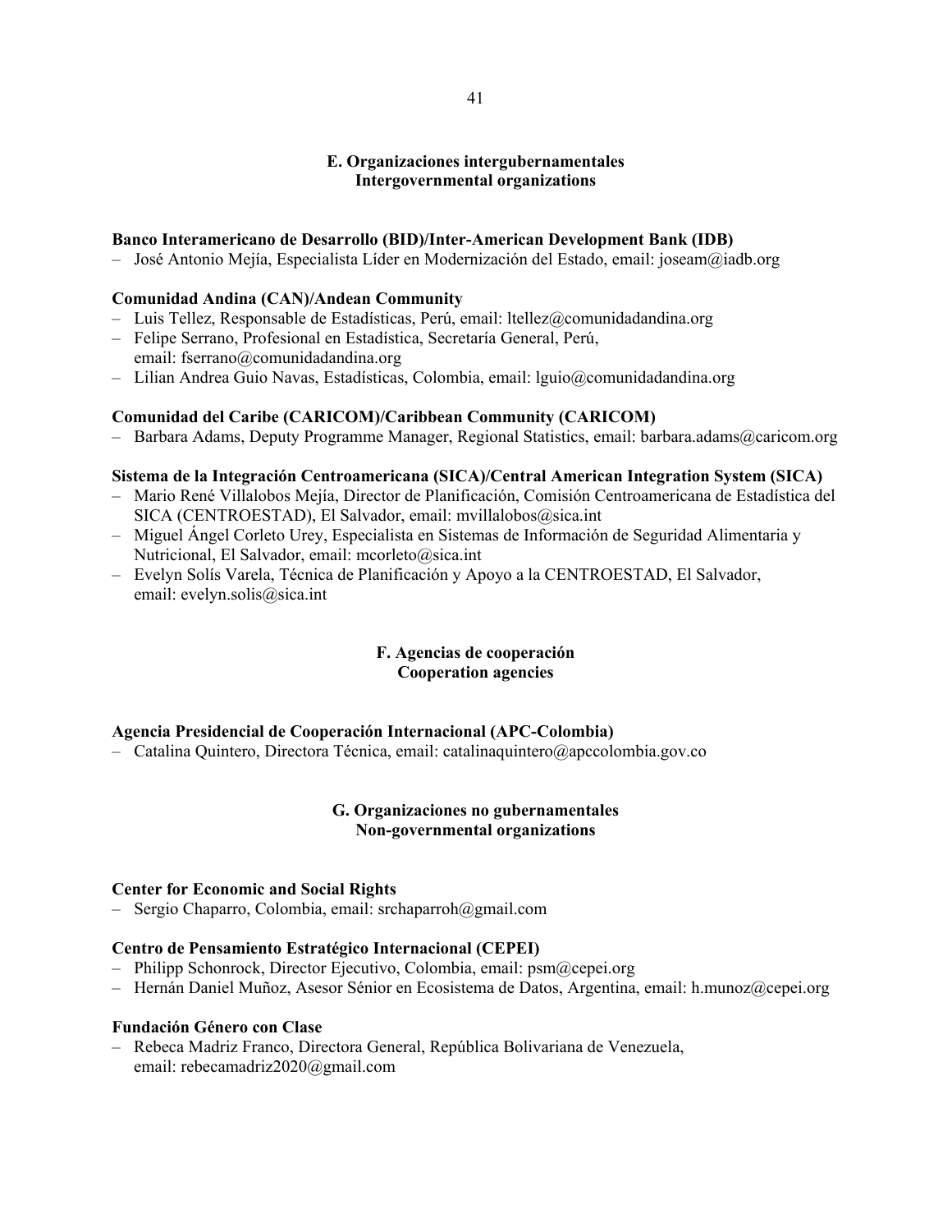## E. Organizaciones intergubernamentales
## Intergovernmental organizations

**Banco Interamericano de Desarrollo (BID)/Inter-American Development Bank (IDB)**

- José Antonio Mejía, Especialista Líder en Modernización del Estado, email: joseam@iadb.org

**Comunidad Andina (CAN)/Andean Community**

- Luis Tellez, Responsable de Estadísticas, Perú, email: ltellez@comunidadandina.org
- Felipe Serrano, Profesional en Estadística, Secretaría General, Perú, email: fserrano@comunidadandina.org
- Lilian Andrea Guio Navas, Estadísticas, Colombia, email: lguio@comunidadandina.org

**Comunidad del Caribe (CARICOM)/Caribbean Community (CARICOM)**

- Barbara Adams, Deputy Programme Manager, Regional Statistics, email: barbara.adams@caricom.org

**Sistema de la Integración Centroamericana (SICA)/Central American Integration System (SICA)**

- Mario René Villalobos Mejía, Director de Planificación, Comisión Centroamericana de Estadística del SICA (CENTROESTAD), El Salvador, email: mvillalobos@sica.int
- Miguel Ángel Corleto Urey, Especialista en Sistemas de Información de Seguridad Alimentaria y Nutricional, El Salvador, email: mcorleto@sica.int
- Evelyn Solís Varela, Técnica de Planificación y Apoyo a la CENTROESTAD, El Salvador, email: evelyn.solis@sica.int

## F. Agencias de cooperación
## Cooperation agencies

**Agencia Presidencial de Cooperación Internacional (APC-Colombia)**

- Catalina Quintero, Directora Técnica, email: catalinaquintero@apccolombia.gov.co

## G. Organizaciones no gubernamentales
## Non-governmental organizations

**Center for Economic and Social Rights**

- Sergio Chaparro, Colombia, email: srchaparroh@gmail.com

**Centro de Pensamiento Estratégico Internacional (CEPEI)**

- Philipp Schonrock, Director Ejecutivo, Colombia, email: psm@cepei.org
- Hernán Daniel Muñoz, Asesor Sénior en Ecosistema de Datos, Argentina, email: h.munoz@cepei.org

**Fundación Género con Clase**

- Rebeca Madriz Franco, Directora General, República Bolivariana de Venezuela, email: rebecamadriz2020@gmail.com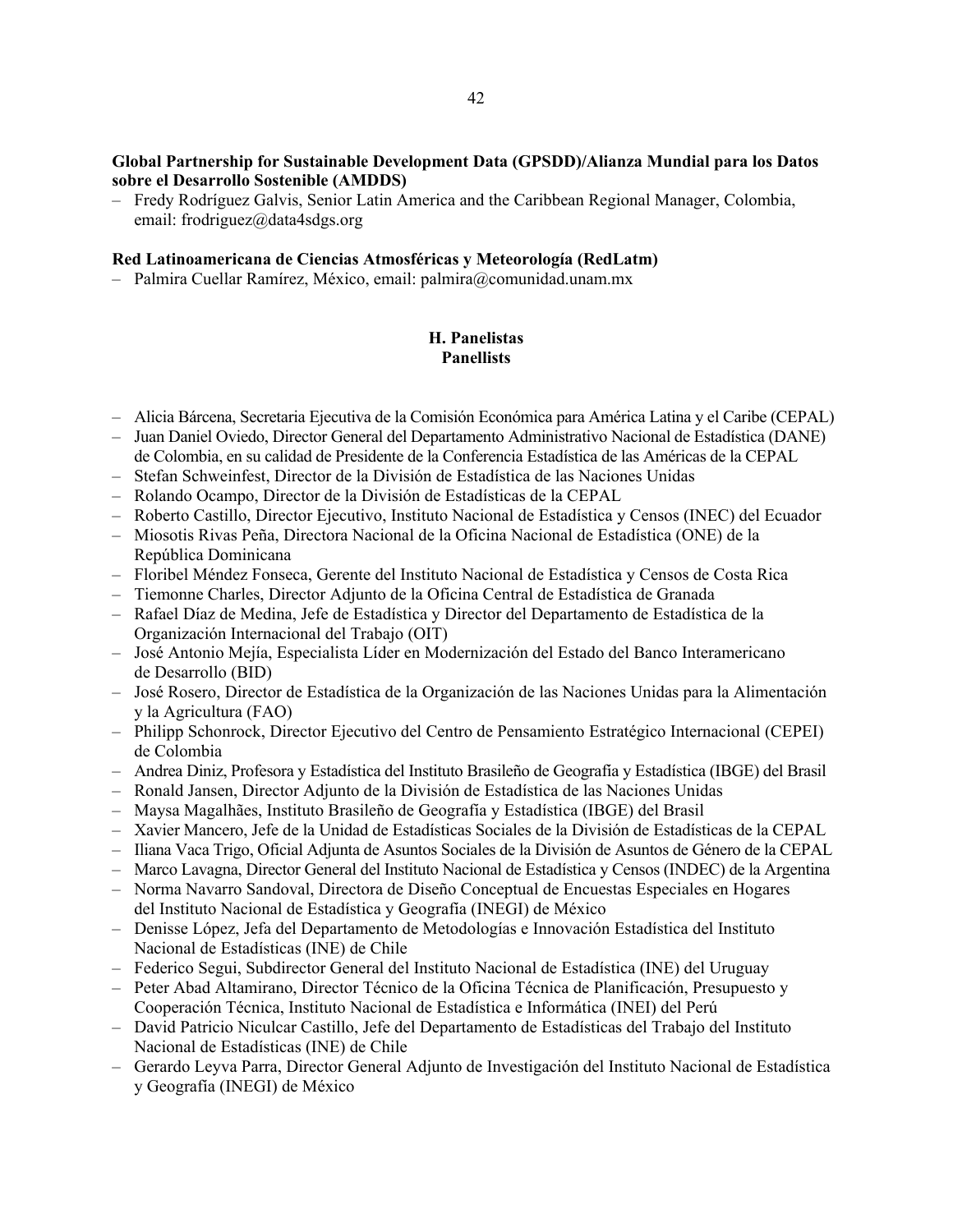**Global Partnership for Sustainable Development Data (GPSDD)/Alianza Mundial para los Datos sobre el Desarrollo Sostenible (AMDDS)**

- Fredy Rodríguez Galvis, Senior Latin America and the Caribbean Regional Manager, Colombia, email: frodriguez@data4sdgs.org

**Red Latinoamericana de Ciencias Atmosféricas y Meteorología (RedLatm)**

- Palmira Cuellar Ramírez, México, email: palmira@comunidad.unam.mx

## H. Panelistas
## Panellists

- Alicia Bárcena, Secretaria Ejecutiva de la Comisión Económica para América Latina y el Caribe (CEPAL)
- Juan Daniel Oviedo, Director General del Departamento Administrativo Nacional de Estadística (DANE) de Colombia, en su calidad de Presidente de la Conferencia Estadística de las Américas de la CEPAL
- Stefan Schweinfest, Director de la División de Estadística de las Naciones Unidas
- Rolando Ocampo, Director de la División de Estadísticas de la CEPAL
- Roberto Castillo, Director Ejecutivo, Instituto Nacional de Estadística y Censos (INEC) del Ecuador
- Miosotis Rivas Peña, Directora Nacional de la Oficina Nacional de Estadística (ONE) de la República Dominicana
- Floribel Méndez Fonseca, Gerente del Instituto Nacional de Estadística y Censos de Costa Rica
- Tiemonne Charles, Director Adjunto de la Oficina Central de Estadística de Granada
- Rafael Díaz de Medina, Jefe de Estadística y Director del Departamento de Estadística de la Organización Internacional del Trabajo (OIT)
- José Antonio Mejía, Especialista Líder en Modernización del Estado del Banco Interamericano de Desarrollo (BID)
- José Rosero, Director de Estadística de la Organización de las Naciones Unidas para la Alimentación y la Agricultura (FAO)
- Philipp Schonrock, Director Ejecutivo del Centro de Pensamiento Estratégico Internacional (CEPEI) de Colombia
- Andrea Diniz, Profesora y Estadística del Instituto Brasileño de Geografía y Estadística (IBGE) del Brasil
- Ronald Jansen, Director Adjunto de la División de Estadística de las Naciones Unidas
- Maysa Magalhães, Instituto Brasileño de Geografía y Estadística (IBGE) del Brasil
- Xavier Mancero, Jefe de la Unidad de Estadísticas Sociales de la División de Estadísticas de la CEPAL
- Iliana Vaca Trigo, Oficial Adjunta de Asuntos Sociales de la División de Asuntos de Género de la CEPAL
- Marco Lavagna, Director General del Instituto Nacional de Estadística y Censos (INDEC) de la Argentina
- Norma Navarro Sandoval, Directora de Diseño Conceptual de Encuestas Especiales en Hogares del Instituto Nacional de Estadística y Geografía (INEGI) de México
- Denisse López, Jefa del Departamento de Metodologías e Innovación Estadística del Instituto Nacional de Estadísticas (INE) de Chile
- Federico Segui, Subdirector General del Instituto Nacional de Estadística (INE) del Uruguay
- Peter Abad Altamirano, Director Técnico de la Oficina Técnica de Planificación, Presupuesto y Cooperación Técnica, Instituto Nacional de Estadística e Informática (INEI) del Perú
- David Patricio Niculcar Castillo, Jefe del Departamento de Estadísticas del Trabajo del Instituto Nacional de Estadísticas (INE) de Chile
- Gerardo Leyva Parra, Director General Adjunto de Investigación del Instituto Nacional de Estadística y Geografía (INEGI) de México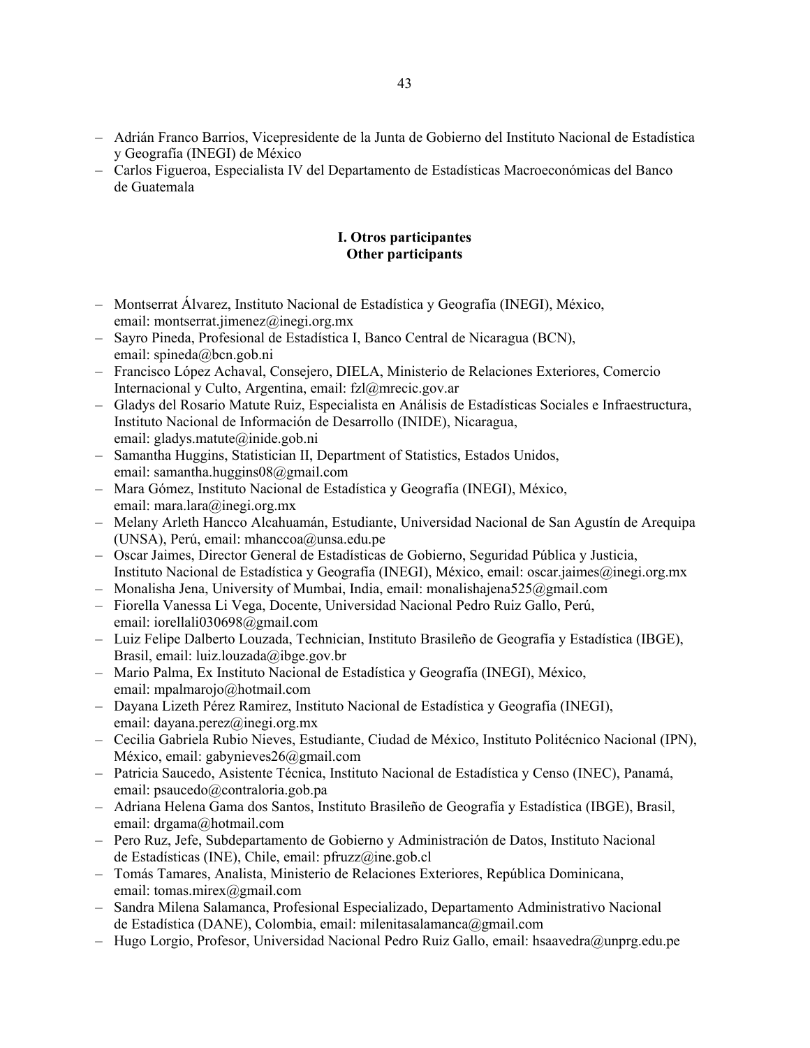- Adrián Franco Barrios, Vicepresidente de la Junta de Gobierno del Instituto Nacional de Estadística y Geografía (INEGI) de México
- Carlos Figueroa, Especialista IV del Departamento de Estadísticas Macroeconómicas del Banco de Guatemala

## I. Otros participantes
## Other participants

- Montserrat Álvarez, Instituto Nacional de Estadística y Geografía (INEGI), México, email: montserrat.jimenez@inegi.org.mx
- Sayro Pineda, Profesional de Estadística I, Banco Central de Nicaragua (BCN), email: spineda@bcn.gob.ni
- Francisco López Achaval, Consejero, DIELA, Ministerio de Relaciones Exteriores, Comercio Internacional y Culto, Argentina, email: fzl@mrecic.gov.ar
- Gladys del Rosario Matute Ruiz, Especialista en Análisis de Estadísticas Sociales e Infraestructura, Instituto Nacional de Información de Desarrollo (INIDE), Nicaragua, email: gladys.matute@inide.gob.ni
- Samantha Huggins, Statistician II, Department of Statistics, Estados Unidos, email: samantha.huggins08@gmail.com
- Mara Gómez, Instituto Nacional de Estadística y Geografía (INEGI), México, email: mara.lara@inegi.org.mx
- Melany Arleth Hancco Alcahuamán, Estudiante, Universidad Nacional de San Agustín de Arequipa (UNSA), Perú, email: mhanccoa@unsa.edu.pe
- Oscar Jaimes, Director General de Estadísticas de Gobierno, Seguridad Pública y Justicia, Instituto Nacional de Estadística y Geografía (INEGI), México, email: oscar.jaimes@inegi.org.mx
- Monalisha Jena, University of Mumbai, India, email: monalishajena525@gmail.com
- Fiorella Vanessa Li Vega, Docente, Universidad Nacional Pedro Ruiz Gallo, Perú, email: iorellali030698@gmail.com
- Luiz Felipe Dalberto Louzada, Technician, Instituto Brasileño de Geografía y Estadística (IBGE), Brasil, email: luiz.louzada@ibge.gov.br
- Mario Palma, Ex Instituto Nacional de Estadística y Geografía (INEGI), México, email: mpalmarojo@hotmail.com
- Dayana Lizeth Pérez Ramirez, Instituto Nacional de Estadística y Geografía (INEGI), email: dayana.perez@inegi.org.mx
- Cecilia Gabriela Rubio Nieves, Estudiante, Ciudad de México, Instituto Politécnico Nacional (IPN), México, email: gabynieves26@gmail.com
- Patricia Saucedo, Asistente Técnica, Instituto Nacional de Estadística y Censo (INEC), Panamá, email: psaucedo@contraloria.gob.pa
- Adriana Helena Gama dos Santos, Instituto Brasileño de Geografía y Estadística (IBGE), Brasil, email: drgama@hotmail.com
- Pero Ruz, Jefe, Subdepartamento de Gobierno y Administración de Datos, Instituto Nacional de Estadísticas (INE), Chile, email: pfruzz@ine.gob.cl
- Tomás Tamares, Analista, Ministerio de Relaciones Exteriores, República Dominicana, email: tomas.mirex@gmail.com
- Sandra Milena Salamanca, Profesional Especializado, Departamento Administrativo Nacional de Estadística (DANE), Colombia, email: milenitasalamanca@gmail.com
- Hugo Lorgio, Profesor, Universidad Nacional Pedro Ruiz Gallo, email: hsaavedra@unprg.edu.pe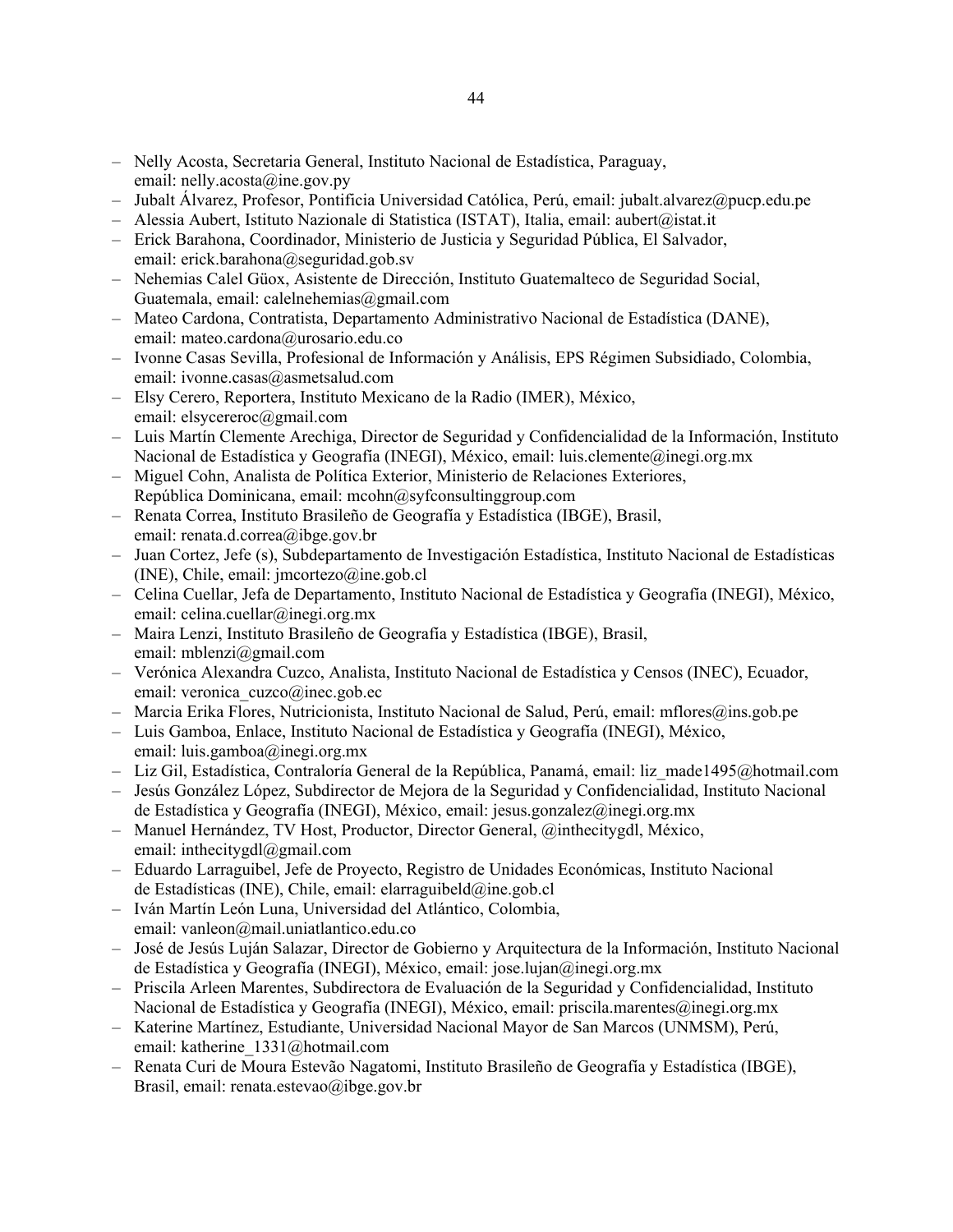- Nelly Acosta, Secretaria General, Instituto Nacional de Estadística, Paraguay, email: nelly.acosta@ine.gov.py
- Jubalt Álvarez, Profesor, Pontificia Universidad Católica, Perú, email: jubalt.alvarez@pucp.edu.pe
- Alessia Aubert, Istituto Nazionale di Statistica (ISTAT), Italia, email: aubert@istat.it
- Erick Barahona, Coordinador, Ministerio de Justicia y Seguridad Pública, El Salvador, email: erick.barahona@seguridad.gob.sv
- Nehemias Calel Güox, Asistente de Dirección, Instituto Guatemalteco de Seguridad Social, Guatemala, email: calelnehemias@gmail.com
- Mateo Cardona, Contratista, Departamento Administrativo Nacional de Estadística (DANE), email: mateo.cardona@urosario.edu.co
- Ivonne Casas Sevilla, Profesional de Información y Análisis, EPS Régimen Subsidiado, Colombia, email: ivonne.casas@asmetsalud.com
- Elsy Cerero, Reportera, Instituto Mexicano de la Radio (IMER), México, email: elsycereroc@gmail.com
- Luis Martín Clemente Arechiga, Director de Seguridad y Confidencialidad de la Información, Instituto Nacional de Estadística y Geografía (INEGI), México, email: luis.clemente@inegi.org.mx
- Miguel Cohn, Analista de Política Exterior, Ministerio de Relaciones Exteriores, República Dominicana, email: mcohn@syfconsultinggroup.com
- Renata Correa, Instituto Brasileño de Geografía y Estadística (IBGE), Brasil, email: renata.d.correa@ibge.gov.br
- Juan Cortez, Jefe (s), Subdepartamento de Investigación Estadística, Instituto Nacional de Estadísticas (INE), Chile, email: jmcortezo@ine.gob.cl
- Celina Cuellar, Jefa de Departamento, Instituto Nacional de Estadística y Geografía (INEGI), México, email: celina.cuellar@inegi.org.mx
- Maira Lenzi, Instituto Brasileño de Geografía y Estadística (IBGE), Brasil, email: mblenzi@gmail.com
- Verónica Alexandra Cuzco, Analista, Instituto Nacional de Estadística y Censos (INEC), Ecuador, email: veronica_cuzco@inec.gob.ec
- Marcia Erika Flores, Nutricionista, Instituto Nacional de Salud, Perú, email: mflores@ins.gob.pe
- Luis Gamboa, Enlace, Instituto Nacional de Estadística y Geografía (INEGI), México, email: luis.gamboa@inegi.org.mx
- Liz Gil, Estadística, Contraloría General de la República, Panamá, email: liz_made1495@hotmail.com
- Jesús González López, Subdirector de Mejora de la Seguridad y Confidencialidad, Instituto Nacional de Estadística y Geografía (INEGI), México, email: jesus.gonzalez@inegi.org.mx
- Manuel Hernández, TV Host, Productor, Director General, @inthecitygdl, México, email: inthecitygdl@gmail.com
- Eduardo Larraguibel, Jefe de Proyecto, Registro de Unidades Económicas, Instituto Nacional de Estadísticas (INE), Chile, email: elarraguibeld@ine.gob.cl
- Iván Martín León Luna, Universidad del Atlántico, Colombia, email: vanleon@mail.uniatlantico.edu.co
- José de Jesús Luján Salazar, Director de Gobierno y Arquitectura de la Información, Instituto Nacional de Estadística y Geografía (INEGI), México, email: jose.lujan@inegi.org.mx
- Priscila Arleen Marentes, Subdirectora de Evaluación de la Seguridad y Confidencialidad, Instituto Nacional de Estadística y Geografía (INEGI), México, email: priscila.marentes@inegi.org.mx
- Katerine Martínez, Estudiante, Universidad Nacional Mayor de San Marcos (UNMSM), Perú, email: katherine_1331@hotmail.com
- Renata Curi de Moura Estevão Nagatomi, Instituto Brasileño de Geografía y Estadística (IBGE), Brasil, email: renata.estevao@ibge.gov.br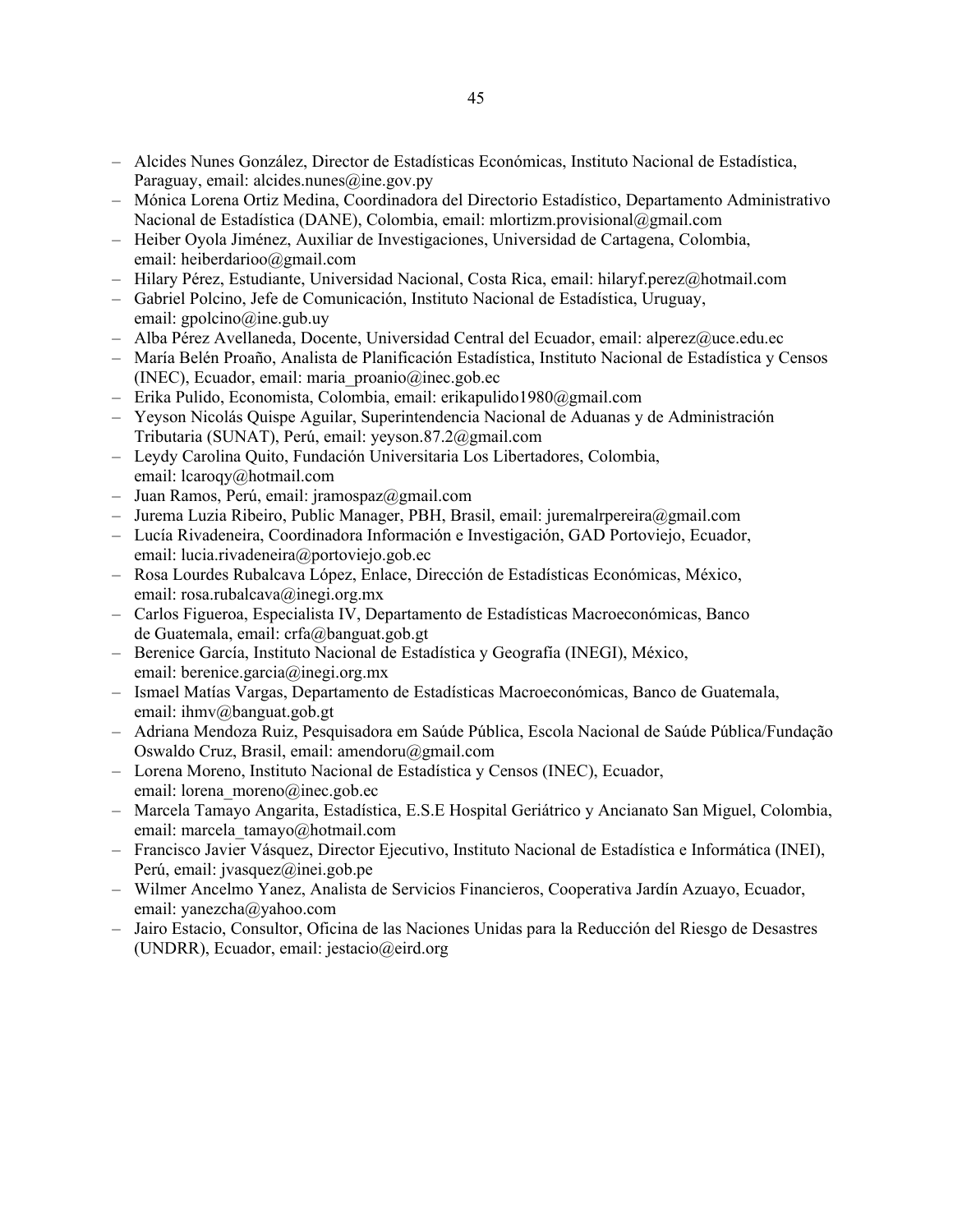- Alcides Nunes González, Director de Estadísticas Económicas, Instituto Nacional de Estadística, Paraguay, email: alcides.nunes@ine.gov.py
- Mónica Lorena Ortiz Medina, Coordinadora del Directorio Estadístico, Departamento Administrativo Nacional de Estadística (DANE), Colombia, email: mlortizm.provisional@gmail.com
- Heiber Oyola Jiménez, Auxiliar de Investigaciones, Universidad de Cartagena, Colombia, email: heiberdarioo@gmail.com
- Hilary Pérez, Estudiante, Universidad Nacional, Costa Rica, email: hilaryf.perez@hotmail.com
- Gabriel Polcino, Jefe de Comunicación, Instituto Nacional de Estadística, Uruguay, email: gpolcino@ine.gub.uy
- Alba Pérez Avellaneda, Docente, Universidad Central del Ecuador, email: alperez@uce.edu.ec
- María Belén Proaño, Analista de Planificación Estadística, Instituto Nacional de Estadística y Censos (INEC), Ecuador, email: maria_proanio@inec.gob.ec
- Erika Pulido, Economista, Colombia, email: erikapulido1980@gmail.com
- Yeyson Nicolás Quispe Aguilar, Superintendencia Nacional de Aduanas y de Administración Tributaria (SUNAT), Perú, email: yeyson.87.2@gmail.com
- Leydy Carolina Quito, Fundación Universitaria Los Libertadores, Colombia, email: lcaroqy@hotmail.com
- Juan Ramos, Perú, email: jramospaz@gmail.com
- Jurema Luzia Ribeiro, Public Manager, PBH, Brasil, email: juremalrpereira@gmail.com
- Lucía Rivadeneira, Coordinadora Información e Investigación, GAD Portoviejo, Ecuador, email: lucia.rivadeneira@portoviejo.gob.ec
- Rosa Lourdes Rubalcava López, Enlace, Dirección de Estadísticas Económicas, México, email: rosa.rubalcava@inegi.org.mx
- Carlos Figueroa, Especialista IV, Departamento de Estadísticas Macroeconómicas, Banco de Guatemala, email: crfa@banguat.gob.gt
- Berenice García, Instituto Nacional de Estadística y Geografía (INEGI), México, email: berenice.garcia@inegi.org.mx
- Ismael Matías Vargas, Departamento de Estadísticas Macroeconómicas, Banco de Guatemala, email: ihmv@banguat.gob.gt
- Adriana Mendoza Ruiz, Pesquisadora em Saúde Pública, Escola Nacional de Saúde Pública/Fundação Oswaldo Cruz, Brasil, email: amendoru@gmail.com
- Lorena Moreno, Instituto Nacional de Estadística y Censos (INEC), Ecuador, email: lorena_moreno@inec.gob.ec
- Marcela Tamayo Angarita, Estadística, E.S.E Hospital Geriátrico y Ancianato San Miguel, Colombia, email: marcela_tamayo@hotmail.com
- Francisco Javier Vásquez, Director Ejecutivo, Instituto Nacional de Estadística e Informática (INEI), Perú, email: jvasquez@inei.gob.pe
- Wilmer Ancelmo Yanez, Analista de Servicios Financieros, Cooperativa Jardín Azuayo, Ecuador, email: yanezcha@yahoo.com
- Jairo Estacio, Consultor, Oficina de las Naciones Unidas para la Reducción del Riesgo de Desastres (UNDRR), Ecuador, email: jestacio@eird.org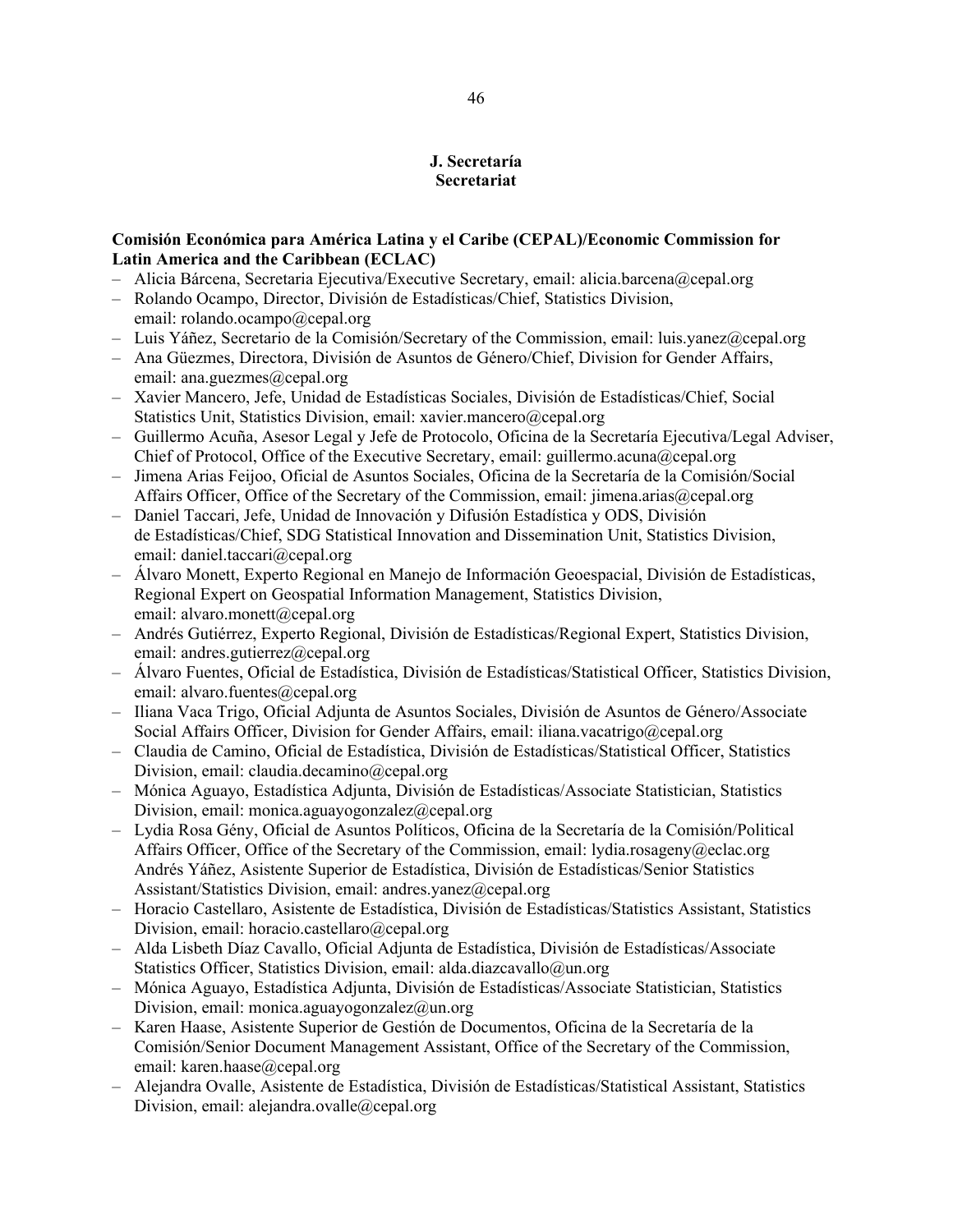## J. Secretaría
## Secretariat

**Comisión Económica para América Latina y el Caribe (CEPAL)/Economic Commission for Latin America and the Caribbean (ECLAC)**

- Alicia Bárcena, Secretaria Ejecutiva/Executive Secretary, email: alicia.barcena@cepal.org
- Rolando Ocampo, Director, División de Estadísticas/Chief, Statistics Division, email: rolando.ocampo@cepal.org
- Luis Yáñez, Secretario de la Comisión/Secretary of the Commission, email: luis.yanez@cepal.org
- Ana Güezmes, Directora, División de Asuntos de Género/Chief, Division for Gender Affairs, email: ana.guezmes@cepal.org
- Xavier Mancero, Jefe, Unidad de Estadísticas Sociales, División de Estadísticas/Chief, Social Statistics Unit, Statistics Division, email: xavier.mancero@cepal.org
- Guillermo Acuña, Asesor Legal y Jefe de Protocolo, Oficina de la Secretaría Ejecutiva/Legal Adviser, Chief of Protocol, Office of the Executive Secretary, email: guillermo.acuna@cepal.org
- Jimena Arias Feijoo, Oficial de Asuntos Sociales, Oficina de la Secretaría de la Comisión/Social Affairs Officer, Office of the Secretary of the Commission, email: jimena.arias@cepal.org
- Daniel Taccari, Jefe, Unidad de Innovación y Difusión Estadística y ODS, División de Estadísticas/Chief, SDG Statistical Innovation and Dissemination Unit, Statistics Division, email: daniel.taccari@cepal.org
- Álvaro Monett, Experto Regional en Manejo de Información Geoespacial, División de Estadísticas, Regional Expert on Geospatial Information Management, Statistics Division, email: alvaro.monett@cepal.org
- Andrés Gutiérrez, Experto Regional, División de Estadísticas/Regional Expert, Statistics Division, email: andres.gutierrez@cepal.org
- Álvaro Fuentes, Oficial de Estadística, División de Estadísticas/Statistical Officer, Statistics Division, email: alvaro.fuentes@cepal.org
- Iliana Vaca Trigo, Oficial Adjunta de Asuntos Sociales, División de Asuntos de Género/Associate Social Affairs Officer, Division for Gender Affairs, email: iliana.vacatrigo@cepal.org
- Claudia de Camino, Oficial de Estadística, División de Estadísticas/Statistical Officer, Statistics Division, email: claudia.decamino@cepal.org
- Mónica Aguayo, Estadística Adjunta, División de Estadísticas/Associate Statistician, Statistics Division, email: monica.aguayogonzalez@cepal.org
- Lydia Rosa Gény, Oficial de Asuntos Políticos, Oficina de la Secretaría de la Comisión/Political Affairs Officer, Office of the Secretary of the Commission, email: lydia.rosageny@eclac.org
  Andrés Yáñez, Asistente Superior de Estadística, División de Estadísticas/Senior Statistics Assistant/Statistics Division, email: andres.yanez@cepal.org
- Horacio Castellaro, Asistente de Estadística, División de Estadísticas/Statistics Assistant, Statistics Division, email: horacio.castellaro@cepal.org
- Alda Lisbeth Díaz Cavallo, Oficial Adjunta de Estadística, División de Estadísticas/Associate Statistics Officer, Statistics Division, email: alda.diazcavallo@un.org
- Mónica Aguayo, Estadística Adjunta, División de Estadísticas/Associate Statistician, Statistics Division, email: monica.aguayogonzalez@un.org
- Karen Haase, Asistente Superior de Gestión de Documentos, Oficina de la Secretaría de la Comisión/Senior Document Management Assistant, Office of the Secretary of the Commission, email: karen.haase@cepal.org
- Alejandra Ovalle, Asistente de Estadística, División de Estadísticas/Statistical Assistant, Statistics Division, email: alejandra.ovalle@cepal.org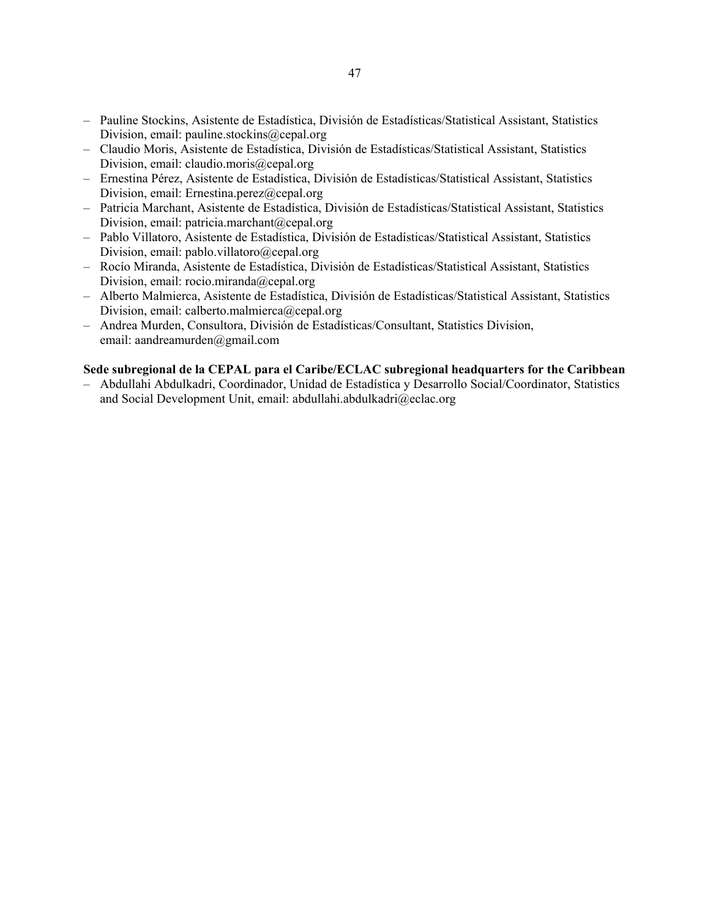- Pauline Stockins, Asistente de Estadística, División de Estadísticas/Statistical Assistant, Statistics Division, email: pauline.stockins@cepal.org
- Claudio Moris, Asistente de Estadística, División de Estadísticas/Statistical Assistant, Statistics Division, email: claudio.moris@cepal.org
- Ernestina Pérez, Asistente de Estadística, División de Estadísticas/Statistical Assistant, Statistics Division, email: Ernestina.perez@cepal.org
- Patricia Marchant, Asistente de Estadística, División de Estadísticas/Statistical Assistant, Statistics Division, email: patricia.marchant@cepal.org
- Pablo Villatoro, Asistente de Estadística, División de Estadísticas/Statistical Assistant, Statistics Division, email: pablo.villatoro@cepal.org
- Rocío Miranda, Asistente de Estadística, División de Estadísticas/Statistical Assistant, Statistics Division, email: rocio.miranda@cepal.org
- Alberto Malmierca, Asistente de Estadística, División de Estadísticas/Statistical Assistant, Statistics Division, email: calberto.malmierca@cepal.org
- Andrea Murden, Consultora, División de Estadísticas/Consultant, Statistics Division, email: aandreamurden@gmail.com

**Sede subregional de la CEPAL para el Caribe/ECLAC subregional headquarters for the Caribbean**

- Abdullahi Abdulkadri, Coordinador, Unidad de Estadística y Desarrollo Social/Coordinator, Statistics and Social Development Unit, email: abdullahi.abdulkadri@eclac.org